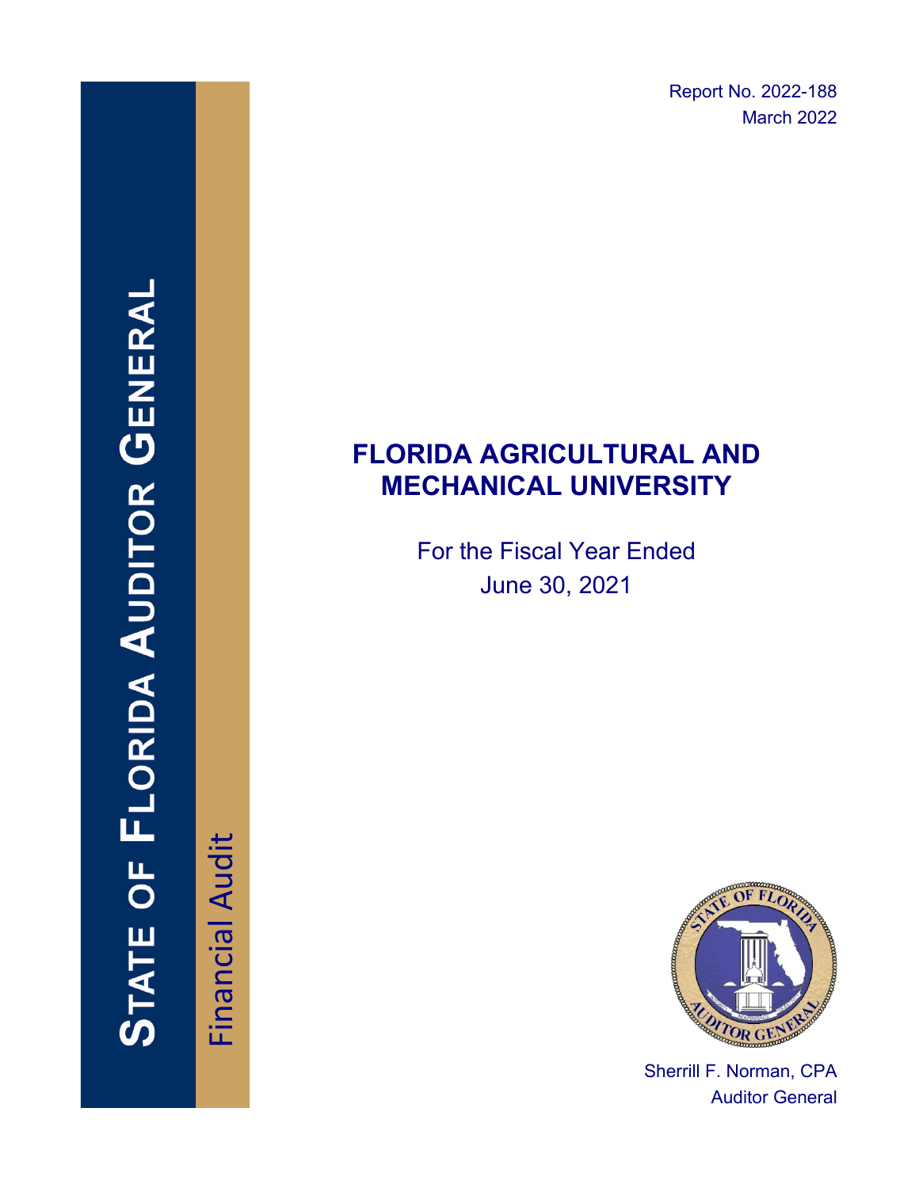Report No. 2022-188
March 2022

# STATE OF FLORIDA AUDITOR GENERAL

Financial Audit

# FLORIDA AGRICULTURAL AND MECHANICAL UNIVERSITY

For the Fiscal Year Ended
June 30, 2021

Sherrill F. Norman, CPA
Auditor General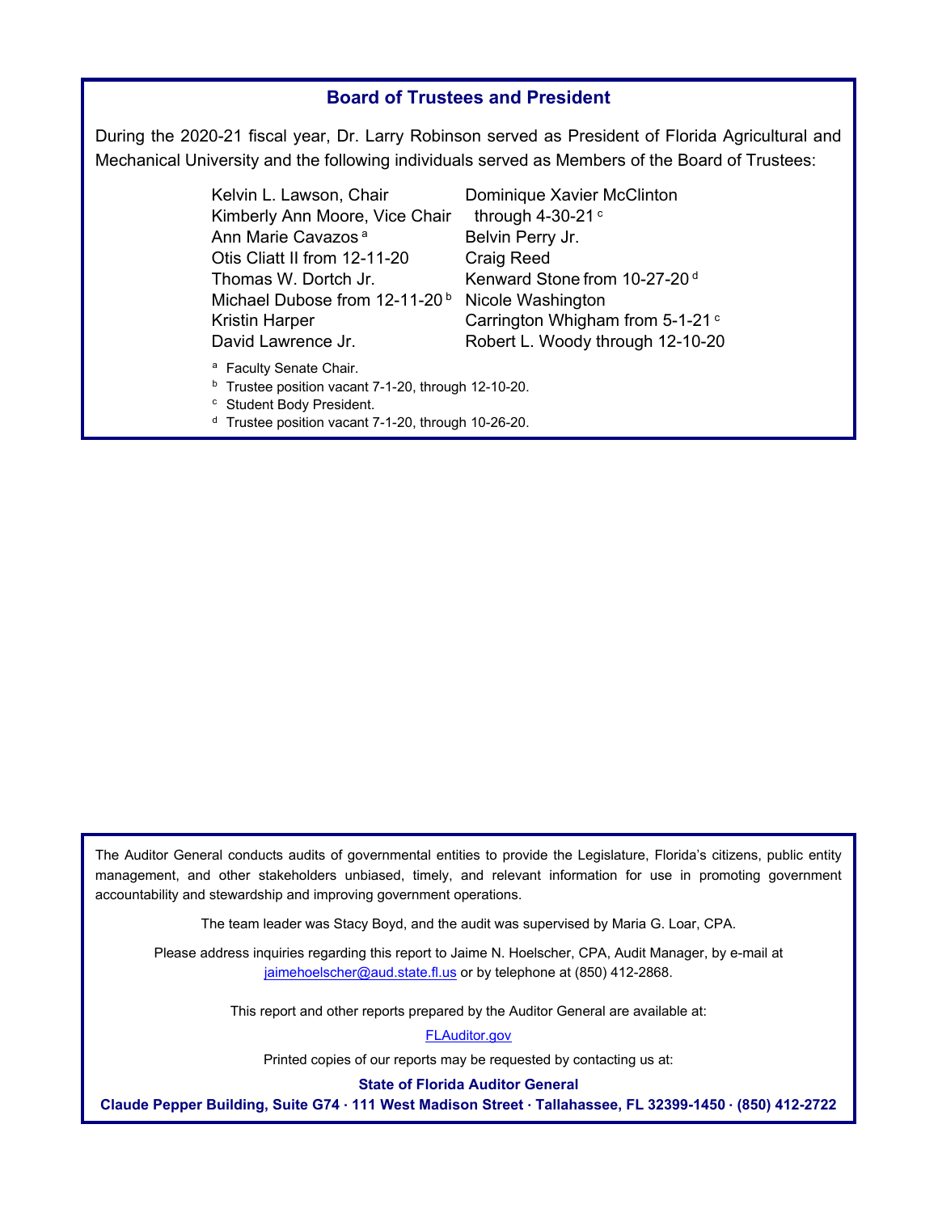## Board of Trustees and President

During the 2020-21 fiscal year, Dr. Larry Robinson served as President of Florida Agricultural and Mechanical University and the following individuals served as Members of the Board of Trustees:

Kelvin L. Lawson, Chair
Kimberly Ann Moore, Vice Chair
Ann Marie Cavazos [a]
Otis Cliatt II from 12-11-20
Thomas W. Dortch Jr.
Michael Dubose from 12-11-20 [b]
Kristin Harper
David Lawrence Jr.
Dominique Xavier McClinton through 4-30-21 [c]
Belvin Perry Jr.
Craig Reed
Kenward Stone from 10-27-20 [d]
Nicole Washington
Carrington Whigham from 5-1-21 [c]
Robert L. Woody through 12-10-20

[a] Faculty Senate Chair.
[b] Trustee position vacant 7-1-20, through 12-10-20.
[c] Student Body President.
[d] Trustee position vacant 7-1-20, through 10-26-20.

The Auditor General conducts audits of governmental entities to provide the Legislature, Florida's citizens, public entity management, and other stakeholders unbiased, timely, and relevant information for use in promoting government accountability and stewardship and improving government operations.

The team leader was Stacy Boyd, and the audit was supervised by Maria G. Loar, CPA.

Please address inquiries regarding this report to Jaime N. Hoelscher, CPA, Audit Manager, by e-mail at jaimehoelscher@aud.state.fl.us or by telephone at (850) 412-2868.

This report and other reports prepared by the Auditor General are available at:

FLAuditor.gov

Printed copies of our reports may be requested by contacting us at:

**State of Florida Auditor General**

**Claude Pepper Building, Suite G74 · 111 West Madison Street · Tallahassee, FL 32399-1450 · (850) 412-2722**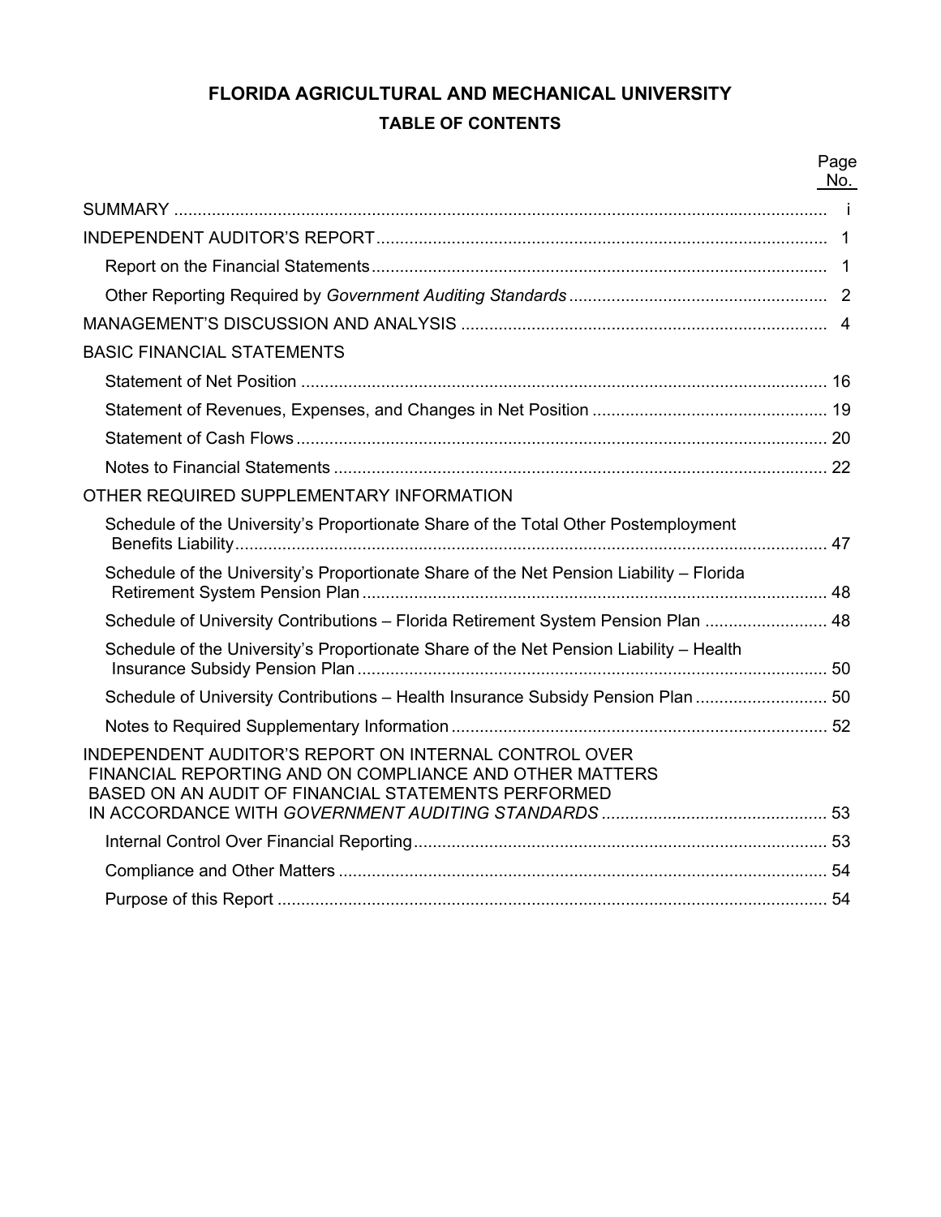# FLORIDA AGRICULTURAL AND MECHANICAL UNIVERSITY

## TABLE OF CONTENTS

| | Page No. |
|---|---|
| SUMMARY | i |
| INDEPENDENT AUDITOR'S REPORT | 1 |
| Report on the Financial Statements | 1 |
| Other Reporting Required by *Government Auditing Standards* | 2 |
| MANAGEMENT'S DISCUSSION AND ANALYSIS | 4 |
| BASIC FINANCIAL STATEMENTS | |
| Statement of Net Position | 16 |
| Statement of Revenues, Expenses, and Changes in Net Position | 19 |
| Statement of Cash Flows | 20 |
| Notes to Financial Statements | 22 |
| OTHER REQUIRED SUPPLEMENTARY INFORMATION | |
| Schedule of the University's Proportionate Share of the Total Other Postemployment Benefits Liability | 47 |
| Schedule of the University's Proportionate Share of the Net Pension Liability – Florida Retirement System Pension Plan | 48 |
| Schedule of University Contributions – Florida Retirement System Pension Plan | 48 |
| Schedule of the University's Proportionate Share of the Net Pension Liability – Health Insurance Subsidy Pension Plan | 50 |
| Schedule of University Contributions – Health Insurance Subsidy Pension Plan | 50 |
| Notes to Required Supplementary Information | 52 |
| INDEPENDENT AUDITOR'S REPORT ON INTERNAL CONTROL OVER FINANCIAL REPORTING AND ON COMPLIANCE AND OTHER MATTERS BASED ON AN AUDIT OF FINANCIAL STATEMENTS PERFORMED IN ACCORDANCE WITH *GOVERNMENT AUDITING STANDARDS* | 53 |
| Internal Control Over Financial Reporting | 53 |
| Compliance and Other Matters | 54 |
| Purpose of this Report | 54 |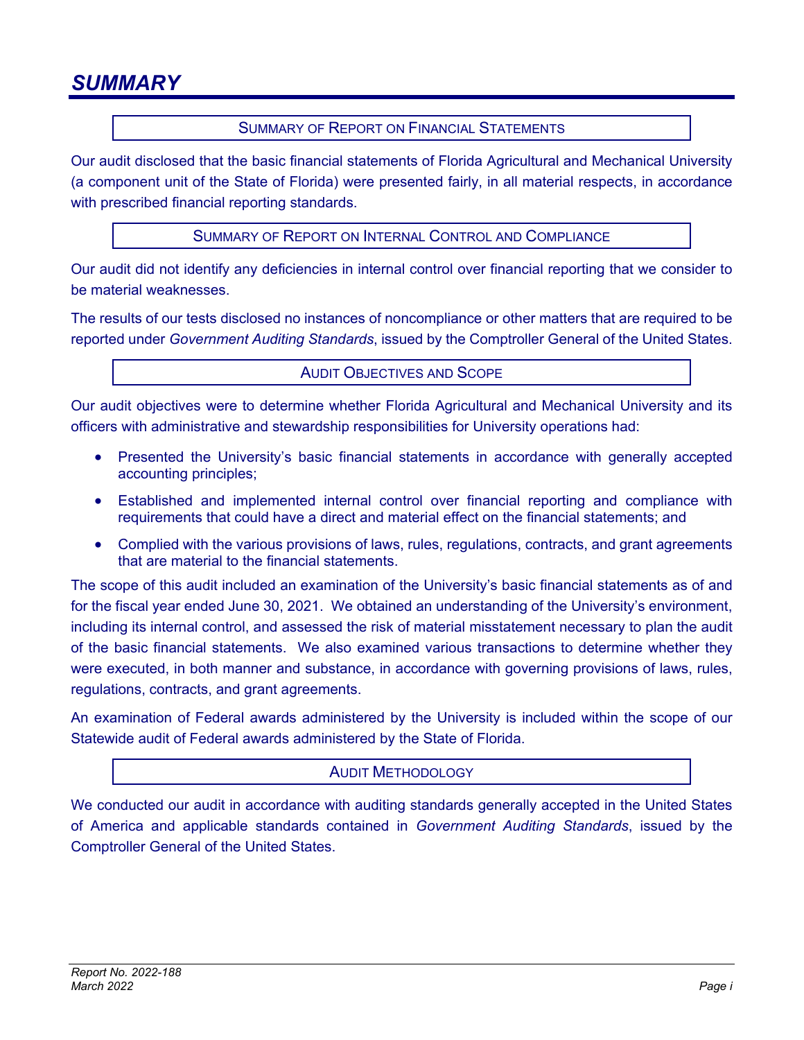# SUMMARY

## Summary of Report on Financial Statements

Our audit disclosed that the basic financial statements of Florida Agricultural and Mechanical University (a component unit of the State of Florida) were presented fairly, in all material respects, in accordance with prescribed financial reporting standards.

## Summary of Report on Internal Control and Compliance

Our audit did not identify any deficiencies in internal control over financial reporting that we consider to be material weaknesses.

The results of our tests disclosed no instances of noncompliance or other matters that are required to be reported under *Government Auditing Standards*, issued by the Comptroller General of the United States.

## Audit Objectives and Scope

Our audit objectives were to determine whether Florida Agricultural and Mechanical University and its officers with administrative and stewardship responsibilities for University operations had:

- Presented the University's basic financial statements in accordance with generally accepted accounting principles;
- Established and implemented internal control over financial reporting and compliance with requirements that could have a direct and material effect on the financial statements; and
- Complied with the various provisions of laws, rules, regulations, contracts, and grant agreements that are material to the financial statements.

The scope of this audit included an examination of the University's basic financial statements as of and for the fiscal year ended June 30, 2021. We obtained an understanding of the University's environment, including its internal control, and assessed the risk of material misstatement necessary to plan the audit of the basic financial statements. We also examined various transactions to determine whether they were executed, in both manner and substance, in accordance with governing provisions of laws, rules, regulations, contracts, and grant agreements.

An examination of Federal awards administered by the University is included within the scope of our Statewide audit of Federal awards administered by the State of Florida.

## Audit Methodology

We conducted our audit in accordance with auditing standards generally accepted in the United States of America and applicable standards contained in *Government Auditing Standards*, issued by the Comptroller General of the United States.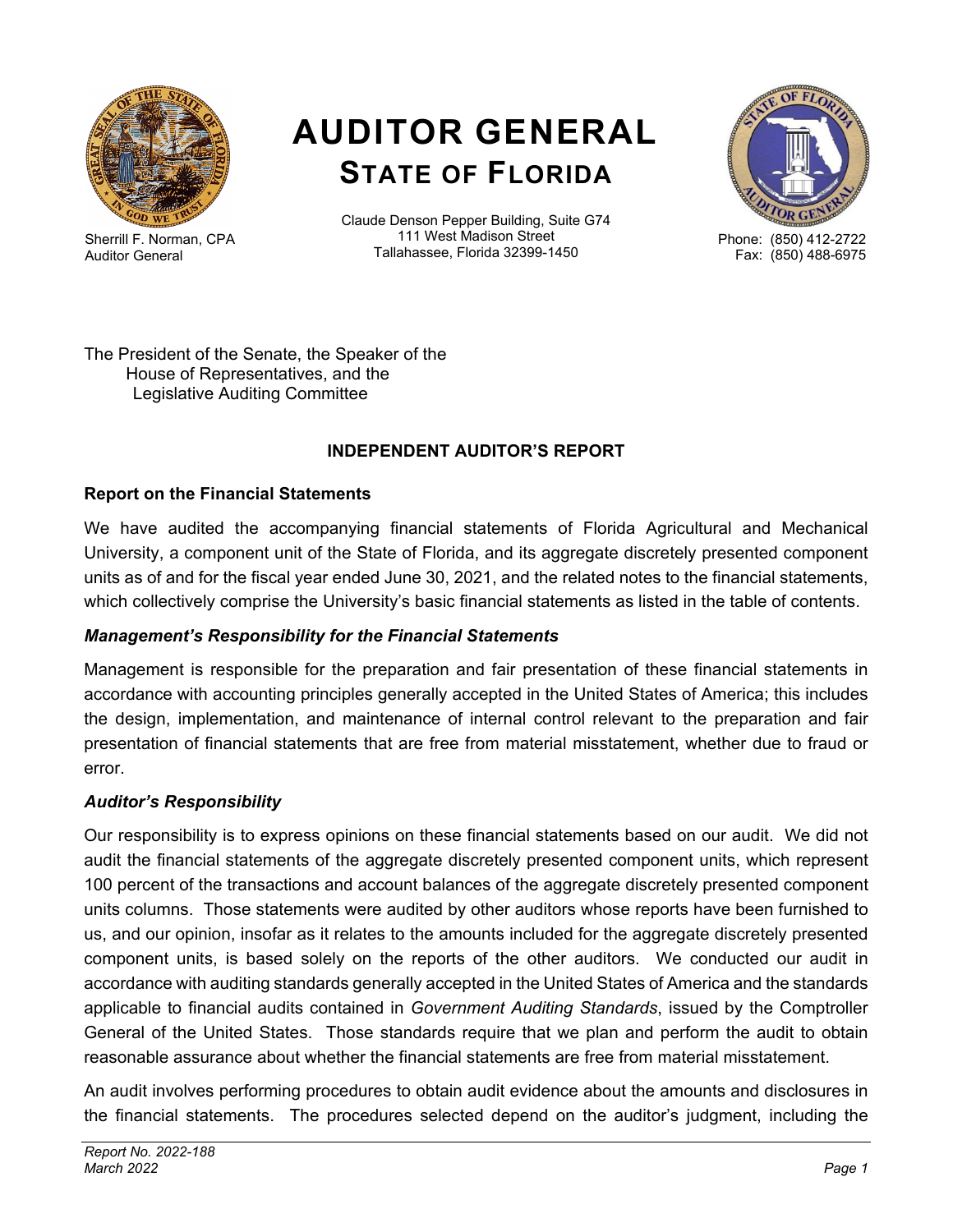# AUDITOR GENERAL
## STATE OF FLORIDA

Sherrill F. Norman, CPA
Auditor General

Claude Denson Pepper Building, Suite G74
111 West Madison Street
Tallahassee, Florida 32399-1450

Phone: (850) 412-2722
Fax: (850) 488-6975

The President of the Senate, the Speaker of the
House of Representatives, and the
Legislative Auditing Committee

### INDEPENDENT AUDITOR'S REPORT

**Report on the Financial Statements**

We have audited the accompanying financial statements of Florida Agricultural and Mechanical University, a component unit of the State of Florida, and its aggregate discretely presented component units as of and for the fiscal year ended June 30, 2021, and the related notes to the financial statements, which collectively comprise the University's basic financial statements as listed in the table of contents.

***Management's Responsibility for the Financial Statements***

Management is responsible for the preparation and fair presentation of these financial statements in accordance with accounting principles generally accepted in the United States of America; this includes the design, implementation, and maintenance of internal control relevant to the preparation and fair presentation of financial statements that are free from material misstatement, whether due to fraud or error.

***Auditor's Responsibility***

Our responsibility is to express opinions on these financial statements based on our audit. We did not audit the financial statements of the aggregate discretely presented component units, which represent 100 percent of the transactions and account balances of the aggregate discretely presented component units columns. Those statements were audited by other auditors whose reports have been furnished to us, and our opinion, insofar as it relates to the amounts included for the aggregate discretely presented component units, is based solely on the reports of the other auditors. We conducted our audit in accordance with auditing standards generally accepted in the United States of America and the standards applicable to financial audits contained in *Government Auditing Standards*, issued by the Comptroller General of the United States. Those standards require that we plan and perform the audit to obtain reasonable assurance about whether the financial statements are free from material misstatement.

An audit involves performing procedures to obtain audit evidence about the amounts and disclosures in the financial statements. The procedures selected depend on the auditor's judgment, including the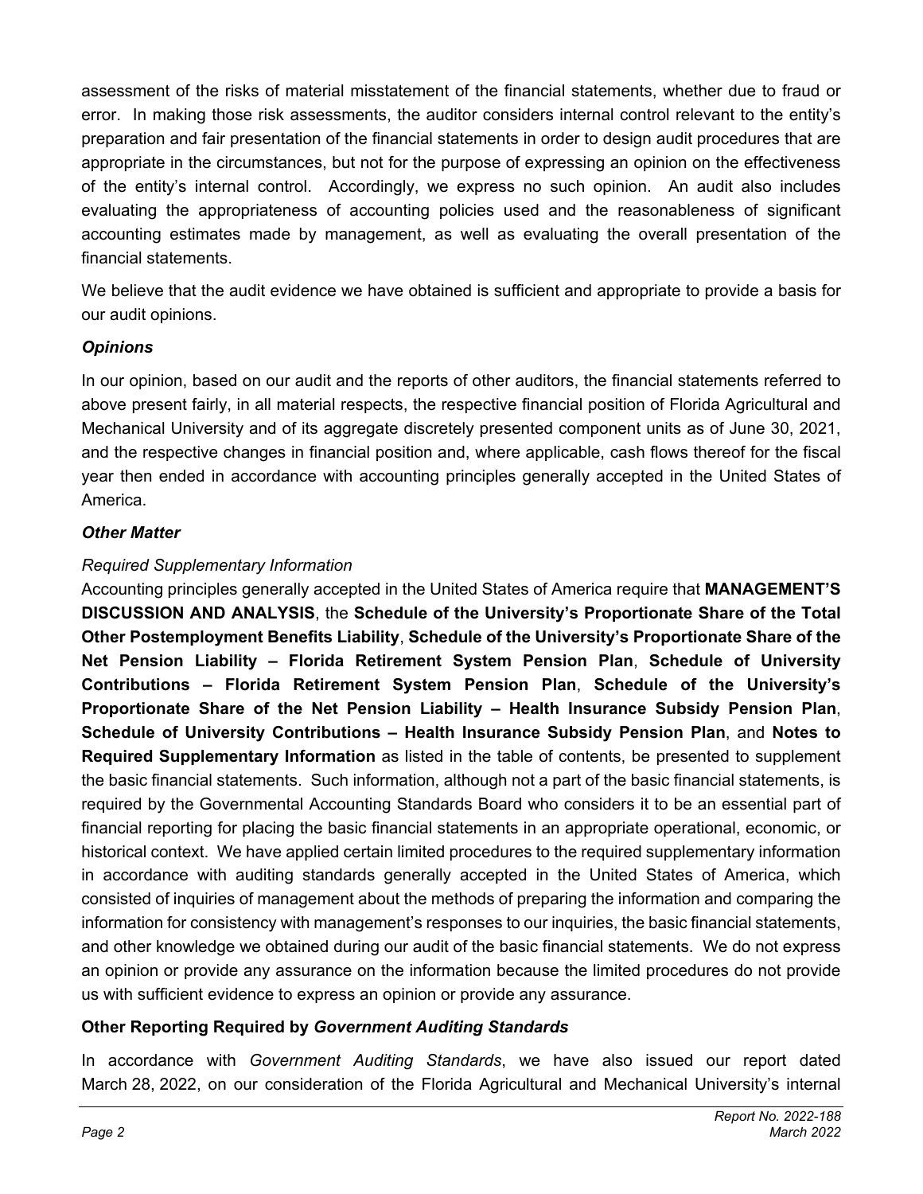assessment of the risks of material misstatement of the financial statements, whether due to fraud or error. In making those risk assessments, the auditor considers internal control relevant to the entity's preparation and fair presentation of the financial statements in order to design audit procedures that are appropriate in the circumstances, but not for the purpose of expressing an opinion on the effectiveness of the entity's internal control. Accordingly, we express no such opinion. An audit also includes evaluating the appropriateness of accounting policies used and the reasonableness of significant accounting estimates made by management, as well as evaluating the overall presentation of the financial statements.

We believe that the audit evidence we have obtained is sufficient and appropriate to provide a basis for our audit opinions.

### *Opinions*

In our opinion, based on our audit and the reports of other auditors, the financial statements referred to above present fairly, in all material respects, the respective financial position of Florida Agricultural and Mechanical University and of its aggregate discretely presented component units as of June 30, 2021, and the respective changes in financial position and, where applicable, cash flows thereof for the fiscal year then ended in accordance with accounting principles generally accepted in the United States of America.

### *Other Matter*

*Required Supplementary Information*

Accounting principles generally accepted in the United States of America require that **MANAGEMENT'S DISCUSSION AND ANALYSIS**, the **Schedule of the University's Proportionate Share of the Total Other Postemployment Benefits Liability**, **Schedule of the University's Proportionate Share of the Net Pension Liability – Florida Retirement System Pension Plan**, **Schedule of University Contributions – Florida Retirement System Pension Plan**, **Schedule of the University's Proportionate Share of the Net Pension Liability – Health Insurance Subsidy Pension Plan**, **Schedule of University Contributions – Health Insurance Subsidy Pension Plan**, and **Notes to Required Supplementary Information** as listed in the table of contents, be presented to supplement the basic financial statements. Such information, although not a part of the basic financial statements, is required by the Governmental Accounting Standards Board who considers it to be an essential part of financial reporting for placing the basic financial statements in an appropriate operational, economic, or historical context. We have applied certain limited procedures to the required supplementary information in accordance with auditing standards generally accepted in the United States of America, which consisted of inquiries of management about the methods of preparing the information and comparing the information for consistency with management's responses to our inquiries, the basic financial statements, and other knowledge we obtained during our audit of the basic financial statements. We do not express an opinion or provide any assurance on the information because the limited procedures do not provide us with sufficient evidence to express an opinion or provide any assurance.

### Other Reporting Required by *Government Auditing Standards*

In accordance with *Government Auditing Standards*, we have also issued our report dated March 28, 2022, on our consideration of the Florida Agricultural and Mechanical University's internal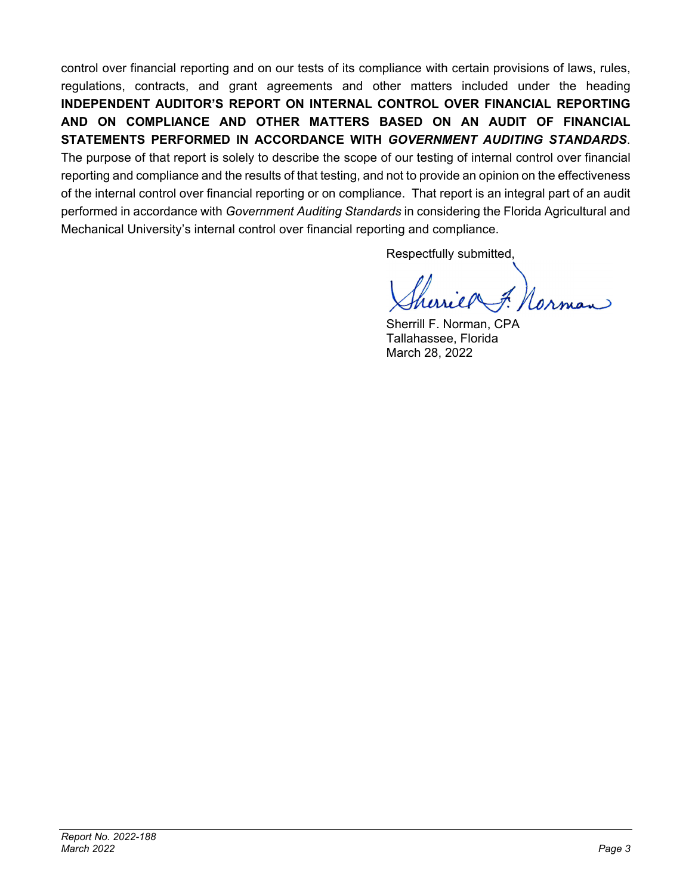control over financial reporting and on our tests of its compliance with certain provisions of laws, rules, regulations, contracts, and grant agreements and other matters included under the heading **INDEPENDENT AUDITOR'S REPORT ON INTERNAL CONTROL OVER FINANCIAL REPORTING AND ON COMPLIANCE AND OTHER MATTERS BASED ON AN AUDIT OF FINANCIAL STATEMENTS PERFORMED IN ACCORDANCE WITH *GOVERNMENT AUDITING STANDARDS***. The purpose of that report is solely to describe the scope of our testing of internal control over financial reporting and compliance and the results of that testing, and not to provide an opinion on the effectiveness of the internal control over financial reporting or on compliance. That report is an integral part of an audit performed in accordance with *Government Auditing Standards* in considering the Florida Agricultural and Mechanical University's internal control over financial reporting and compliance.

Respectfully submitted,

Sherrill F. Norman, CPA
Tallahassee, Florida
March 28, 2022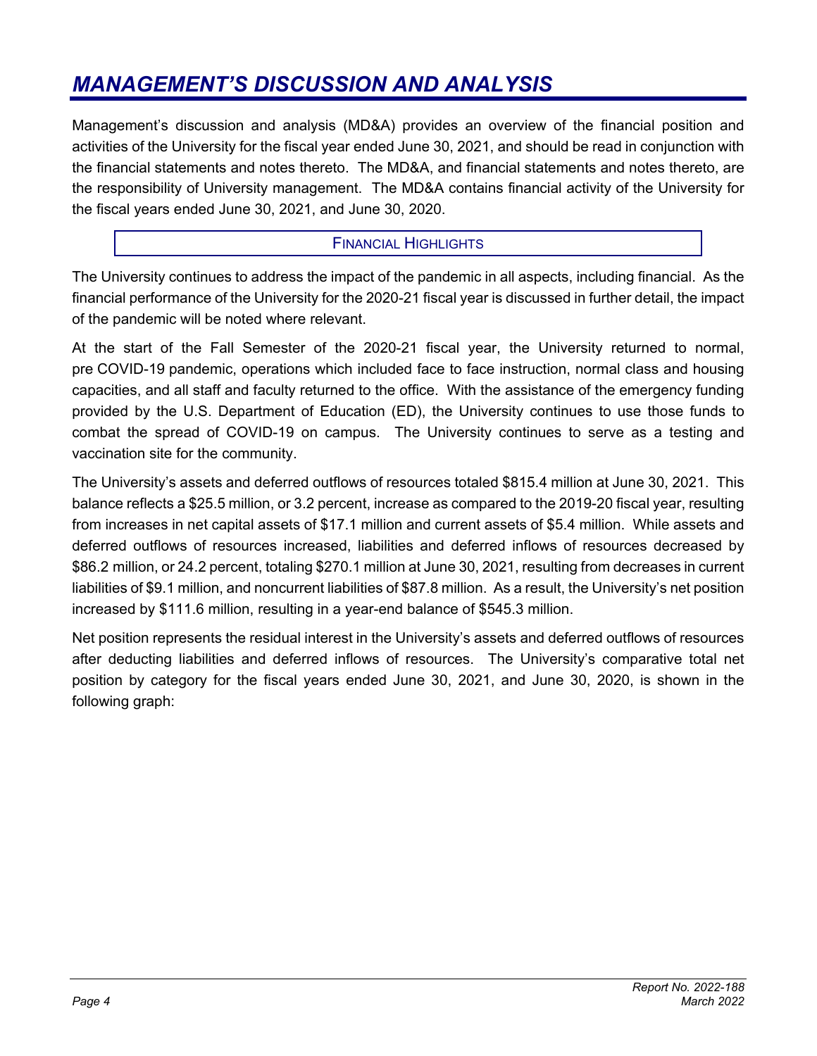# *MANAGEMENT'S DISCUSSION AND ANALYSIS*

Management's discussion and analysis (MD&A) provides an overview of the financial position and activities of the University for the fiscal year ended June 30, 2021, and should be read in conjunction with the financial statements and notes thereto. The MD&A, and financial statements and notes thereto, are the responsibility of University management. The MD&A contains financial activity of the University for the fiscal years ended June 30, 2021, and June 30, 2020.

## FINANCIAL HIGHLIGHTS

The University continues to address the impact of the pandemic in all aspects, including financial. As the financial performance of the University for the 2020-21 fiscal year is discussed in further detail, the impact of the pandemic will be noted where relevant.

At the start of the Fall Semester of the 2020-21 fiscal year, the University returned to normal, pre COVID-19 pandemic, operations which included face to face instruction, normal class and housing capacities, and all staff and faculty returned to the office. With the assistance of the emergency funding provided by the U.S. Department of Education (ED), the University continues to use those funds to combat the spread of COVID-19 on campus. The University continues to serve as a testing and vaccination site for the community.

The University's assets and deferred outflows of resources totaled $815.4 million at June 30, 2021. This balance reflects a $25.5 million, or 3.2 percent, increase as compared to the 2019-20 fiscal year, resulting from increases in net capital assets of $17.1 million and current assets of $5.4 million. While assets and deferred outflows of resources increased, liabilities and deferred inflows of resources decreased by $86.2 million, or 24.2 percent, totaling $270.1 million at June 30, 2021, resulting from decreases in current liabilities of $9.1 million, and noncurrent liabilities of $87.8 million. As a result, the University's net position increased by $111.6 million, resulting in a year-end balance of $545.3 million.

Net position represents the residual interest in the University's assets and deferred outflows of resources after deducting liabilities and deferred inflows of resources. The University's comparative total net position by category for the fiscal years ended June 30, 2021, and June 30, 2020, is shown in the following graph: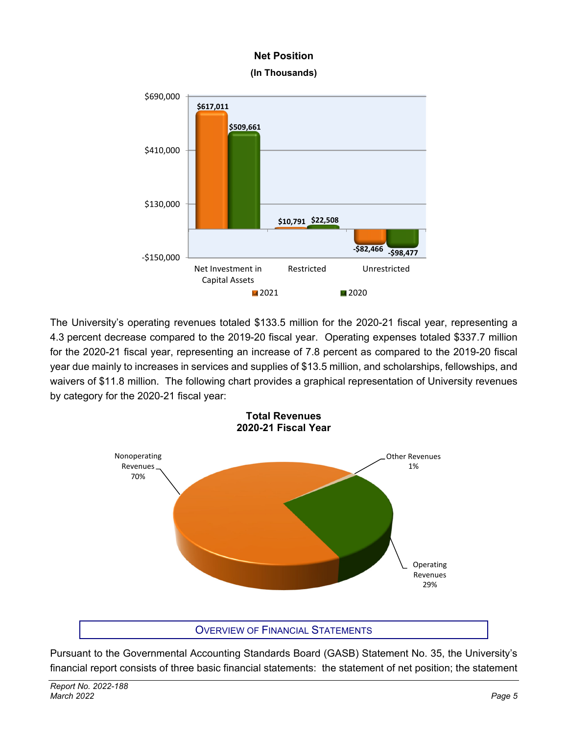**Net Position**
**(In Thousands)**

| | 2021 | 2020 |
|---|---|---|
| Net Investment in Capital Assets | $617,011 | $509,661 |
| Restricted | $10,791 | $22,508 |
| Unrestricted | -$82,466 | -$98,477 |

The University's operating revenues totaled $133.5 million for the 2020-21 fiscal year, representing a 4.3 percent decrease compared to the 2019-20 fiscal year. Operating expenses totaled $337.7 million for the 2020-21 fiscal year, representing an increase of 7.8 percent as compared to the 2019-20 fiscal year due mainly to increases in services and supplies of $13.5 million, and scholarships, fellowships, and waivers of $11.8 million. The following chart provides a graphical representation of University revenues by category for the 2020-21 fiscal year:

**Total Revenues**
**2020-21 Fiscal Year**

| Category | Percent |
|---|---|
| Nonoperating Revenues | 70% |
| Operating Revenues | 29% |
| Other Revenues | 1% |

## Overview of Financial Statements

Pursuant to the Governmental Accounting Standards Board (GASB) Statement No. 35, the University's financial report consists of three basic financial statements: the statement of net position; the statement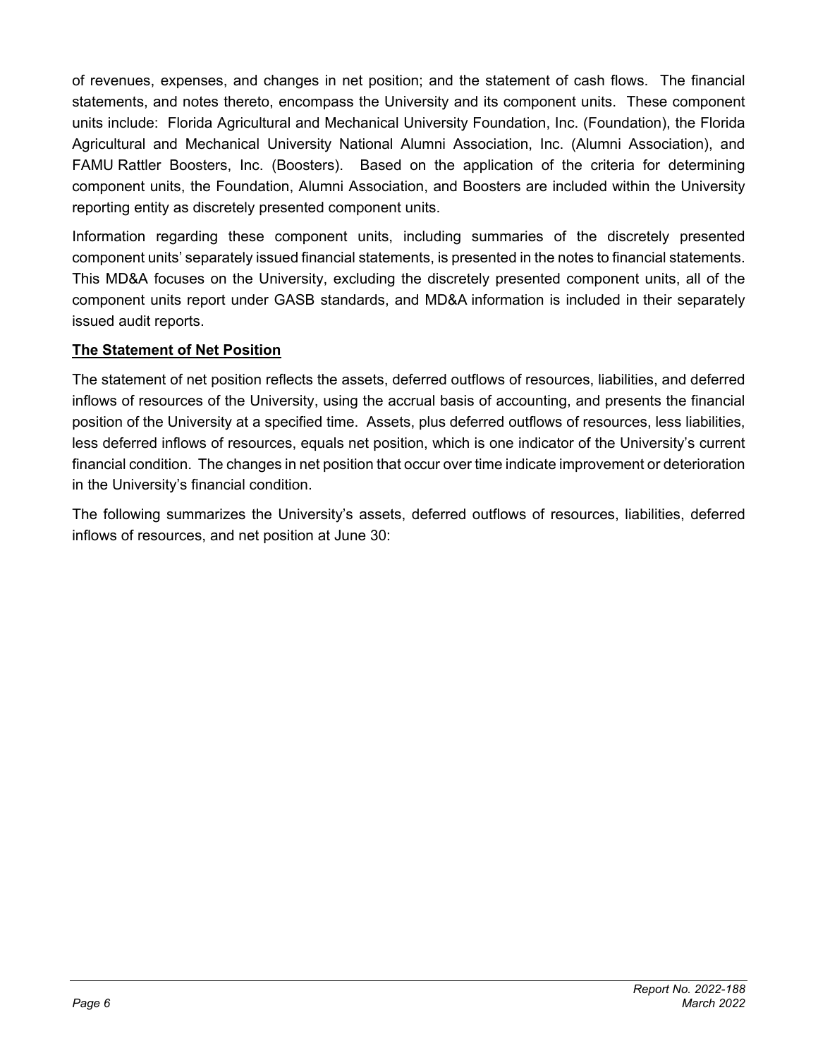of revenues, expenses, and changes in net position; and the statement of cash flows. The financial statements, and notes thereto, encompass the University and its component units. These component units include: Florida Agricultural and Mechanical University Foundation, Inc. (Foundation), the Florida Agricultural and Mechanical University National Alumni Association, Inc. (Alumni Association), and FAMU Rattler Boosters, Inc. (Boosters). Based on the application of the criteria for determining component units, the Foundation, Alumni Association, and Boosters are included within the University reporting entity as discretely presented component units.

Information regarding these component units, including summaries of the discretely presented component units' separately issued financial statements, is presented in the notes to financial statements. This MD&A focuses on the University, excluding the discretely presented component units, all of the component units report under GASB standards, and MD&A information is included in their separately issued audit reports.

**The Statement of Net Position**

The statement of net position reflects the assets, deferred outflows of resources, liabilities, and deferred inflows of resources of the University, using the accrual basis of accounting, and presents the financial position of the University at a specified time. Assets, plus deferred outflows of resources, less liabilities, less deferred inflows of resources, equals net position, which is one indicator of the University's current financial condition. The changes in net position that occur over time indicate improvement or deterioration in the University's financial condition.

The following summarizes the University's assets, deferred outflows of resources, liabilities, deferred inflows of resources, and net position at June 30: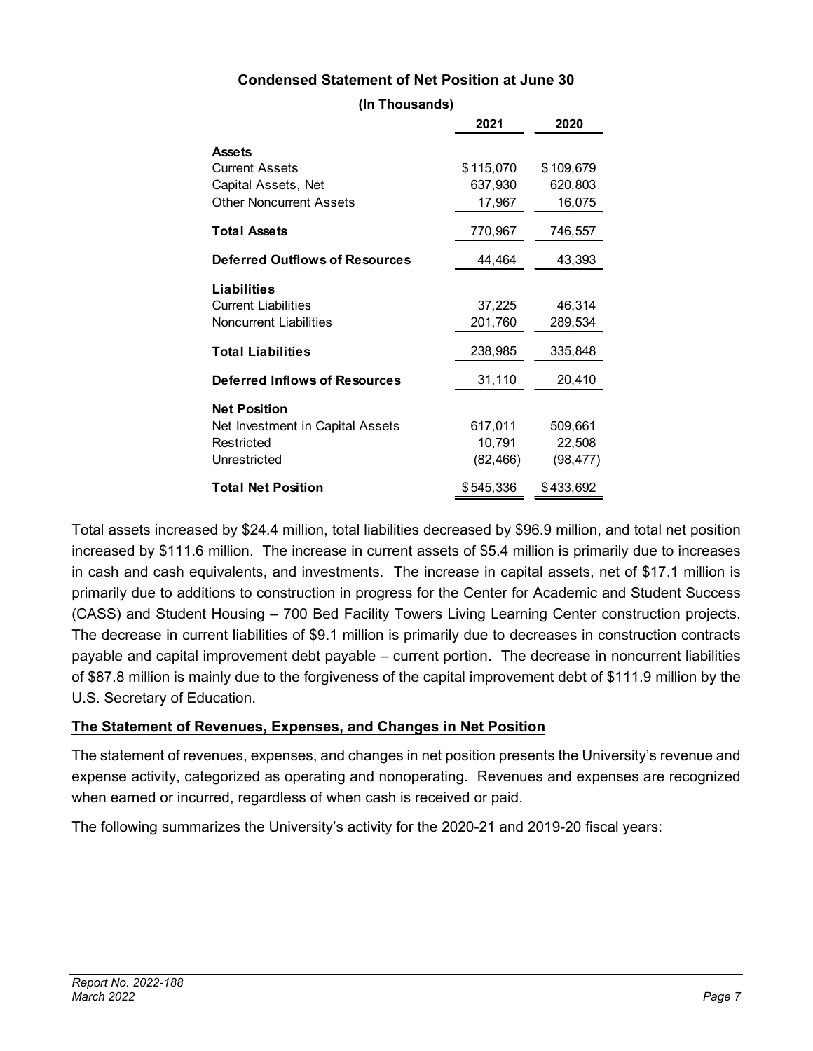**Condensed Statement of Net Position at June 30**

**(In Thousands)**

| | **2021** | **2020** |
|---|---|---|
| **Assets** | | |
| Current Assets | $115,070 | $109,679 |
| Capital Assets, Net | 637,930 | 620,803 |
| Other Noncurrent Assets | 17,967 | 16,075 |
| **Total Assets** | 770,967 | 746,557 |
| **Deferred Outflows of Resources** | 44,464 | 43,393 |
| **Liabilities** | | |
| Current Liabilities | 37,225 | 46,314 |
| Noncurrent Liabilities | 201,760 | 289,534 |
| **Total Liabilities** | 238,985 | 335,848 |
| **Deferred Inflows of Resources** | 31,110 | 20,410 |
| **Net Position** | | |
| Net Investment in Capital Assets | 617,011 | 509,661 |
| Restricted | 10,791 | 22,508 |
| Unrestricted | (82,466) | (98,477) |
| **Total Net Position** | $545,336 | $433,692 |

Total assets increased by $24.4 million, total liabilities decreased by $96.9 million, and total net position increased by $111.6 million. The increase in current assets of $5.4 million is primarily due to increases in cash and cash equivalents, and investments. The increase in capital assets, net of $17.1 million is primarily due to additions to construction in progress for the Center for Academic and Student Success (CASS) and Student Housing – 700 Bed Facility Towers Living Learning Center construction projects. The decrease in current liabilities of $9.1 million is primarily due to decreases in construction contracts payable and capital improvement debt payable – current portion. The decrease in noncurrent liabilities of $87.8 million is mainly due to the forgiveness of the capital improvement debt of $111.9 million by the U.S. Secretary of Education.

## The Statement of Revenues, Expenses, and Changes in Net Position

The statement of revenues, expenses, and changes in net position presents the University's revenue and expense activity, categorized as operating and nonoperating. Revenues and expenses are recognized when earned or incurred, regardless of when cash is received or paid.

The following summarizes the University's activity for the 2020-21 and 2019-20 fiscal years: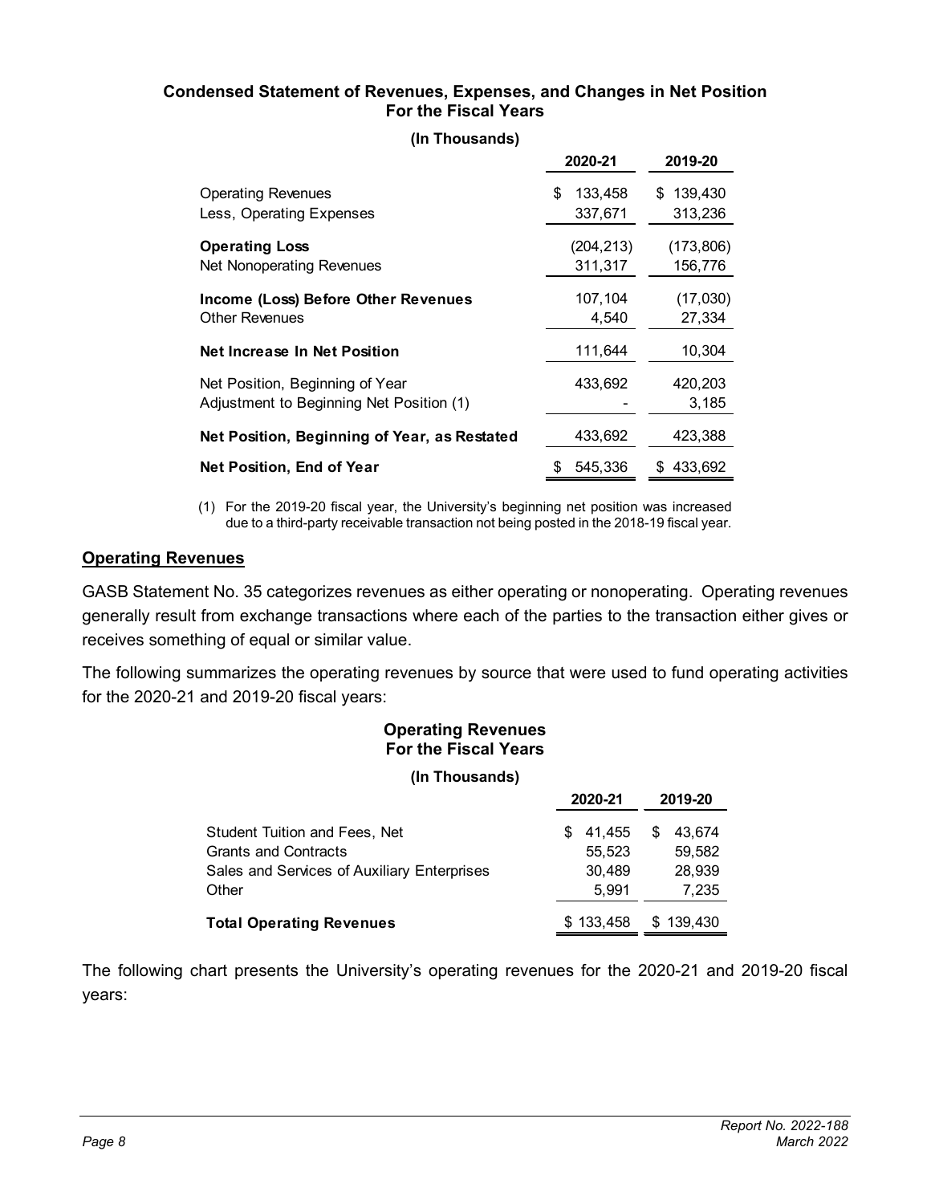**Condensed Statement of Revenues, Expenses, and Changes in Net Position**
**For the Fiscal Years**

**(In Thousands)**

| | 2020-21 | 2019-20 |
|---|---|---|
| Operating Revenues | $ 133,458 | $ 139,430 |
| Less, Operating Expenses | 337,671 | 313,236 |
| **Operating Loss** | (204,213) | (173,806) |
| Net Nonoperating Revenues | 311,317 | 156,776 |
| **Income (Loss) Before Other Revenues** | 107,104 | (17,030) |
| Other Revenues | 4,540 | 27,334 |
| **Net Increase In Net Position** | 111,644 | 10,304 |
| Net Position, Beginning of Year | 433,692 | 420,203 |
| Adjustment to Beginning Net Position (1) | - | 3,185 |
| **Net Position, Beginning of Year, as Restated** | 433,692 | 423,388 |
| **Net Position, End of Year** | $ 545,336 | $ 433,692 |

(1) For the 2019-20 fiscal year, the University's beginning net position was increased due to a third-party receivable transaction not being posted in the 2018-19 fiscal year.

## Operating Revenues

GASB Statement No. 35 categorizes revenues as either operating or nonoperating. Operating revenues generally result from exchange transactions where each of the parties to the transaction either gives or receives something of equal or similar value.

The following summarizes the operating revenues by source that were used to fund operating activities for the 2020-21 and 2019-20 fiscal years:

**Operating Revenues**
**For the Fiscal Years**

**(In Thousands)**

| | 2020-21 | 2019-20 |
|---|---|---|
| Student Tuition and Fees, Net | $ 41,455 | $ 43,674 |
| Grants and Contracts | 55,523 | 59,582 |
| Sales and Services of Auxiliary Enterprises | 30,489 | 28,939 |
| Other | 5,991 | 7,235 |
| **Total Operating Revenues** | $ 133,458 | $ 139,430 |

The following chart presents the University's operating revenues for the 2020-21 and 2019-20 fiscal years: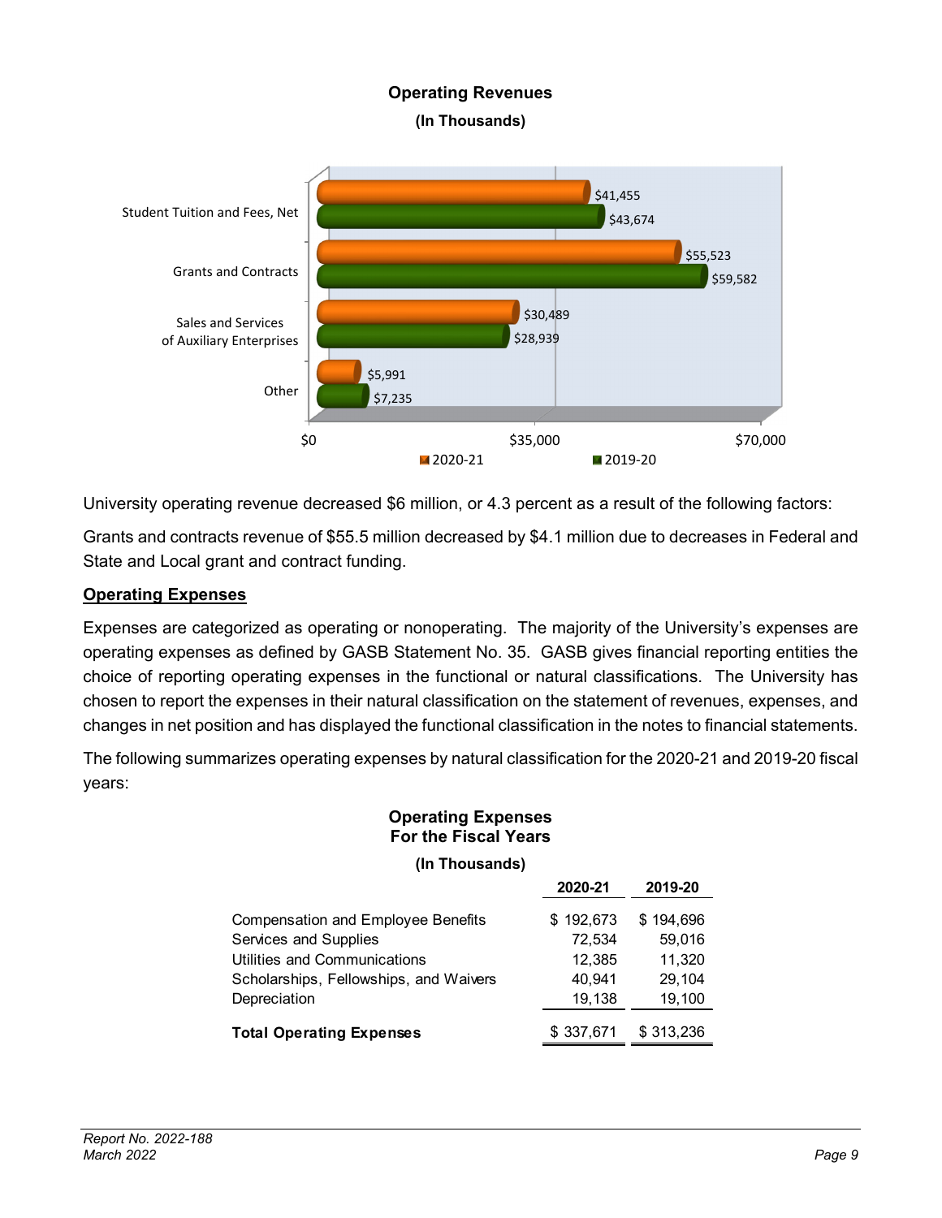**Operating Revenues**
**(In Thousands)**

| | 2020-21 | 2019-20 |
|---|---|---|
| Student Tuition and Fees, Net | $41,455 | $43,674 |
| Grants and Contracts | $55,523 | $59,582 |
| Sales and Services of Auxiliary Enterprises | $30,489 | $28,939 |
| Other | $5,991 | $7,235 |

University operating revenue decreased $6 million, or 4.3 percent as a result of the following factors:

Grants and contracts revenue of $55.5 million decreased by $4.1 million due to decreases in Federal and State and Local grant and contract funding.

## Operating Expenses

Expenses are categorized as operating or nonoperating. The majority of the University's expenses are operating expenses as defined by GASB Statement No. 35. GASB gives financial reporting entities the choice of reporting operating expenses in the functional or natural classifications. The University has chosen to report the expenses in their natural classification on the statement of revenues, expenses, and changes in net position and has displayed the functional classification in the notes to financial statements.

The following summarizes operating expenses by natural classification for the 2020-21 and 2019-20 fiscal years:

**Operating Expenses**
**For the Fiscal Years**
**(In Thousands)**

| | 2020-21 | 2019-20 |
|---|---|---|
| Compensation and Employee Benefits | $ 192,673 | $ 194,696 |
| Services and Supplies | 72,534 | 59,016 |
| Utilities and Communications | 12,385 | 11,320 |
| Scholarships, Fellowships, and Waivers | 40,941 | 29,104 |
| Depreciation | 19,138 | 19,100 |
| **Total Operating Expenses** | $ 337,671 | $ 313,236 |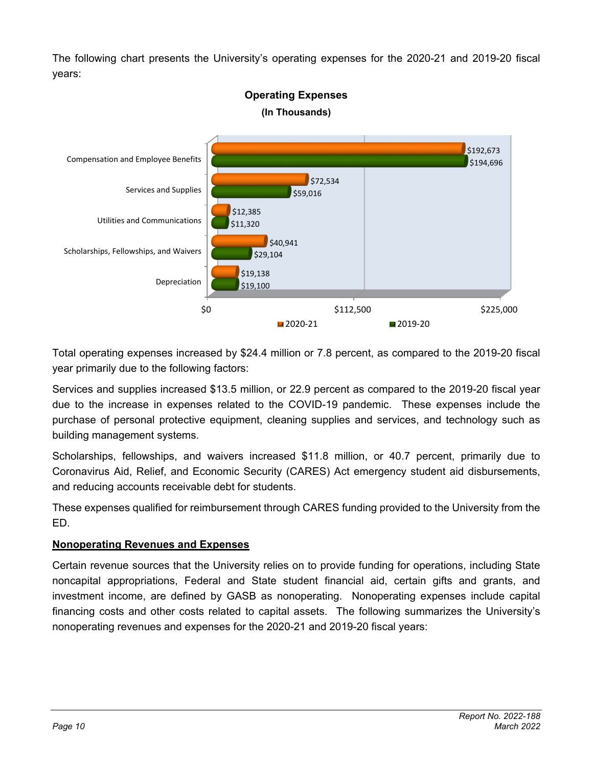The following chart presents the University's operating expenses for the 2020-21 and 2019-20 fiscal years:

**Operating Expenses**
**(In Thousands)**

| | 2020-21 | 2019-20 |
|---|---|---|
| Compensation and Employee Benefits | $192,673 | $194,696 |
| Services and Supplies | $72,534 | $59,016 |
| Utilities and Communications | $12,385 | $11,320 |
| Scholarships, Fellowships, and Waivers | $40,941 | $29,104 |
| Depreciation | $19,138 | $19,100 |

Total operating expenses increased by $24.4 million or 7.8 percent, as compared to the 2019-20 fiscal year primarily due to the following factors:

Services and supplies increased $13.5 million, or 22.9 percent as compared to the 2019-20 fiscal year due to the increase in expenses related to the COVID-19 pandemic. These expenses include the purchase of personal protective equipment, cleaning supplies and services, and technology such as building management systems.

Scholarships, fellowships, and waivers increased $11.8 million, or 40.7 percent, primarily due to Coronavirus Aid, Relief, and Economic Security (CARES) Act emergency student aid disbursements, and reducing accounts receivable debt for students.

These expenses qualified for reimbursement through CARES funding provided to the University from the ED.

## Nonoperating Revenues and Expenses

Certain revenue sources that the University relies on to provide funding for operations, including State noncapital appropriations, Federal and State student financial aid, certain gifts and grants, and investment income, are defined by GASB as nonoperating. Nonoperating expenses include capital financing costs and other costs related to capital assets. The following summarizes the University's nonoperating revenues and expenses for the 2020-21 and 2019-20 fiscal years: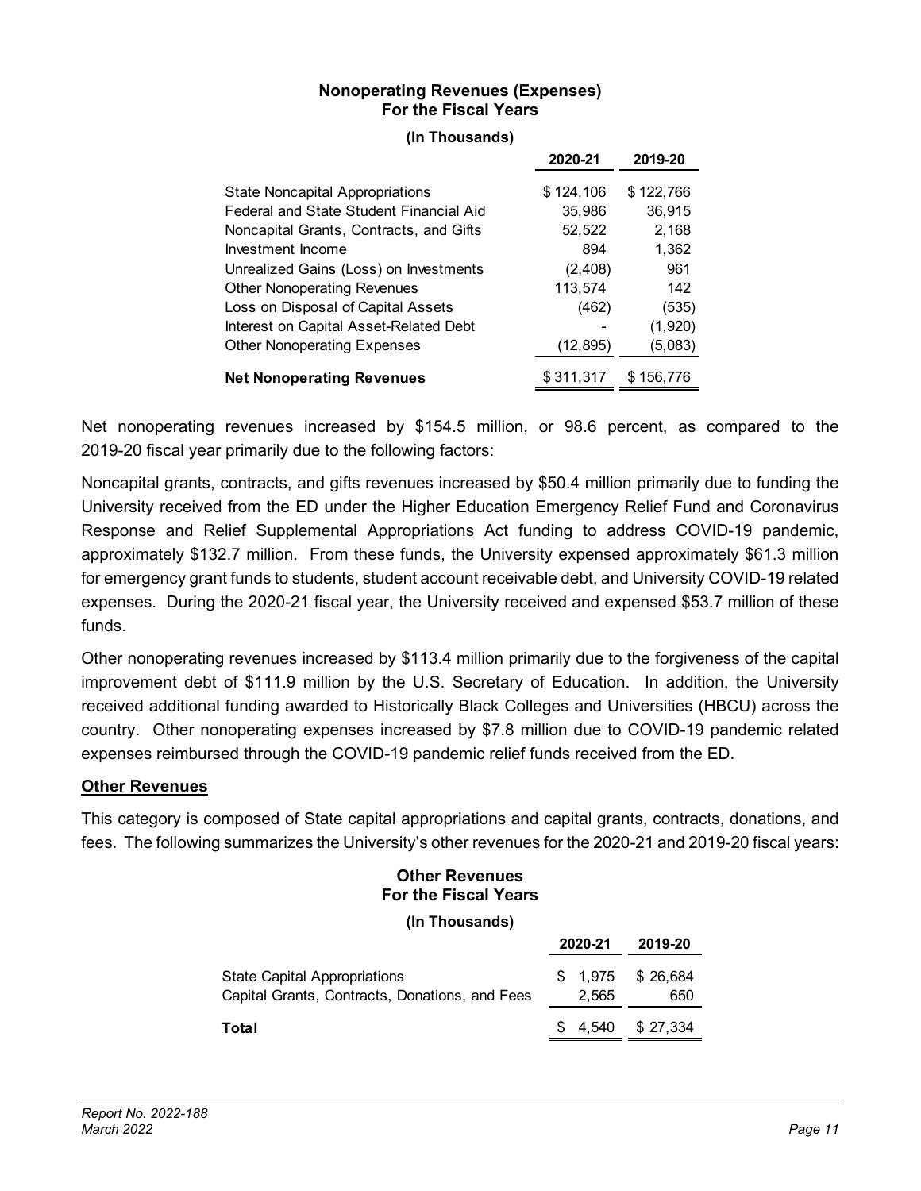**Nonoperating Revenues (Expenses)**
**For the Fiscal Years**

**(In Thousands)**

| | 2020-21 | 2019-20 |
|---|---|---|
| State Noncapital Appropriations | $ 124,106 | $ 122,766 |
| Federal and State Student Financial Aid | 35,986 | 36,915 |
| Noncapital Grants, Contracts, and Gifts | 52,522 | 2,168 |
| Investment Income | 894 | 1,362 |
| Unrealized Gains (Loss) on Investments | (2,408) | 961 |
| Other Nonoperating Revenues | 113,574 | 142 |
| Loss on Disposal of Capital Assets | (462) | (535) |
| Interest on Capital Asset-Related Debt | - | (1,920) |
| Other Nonoperating Expenses | (12,895) | (5,083) |
| **Net Nonoperating Revenues** | $ 311,317 | $ 156,776 |

Net nonoperating revenues increased by $154.5 million, or 98.6 percent, as compared to the 2019-20 fiscal year primarily due to the following factors:

Noncapital grants, contracts, and gifts revenues increased by $50.4 million primarily due to funding the University received from the ED under the Higher Education Emergency Relief Fund and Coronavirus Response and Relief Supplemental Appropriations Act funding to address COVID-19 pandemic, approximately $132.7 million. From these funds, the University expensed approximately $61.3 million for emergency grant funds to students, student account receivable debt, and University COVID-19 related expenses. During the 2020-21 fiscal year, the University received and expensed $53.7 million of these funds.

Other nonoperating revenues increased by $113.4 million primarily due to the forgiveness of the capital improvement debt of $111.9 million by the U.S. Secretary of Education. In addition, the University received additional funding awarded to Historically Black Colleges and Universities (HBCU) across the country. Other nonoperating expenses increased by $7.8 million due to COVID-19 pandemic related expenses reimbursed through the COVID-19 pandemic relief funds received from the ED.

## Other Revenues

This category is composed of State capital appropriations and capital grants, contracts, donations, and fees. The following summarizes the University's other revenues for the 2020-21 and 2019-20 fiscal years:

**Other Revenues**
**For the Fiscal Years**

**(In Thousands)**

| | 2020-21 | 2019-20 |
|---|---|---|
| State Capital Appropriations | $ 1,975 | $ 26,684 |
| Capital Grants, Contracts, Donations, and Fees | 2,565 | 650 |
| **Total** | $ 4,540 | $ 27,334 |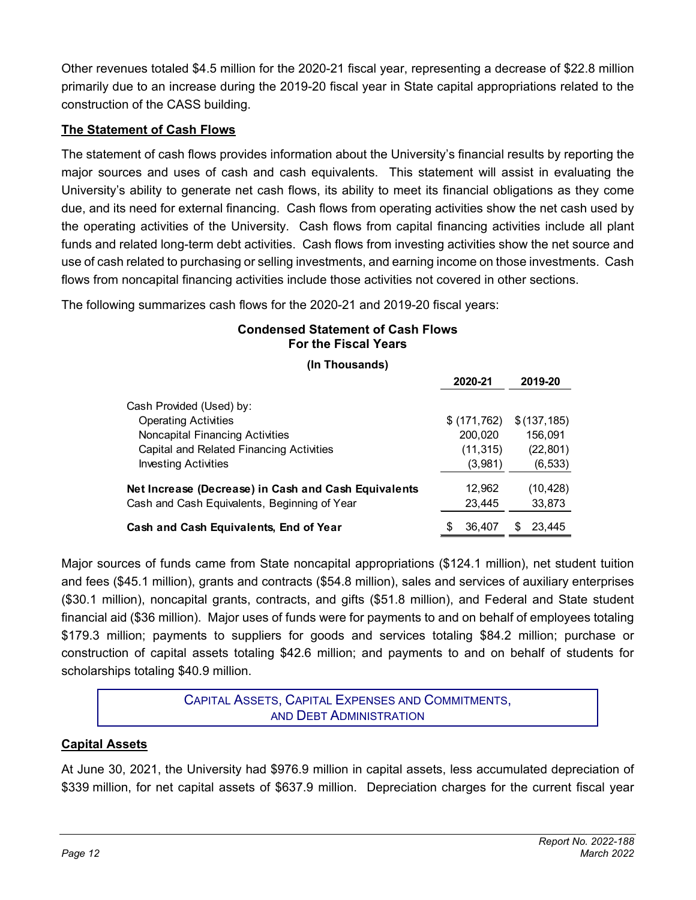Other revenues totaled $4.5 million for the 2020-21 fiscal year, representing a decrease of $22.8 million primarily due to an increase during the 2019-20 fiscal year in State capital appropriations related to the construction of the CASS building.

**The Statement of Cash Flows**

The statement of cash flows provides information about the University's financial results by reporting the major sources and uses of cash and cash equivalents. This statement will assist in evaluating the University's ability to generate net cash flows, its ability to meet its financial obligations as they come due, and its need for external financing. Cash flows from operating activities show the net cash used by the operating activities of the University. Cash flows from capital financing activities include all plant funds and related long-term debt activities. Cash flows from investing activities show the net source and use of cash related to purchasing or selling investments, and earning income on those investments. Cash flows from noncapital financing activities include those activities not covered in other sections.

The following summarizes cash flows for the 2020-21 and 2019-20 fiscal years:

**Condensed Statement of Cash Flows**
**For the Fiscal Years**

**(In Thousands)**

| | 2020-21 | 2019-20 |
|---|---|---|
| Cash Provided (Used) by: | | |
| Operating Activities | $ (171,762) | $ (137,185) |
| Noncapital Financing Activities | 200,020 | 156,091 |
| Capital and Related Financing Activities | (11,315) | (22,801) |
| Investing Activities | (3,981) | (6,533) |
| **Net Increase (Decrease) in Cash and Cash Equivalents** | 12,962 | (10,428) |
| Cash and Cash Equivalents, Beginning of Year | 23,445 | 33,873 |
| **Cash and Cash Equivalents, End of Year** | $ 36,407 | $ 23,445 |

Major sources of funds came from State noncapital appropriations ($124.1 million), net student tuition and fees ($45.1 million), grants and contracts ($54.8 million), sales and services of auxiliary enterprises ($30.1 million), noncapital grants, contracts, and gifts ($51.8 million), and Federal and State student financial aid ($36 million). Major uses of funds were for payments to and on behalf of employees totaling $179.3 million; payments to suppliers for goods and services totaling $84.2 million; purchase or construction of capital assets totaling $42.6 million; and payments to and on behalf of students for scholarships totaling $40.9 million.

## CAPITAL ASSETS, CAPITAL EXPENSES AND COMMITMENTS, AND DEBT ADMINISTRATION

**Capital Assets**

At June 30, 2021, the University had $976.9 million in capital assets, less accumulated depreciation of $339 million, for net capital assets of $637.9 million. Depreciation charges for the current fiscal year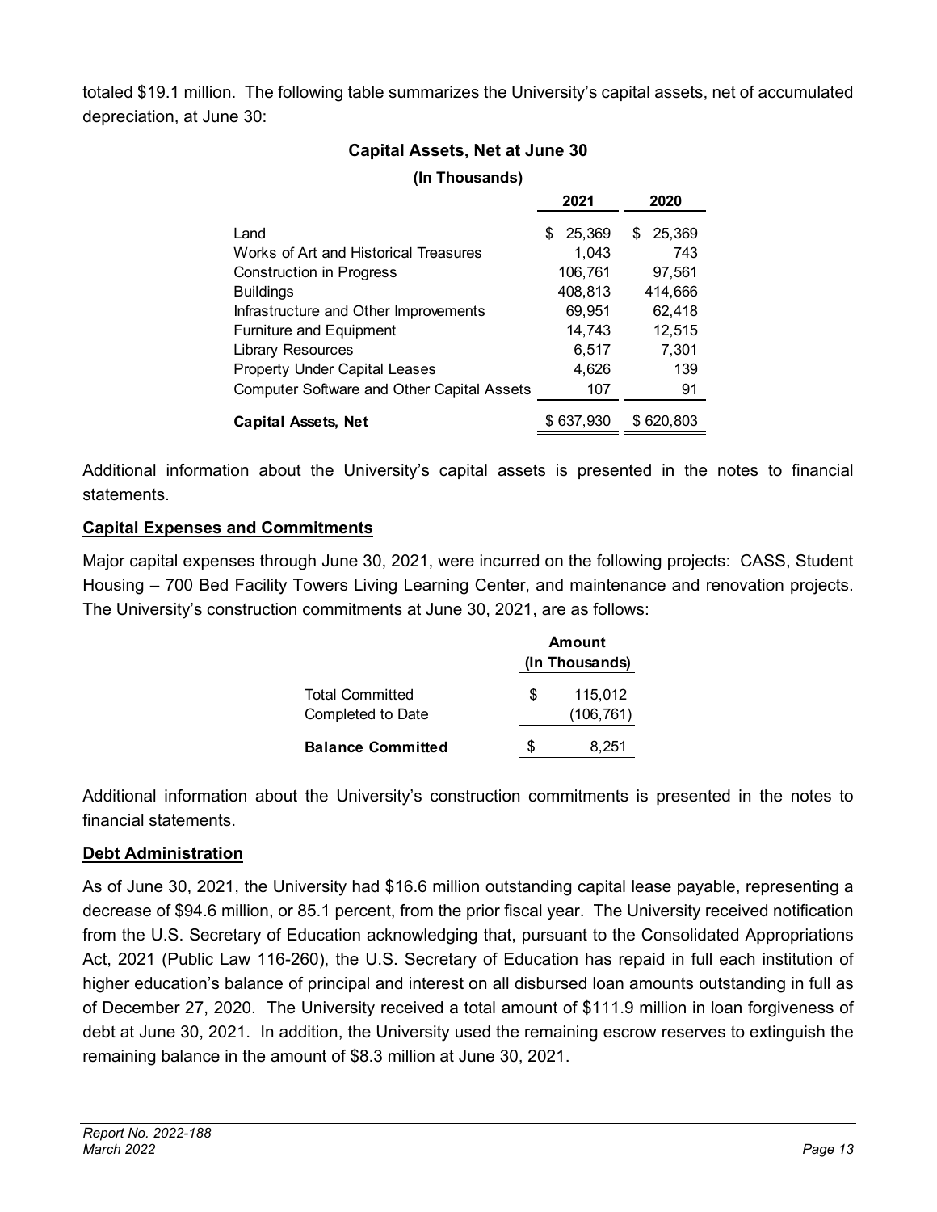totaled $19.1 million. The following table summarizes the University's capital assets, net of accumulated depreciation, at June 30:

**Capital Assets, Net at June 30**

**(In Thousands)**

| | 2021 | 2020 |
|---|---|---|
| Land | $ 25,369 | $ 25,369 |
| Works of Art and Historical Treasures | 1,043 | 743 |
| Construction in Progress | 106,761 | 97,561 |
| Buildings | 408,813 | 414,666 |
| Infrastructure and Other Improvements | 69,951 | 62,418 |
| Furniture and Equipment | 14,743 | 12,515 |
| Library Resources | 6,517 | 7,301 |
| Property Under Capital Leases | 4,626 | 139 |
| Computer Software and Other Capital Assets | 107 | 91 |
| **Capital Assets, Net** | $ 637,930 | $ 620,803 |

Additional information about the University's capital assets is presented in the notes to financial statements.

**Capital Expenses and Commitments**

Major capital expenses through June 30, 2021, were incurred on the following projects: CASS, Student Housing – 700 Bed Facility Towers Living Learning Center, and maintenance and renovation projects. The University's construction commitments at June 30, 2021, are as follows:

| | Amount (In Thousands) |
|---|---|
| Total Committed | $ 115,012 |
| Completed to Date | (106,761) |
| **Balance Committed** | $ 8,251 |

Additional information about the University's construction commitments is presented in the notes to financial statements.

**Debt Administration**

As of June 30, 2021, the University had $16.6 million outstanding capital lease payable, representing a decrease of $94.6 million, or 85.1 percent, from the prior fiscal year. The University received notification from the U.S. Secretary of Education acknowledging that, pursuant to the Consolidated Appropriations Act, 2021 (Public Law 116-260), the U.S. Secretary of Education has repaid in full each institution of higher education's balance of principal and interest on all disbursed loan amounts outstanding in full as of December 27, 2020. The University received a total amount of $111.9 million in loan forgiveness of debt at June 30, 2021. In addition, the University used the remaining escrow reserves to extinguish the remaining balance in the amount of $8.3 million at June 30, 2021.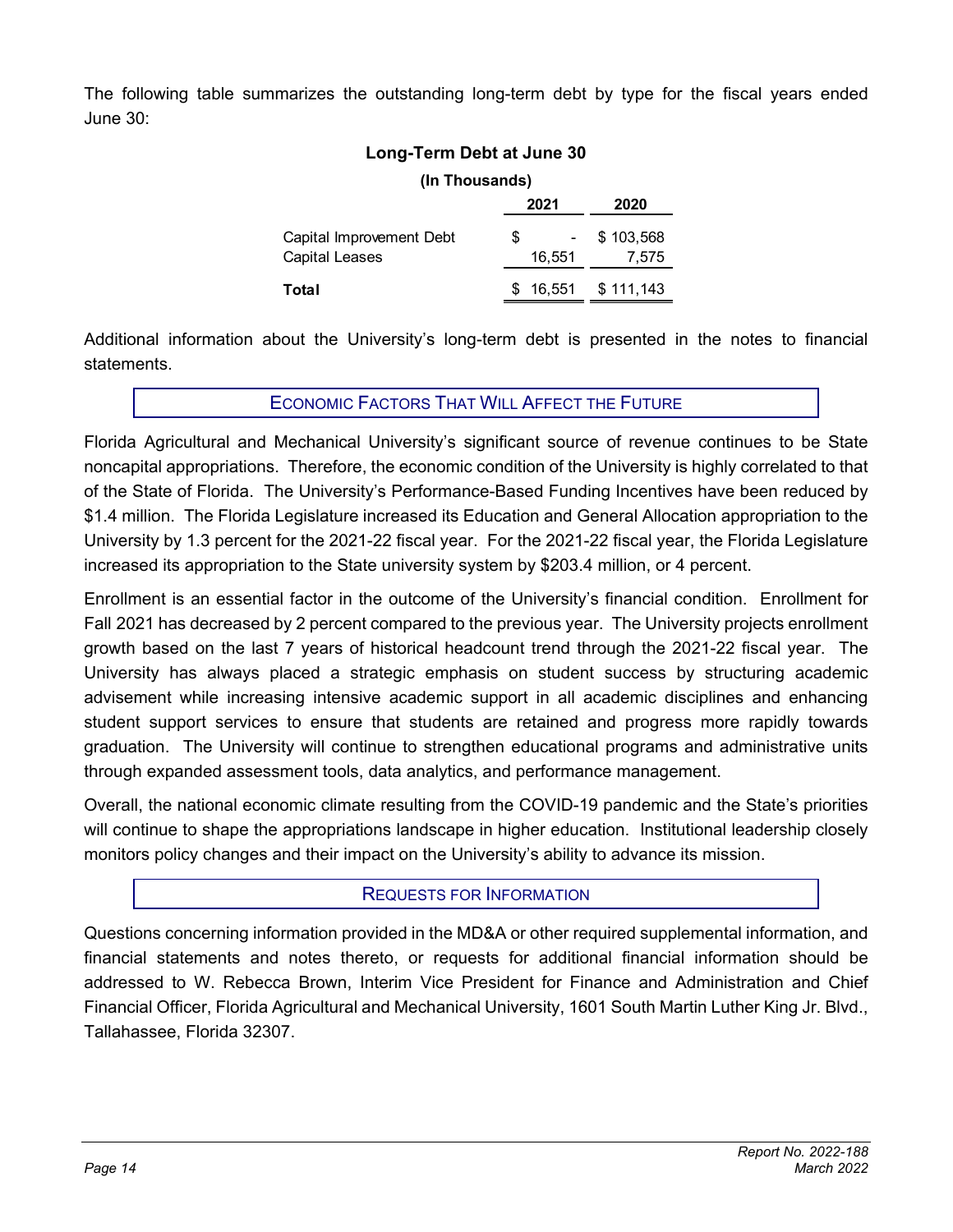The following table summarizes the outstanding long-term debt by type for the fiscal years ended June 30:

**Long-Term Debt at June 30**

**(In Thousands)**

| | 2021 | 2020 |
|---|---|---|
| Capital Improvement Debt | $ - | $ 103,568 |
| Capital Leases | 16,551 | 7,575 |
| **Total** | $ 16,551 | $ 111,143 |

Additional information about the University's long-term debt is presented in the notes to financial statements.

## Economic Factors That Will Affect the Future

Florida Agricultural and Mechanical University's significant source of revenue continues to be State noncapital appropriations. Therefore, the economic condition of the University is highly correlated to that of the State of Florida. The University's Performance-Based Funding Incentives have been reduced by $1.4 million. The Florida Legislature increased its Education and General Allocation appropriation to the University by 1.3 percent for the 2021-22 fiscal year. For the 2021-22 fiscal year, the Florida Legislature increased its appropriation to the State university system by $203.4 million, or 4 percent.

Enrollment is an essential factor in the outcome of the University's financial condition. Enrollment for Fall 2021 has decreased by 2 percent compared to the previous year. The University projects enrollment growth based on the last 7 years of historical headcount trend through the 2021-22 fiscal year. The University has always placed a strategic emphasis on student success by structuring academic advisement while increasing intensive academic support in all academic disciplines and enhancing student support services to ensure that students are retained and progress more rapidly towards graduation. The University will continue to strengthen educational programs and administrative units through expanded assessment tools, data analytics, and performance management.

Overall, the national economic climate resulting from the COVID-19 pandemic and the State's priorities will continue to shape the appropriations landscape in higher education. Institutional leadership closely monitors policy changes and their impact on the University's ability to advance its mission.

## Requests for Information

Questions concerning information provided in the MD&A or other required supplemental information, and financial statements and notes thereto, or requests for additional financial information should be addressed to W. Rebecca Brown, Interim Vice President for Finance and Administration and Chief Financial Officer, Florida Agricultural and Mechanical University, 1601 South Martin Luther King Jr. Blvd., Tallahassee, Florida 32307.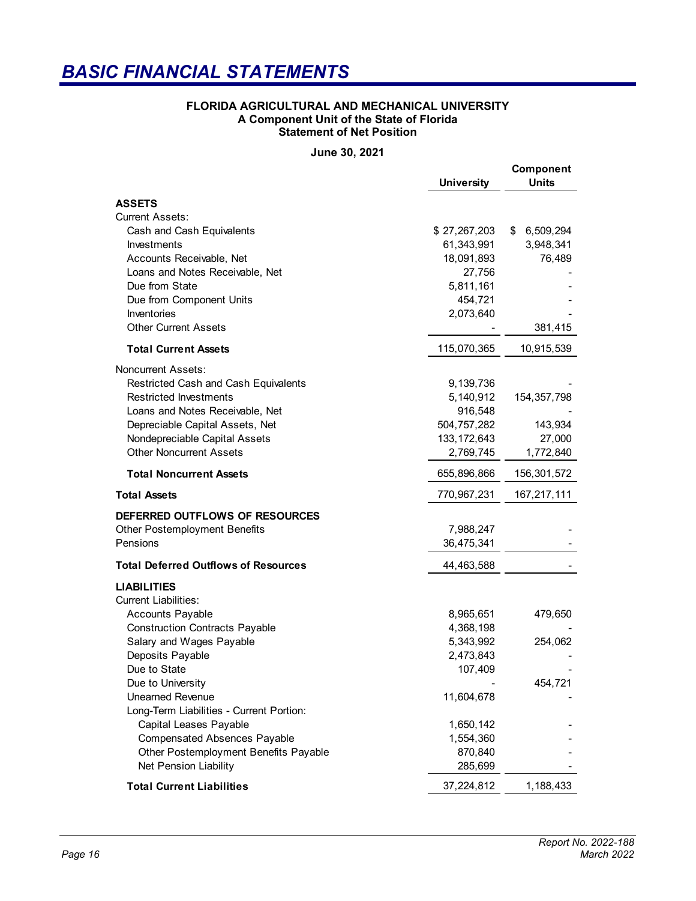# BASIC FINANCIAL STATEMENTS

**FLORIDA AGRICULTURAL AND MECHANICAL UNIVERSITY**
**A Component Unit of the State of Florida**
**Statement of Net Position**

**June 30, 2021**

| | University | Component Units |
|---|---|---|
| **ASSETS** | | |
| Current Assets: | | |
| Cash and Cash Equivalents | $ 27,267,203 | $ 6,509,294 |
| Investments | 61,343,991 | 3,948,341 |
| Accounts Receivable, Net | 18,091,893 | 76,489 |
| Loans and Notes Receivable, Net | 27,756 | - |
| Due from State | 5,811,161 | - |
| Due from Component Units | 454,721 | - |
| Inventories | 2,073,640 | - |
| Other Current Assets | - | 381,415 |
| **Total Current Assets** | 115,070,365 | 10,915,539 |
| Noncurrent Assets: | | |
| Restricted Cash and Cash Equivalents | 9,139,736 | - |
| Restricted Investments | 5,140,912 | 154,357,798 |
| Loans and Notes Receivable, Net | 916,548 | - |
| Depreciable Capital Assets, Net | 504,757,282 | 143,934 |
| Nondepreciable Capital Assets | 133,172,643 | 27,000 |
| Other Noncurrent Assets | 2,769,745 | 1,772,840 |
| **Total Noncurrent Assets** | 655,896,866 | 156,301,572 |
| **Total Assets** | 770,967,231 | 167,217,111 |
| **DEFERRED OUTFLOWS OF RESOURCES** | | |
| Other Postemployment Benefits | 7,988,247 | - |
| Pensions | 36,475,341 | - |
| **Total Deferred Outflows of Resources** | 44,463,588 | - |
| **LIABILITIES** | | |
| Current Liabilities: | | |
| Accounts Payable | 8,965,651 | 479,650 |
| Construction Contracts Payable | 4,368,198 | - |
| Salary and Wages Payable | 5,343,992 | 254,062 |
| Deposits Payable | 2,473,843 | - |
| Due to State | 107,409 | - |
| Due to University | - | 454,721 |
| Unearned Revenue | 11,604,678 | - |
| Long-Term Liabilities - Current Portion: | | |
| Capital Leases Payable | 1,650,142 | - |
| Compensated Absences Payable | 1,554,360 | - |
| Other Postemployment Benefits Payable | 870,840 | - |
| Net Pension Liability | 285,699 | - |
| **Total Current Liabilities** | 37,224,812 | 1,188,433 |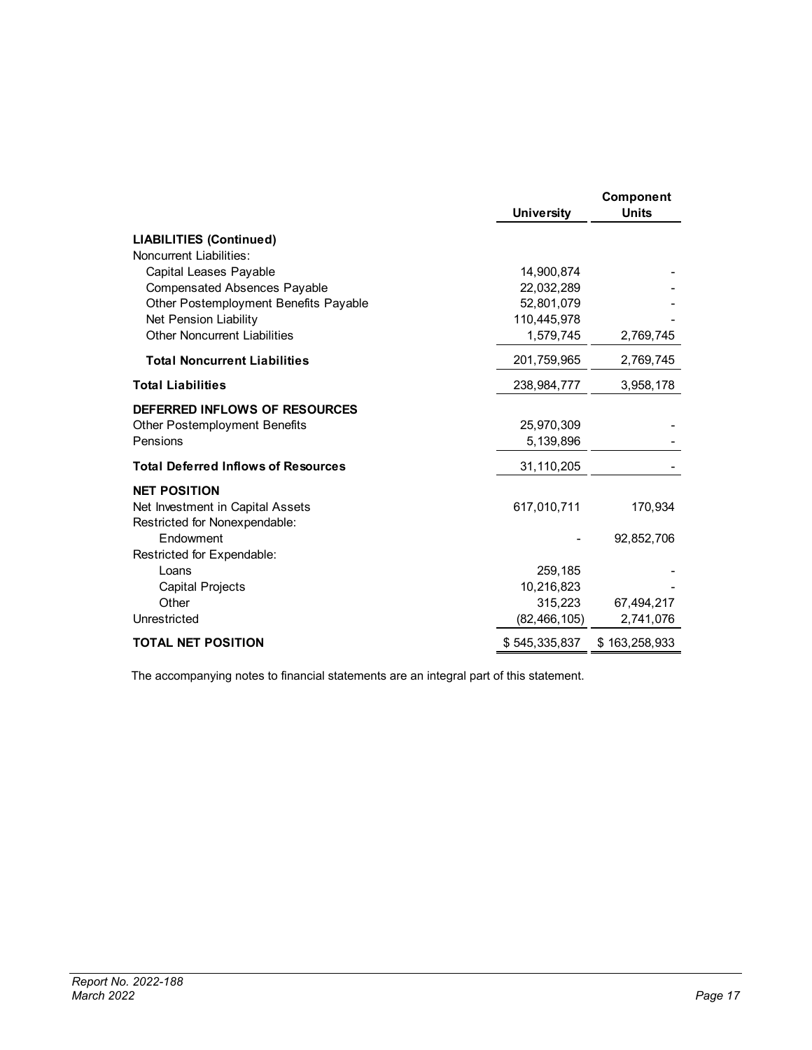| | University | Component Units |
|---|---|---|
| **LIABILITIES (Continued)** | | |
| Noncurrent Liabilities: | | |
| Capital Leases Payable | 14,900,874 | - |
| Compensated Absences Payable | 22,032,289 | - |
| Other Postemployment Benefits Payable | 52,801,079 | - |
| Net Pension Liability | 110,445,978 | - |
| Other Noncurrent Liabilities | 1,579,745 | 2,769,745 |
| **Total Noncurrent Liabilities** | 201,759,965 | 2,769,745 |
| **Total Liabilities** | 238,984,777 | 3,958,178 |
| **DEFERRED INFLOWS OF RESOURCES** | | |
| Other Postemployment Benefits | 25,970,309 | - |
| Pensions | 5,139,896 | - |
| **Total Deferred Inflows of Resources** | 31,110,205 | - |
| **NET POSITION** | | |
| Net Investment in Capital Assets | 617,010,711 | 170,934 |
| Restricted for Nonexpendable: | | |
| Endowment | - | 92,852,706 |
| Restricted for Expendable: | | |
| Loans | 259,185 | - |
| Capital Projects | 10,216,823 | - |
| Other | 315,223 | 67,494,217 |
| Unrestricted | (82,466,105) | 2,741,076 |
| **TOTAL NET POSITION** | $ 545,335,837 | $ 163,258,933 |

The accompanying notes to financial statements are an integral part of this statement.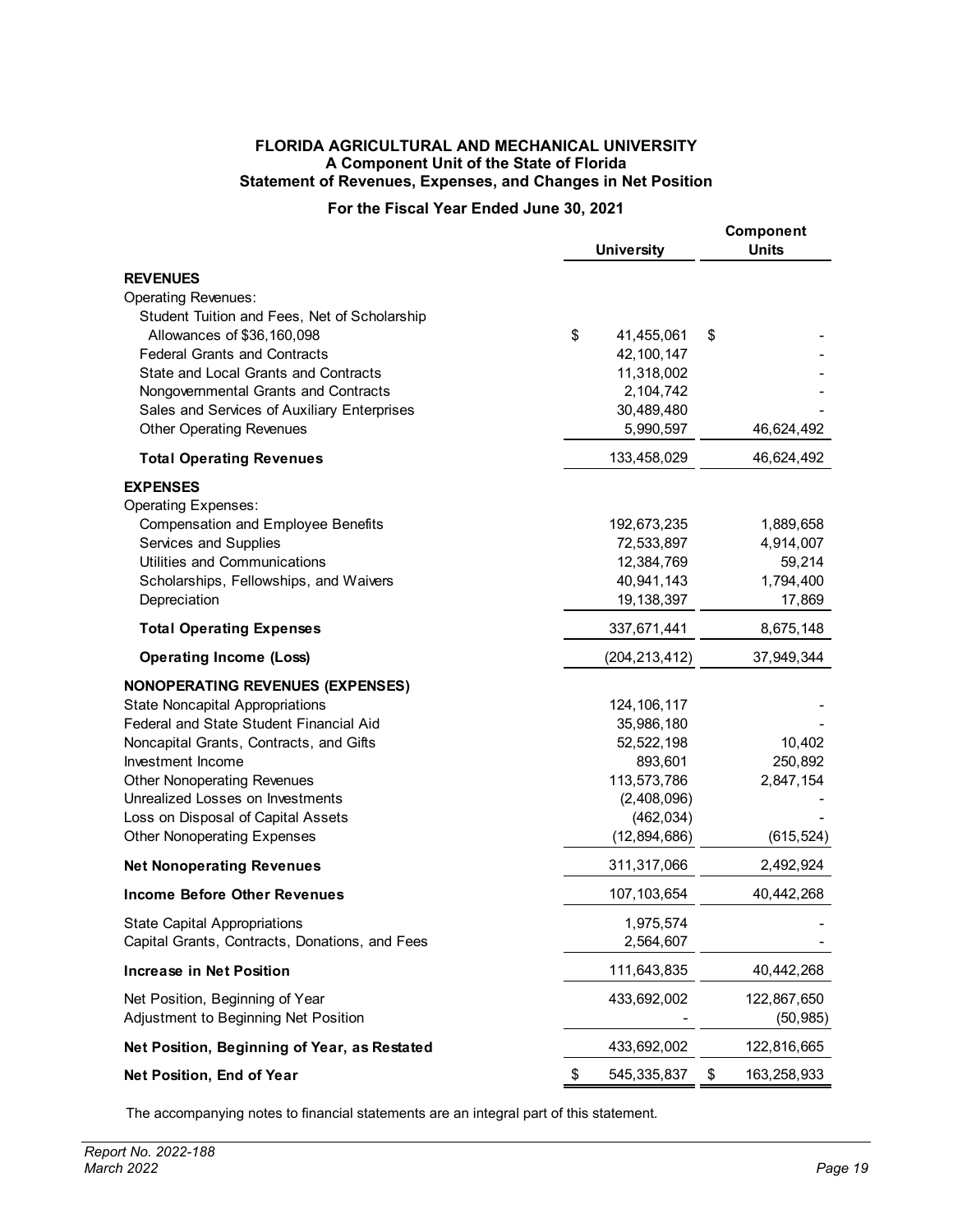**FLORIDA AGRICULTURAL AND MECHANICAL UNIVERSITY**
**A Component Unit of the State of Florida**
**Statement of Revenues, Expenses, and Changes in Net Position**

**For the Fiscal Year Ended June 30, 2021**

| | University | Component Units |
|---|---|---|
| **REVENUES** | | |
| Operating Revenues: | | |
| Student Tuition and Fees, Net of Scholarship Allowances of $36,160,098 | $ 41,455,061 | $ - |
| Federal Grants and Contracts | 42,100,147 | - |
| State and Local Grants and Contracts | 11,318,002 | - |
| Nongovernmental Grants and Contracts | 2,104,742 | - |
| Sales and Services of Auxiliary Enterprises | 30,489,480 | - |
| Other Operating Revenues | 5,990,597 | 46,624,492 |
| **Total Operating Revenues** | 133,458,029 | 46,624,492 |
| **EXPENSES** | | |
| Operating Expenses: | | |
| Compensation and Employee Benefits | 192,673,235 | 1,889,658 |
| Services and Supplies | 72,533,897 | 4,914,007 |
| Utilities and Communications | 12,384,769 | 59,214 |
| Scholarships, Fellowships, and Waivers | 40,941,143 | 1,794,400 |
| Depreciation | 19,138,397 | 17,869 |
| **Total Operating Expenses** | 337,671,441 | 8,675,148 |
| **Operating Income (Loss)** | (204,213,412) | 37,949,344 |
| **NONOPERATING REVENUES (EXPENSES)** | | |
| State Noncapital Appropriations | 124,106,117 | - |
| Federal and State Student Financial Aid | 35,986,180 | - |
| Noncapital Grants, Contracts, and Gifts | 52,522,198 | 10,402 |
| Investment Income | 893,601 | 250,892 |
| Other Nonoperating Revenues | 113,573,786 | 2,847,154 |
| Unrealized Losses on Investments | (2,408,096) | - |
| Loss on Disposal of Capital Assets | (462,034) | - |
| Other Nonoperating Expenses | (12,894,686) | (615,524) |
| **Net Nonoperating Revenues** | 311,317,066 | 2,492,924 |
| **Income Before Other Revenues** | 107,103,654 | 40,442,268 |
| State Capital Appropriations | 1,975,574 | - |
| Capital Grants, Contracts, Donations, and Fees | 2,564,607 | - |
| **Increase in Net Position** | 111,643,835 | 40,442,268 |
| Net Position, Beginning of Year | 433,692,002 | 122,867,650 |
| Adjustment to Beginning Net Position | - | (50,985) |
| **Net Position, Beginning of Year, as Restated** | 433,692,002 | 122,816,665 |
| **Net Position, End of Year** | $ 545,335,837 | $ 163,258,933 |

The accompanying notes to financial statements are an integral part of this statement.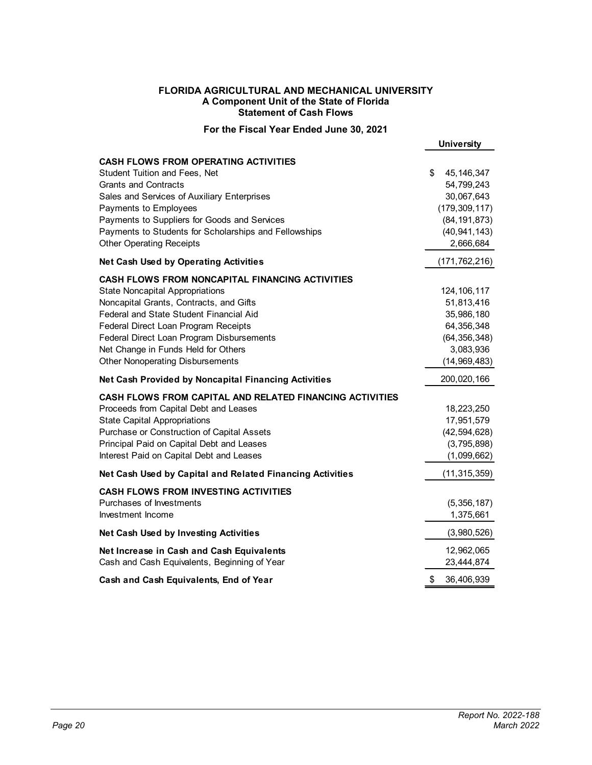**FLORIDA AGRICULTURAL AND MECHANICAL UNIVERSITY**
**A Component Unit of the State of Florida**
**Statement of Cash Flows**

**For the Fiscal Year Ended June 30, 2021**

| | University |
|---|---|
| **CASH FLOWS FROM OPERATING ACTIVITIES** | |
| Student Tuition and Fees, Net | $ 45,146,347 |
| Grants and Contracts | 54,799,243 |
| Sales and Services of Auxiliary Enterprises | 30,067,643 |
| Payments to Employees | (179,309,117) |
| Payments to Suppliers for Goods and Services | (84,191,873) |
| Payments to Students for Scholarships and Fellowships | (40,941,143) |
| Other Operating Receipts | 2,666,684 |
| **Net Cash Used by Operating Activities** | (171,762,216) |
| **CASH FLOWS FROM NONCAPITAL FINANCING ACTIVITIES** | |
| State Noncapital Appropriations | 124,106,117 |
| Noncapital Grants, Contracts, and Gifts | 51,813,416 |
| Federal and State Student Financial Aid | 35,986,180 |
| Federal Direct Loan Program Receipts | 64,356,348 |
| Federal Direct Loan Program Disbursements | (64,356,348) |
| Net Change in Funds Held for Others | 3,083,936 |
| Other Nonoperating Disbursements | (14,969,483) |
| **Net Cash Provided by Noncapital Financing Activities** | 200,020,166 |
| **CASH FLOWS FROM CAPITAL AND RELATED FINANCING ACTIVITIES** | |
| Proceeds from Capital Debt and Leases | 18,223,250 |
| State Capital Appropriations | 17,951,579 |
| Purchase or Construction of Capital Assets | (42,594,628) |
| Principal Paid on Capital Debt and Leases | (3,795,898) |
| Interest Paid on Capital Debt and Leases | (1,099,662) |
| **Net Cash Used by Capital and Related Financing Activities** | (11,315,359) |
| **CASH FLOWS FROM INVESTING ACTIVITIES** | |
| Purchases of Investments | (5,356,187) |
| Investment Income | 1,375,661 |
| **Net Cash Used by Investing Activities** | (3,980,526) |
| **Net Increase in Cash and Cash Equivalents** | 12,962,065 |
| Cash and Cash Equivalents, Beginning of Year | 23,444,874 |
| **Cash and Cash Equivalents, End of Year** | $ 36,406,939 |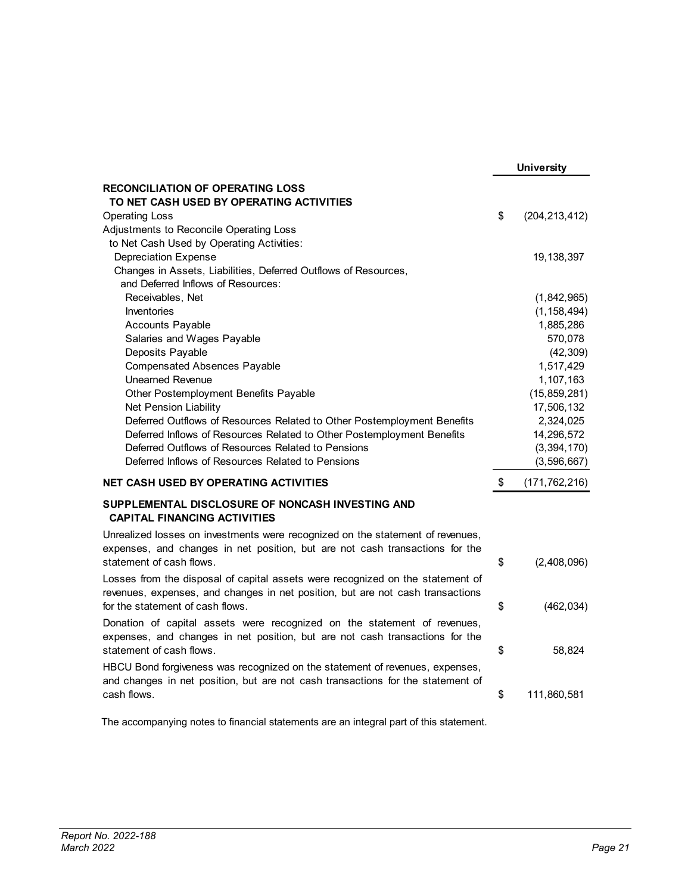| | University |
|---|---|
| **RECONCILIATION OF OPERATING LOSS TO NET CASH USED BY OPERATING ACTIVITIES** | |
| Operating Loss | $ (204,213,412) |
| Adjustments to Reconcile Operating Loss to Net Cash Used by Operating Activities: | |
| Depreciation Expense | 19,138,397 |
| Changes in Assets, Liabilities, Deferred Outflows of Resources, and Deferred Inflows of Resources: | |
| Receivables, Net | (1,842,965) |
| Inventories | (1,158,494) |
| Accounts Payable | 1,885,286 |
| Salaries and Wages Payable | 570,078 |
| Deposits Payable | (42,309) |
| Compensated Absences Payable | 1,517,429 |
| Unearned Revenue | 1,107,163 |
| Other Postemployment Benefits Payable | (15,859,281) |
| Net Pension Liability | 17,506,132 |
| Deferred Outflows of Resources Related to Other Postemployment Benefits | 2,324,025 |
| Deferred Inflows of Resources Related to Other Postemployment Benefits | 14,296,572 |
| Deferred Outflows of Resources Related to Pensions | (3,394,170) |
| Deferred Inflows of Resources Related to Pensions | (3,596,667) |
| **NET CASH USED BY OPERATING ACTIVITIES** | $ (171,762,216) |

**SUPPLEMENTAL DISCLOSURE OF NONCASH INVESTING AND CAPITAL FINANCING ACTIVITIES**

| | |
|---|---|
| Unrealized losses on investments were recognized on the statement of revenues, expenses, and changes in net position, but are not cash transactions for the statement of cash flows. | $ (2,408,096) |
| Losses from the disposal of capital assets were recognized on the statement of revenues, expenses, and changes in net position, but are not cash transactions for the statement of cash flows. | $ (462,034) |
| Donation of capital assets were recognized on the statement of revenues, expenses, and changes in net position, but are not cash transactions for the statement of cash flows. | $ 58,824 |
| HBCU Bond forgiveness was recognized on the statement of revenues, expenses, and changes in net position, but are not cash transactions for the statement of cash flows. | $ 111,860,581 |

The accompanying notes to financial statements are an integral part of this statement.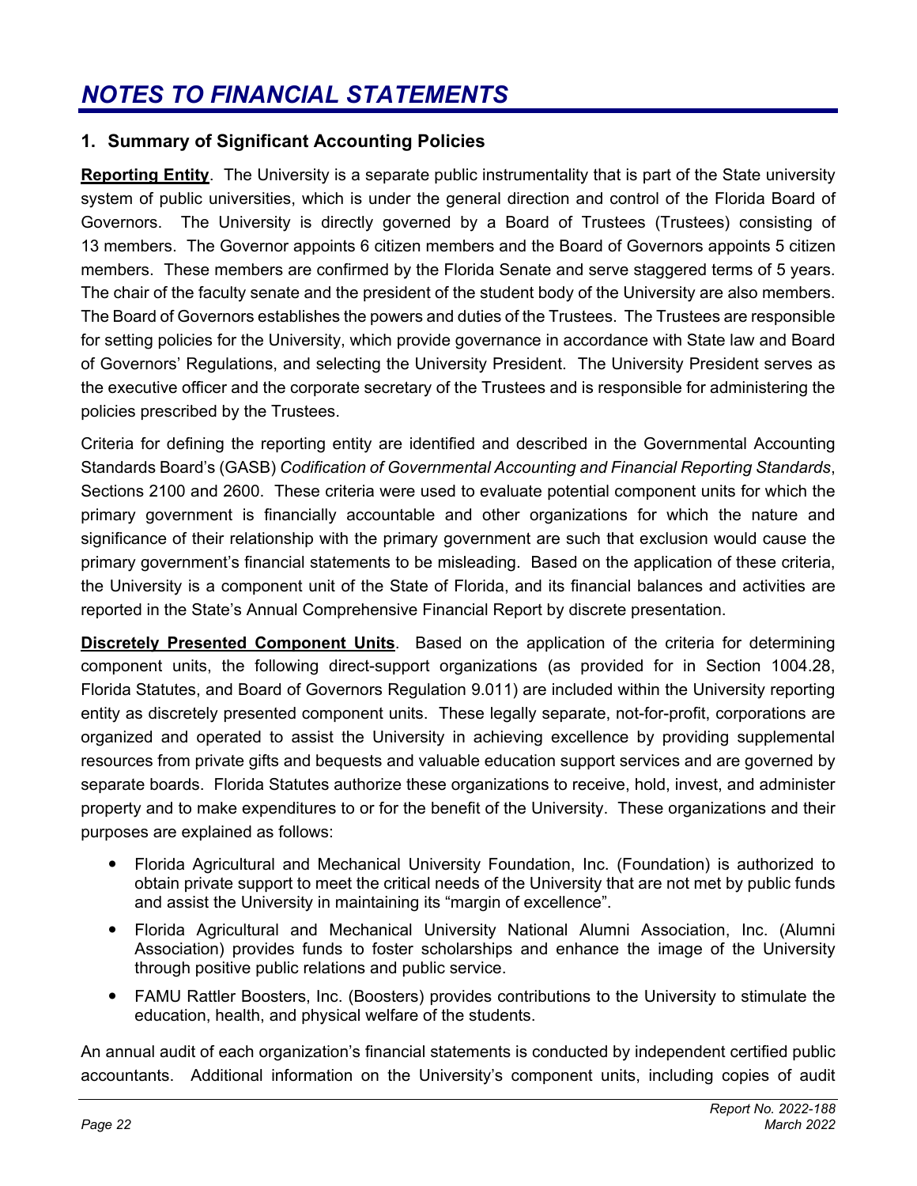# *NOTES TO FINANCIAL STATEMENTS*

## 1. Summary of Significant Accounting Policies

**Reporting Entity**. The University is a separate public instrumentality that is part of the State university system of public universities, which is under the general direction and control of the Florida Board of Governors. The University is directly governed by a Board of Trustees (Trustees) consisting of 13 members. The Governor appoints 6 citizen members and the Board of Governors appoints 5 citizen members. These members are confirmed by the Florida Senate and serve staggered terms of 5 years. The chair of the faculty senate and the president of the student body of the University are also members. The Board of Governors establishes the powers and duties of the Trustees. The Trustees are responsible for setting policies for the University, which provide governance in accordance with State law and Board of Governors' Regulations, and selecting the University President. The University President serves as the executive officer and the corporate secretary of the Trustees and is responsible for administering the policies prescribed by the Trustees.

Criteria for defining the reporting entity are identified and described in the Governmental Accounting Standards Board's (GASB) *Codification of Governmental Accounting and Financial Reporting Standards*, Sections 2100 and 2600. These criteria were used to evaluate potential component units for which the primary government is financially accountable and other organizations for which the nature and significance of their relationship with the primary government are such that exclusion would cause the primary government's financial statements to be misleading. Based on the application of these criteria, the University is a component unit of the State of Florida, and its financial balances and activities are reported in the State's Annual Comprehensive Financial Report by discrete presentation.

**Discretely Presented Component Units**. Based on the application of the criteria for determining component units, the following direct-support organizations (as provided for in Section 1004.28, Florida Statutes, and Board of Governors Regulation 9.011) are included within the University reporting entity as discretely presented component units. These legally separate, not-for-profit, corporations are organized and operated to assist the University in achieving excellence by providing supplemental resources from private gifts and bequests and valuable education support services and are governed by separate boards. Florida Statutes authorize these organizations to receive, hold, invest, and administer property and to make expenditures to or for the benefit of the University. These organizations and their purposes are explained as follows:

- Florida Agricultural and Mechanical University Foundation, Inc. (Foundation) is authorized to obtain private support to meet the critical needs of the University that are not met by public funds and assist the University in maintaining its "margin of excellence".
- Florida Agricultural and Mechanical University National Alumni Association, Inc. (Alumni Association) provides funds to foster scholarships and enhance the image of the University through positive public relations and public service.
- FAMU Rattler Boosters, Inc. (Boosters) provides contributions to the University to stimulate the education, health, and physical welfare of the students.

An annual audit of each organization's financial statements is conducted by independent certified public accountants. Additional information on the University's component units, including copies of audit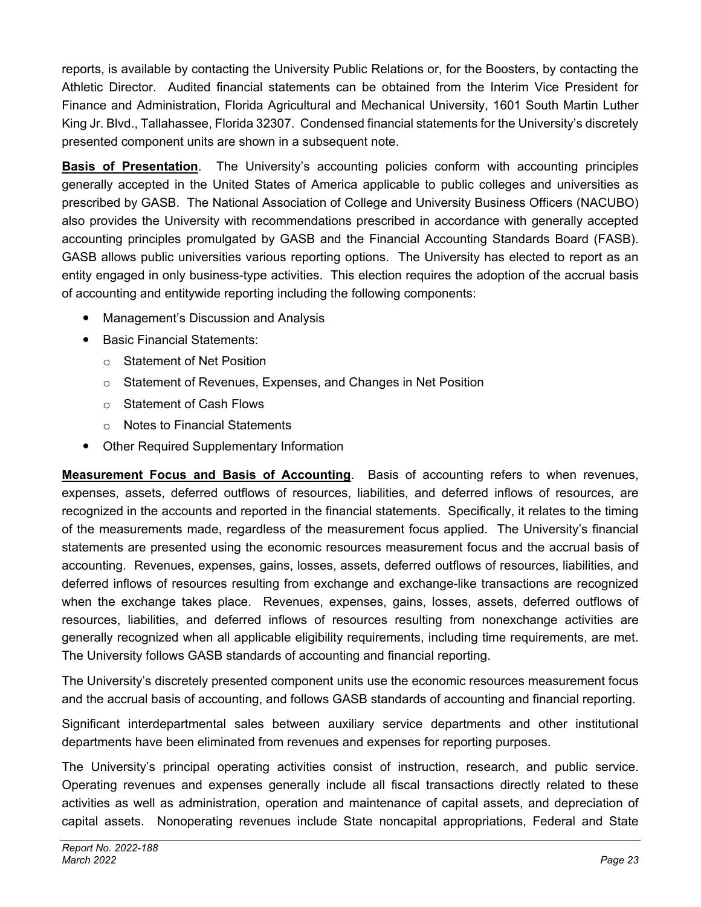reports, is available by contacting the University Public Relations or, for the Boosters, by contacting the Athletic Director. Audited financial statements can be obtained from the Interim Vice President for Finance and Administration, Florida Agricultural and Mechanical University, 1601 South Martin Luther King Jr. Blvd., Tallahassee, Florida 32307. Condensed financial statements for the University's discretely presented component units are shown in a subsequent note.

**Basis of Presentation**. The University's accounting policies conform with accounting principles generally accepted in the United States of America applicable to public colleges and universities as prescribed by GASB. The National Association of College and University Business Officers (NACUBO) also provides the University with recommendations prescribed in accordance with generally accepted accounting principles promulgated by GASB and the Financial Accounting Standards Board (FASB). GASB allows public universities various reporting options. The University has elected to report as an entity engaged in only business-type activities. This election requires the adoption of the accrual basis of accounting and entitywide reporting including the following components:

- Management's Discussion and Analysis
- Basic Financial Statements:
  - Statement of Net Position
  - Statement of Revenues, Expenses, and Changes in Net Position
  - Statement of Cash Flows
  - Notes to Financial Statements
- Other Required Supplementary Information

**Measurement Focus and Basis of Accounting**. Basis of accounting refers to when revenues, expenses, assets, deferred outflows of resources, liabilities, and deferred inflows of resources, are recognized in the accounts and reported in the financial statements. Specifically, it relates to the timing of the measurements made, regardless of the measurement focus applied. The University's financial statements are presented using the economic resources measurement focus and the accrual basis of accounting. Revenues, expenses, gains, losses, assets, deferred outflows of resources, liabilities, and deferred inflows of resources resulting from exchange and exchange-like transactions are recognized when the exchange takes place. Revenues, expenses, gains, losses, assets, deferred outflows of resources, liabilities, and deferred inflows of resources resulting from nonexchange activities are generally recognized when all applicable eligibility requirements, including time requirements, are met. The University follows GASB standards of accounting and financial reporting.

The University's discretely presented component units use the economic resources measurement focus and the accrual basis of accounting, and follows GASB standards of accounting and financial reporting.

Significant interdepartmental sales between auxiliary service departments and other institutional departments have been eliminated from revenues and expenses for reporting purposes.

The University's principal operating activities consist of instruction, research, and public service. Operating revenues and expenses generally include all fiscal transactions directly related to these activities as well as administration, operation and maintenance of capital assets, and depreciation of capital assets. Nonoperating revenues include State noncapital appropriations, Federal and State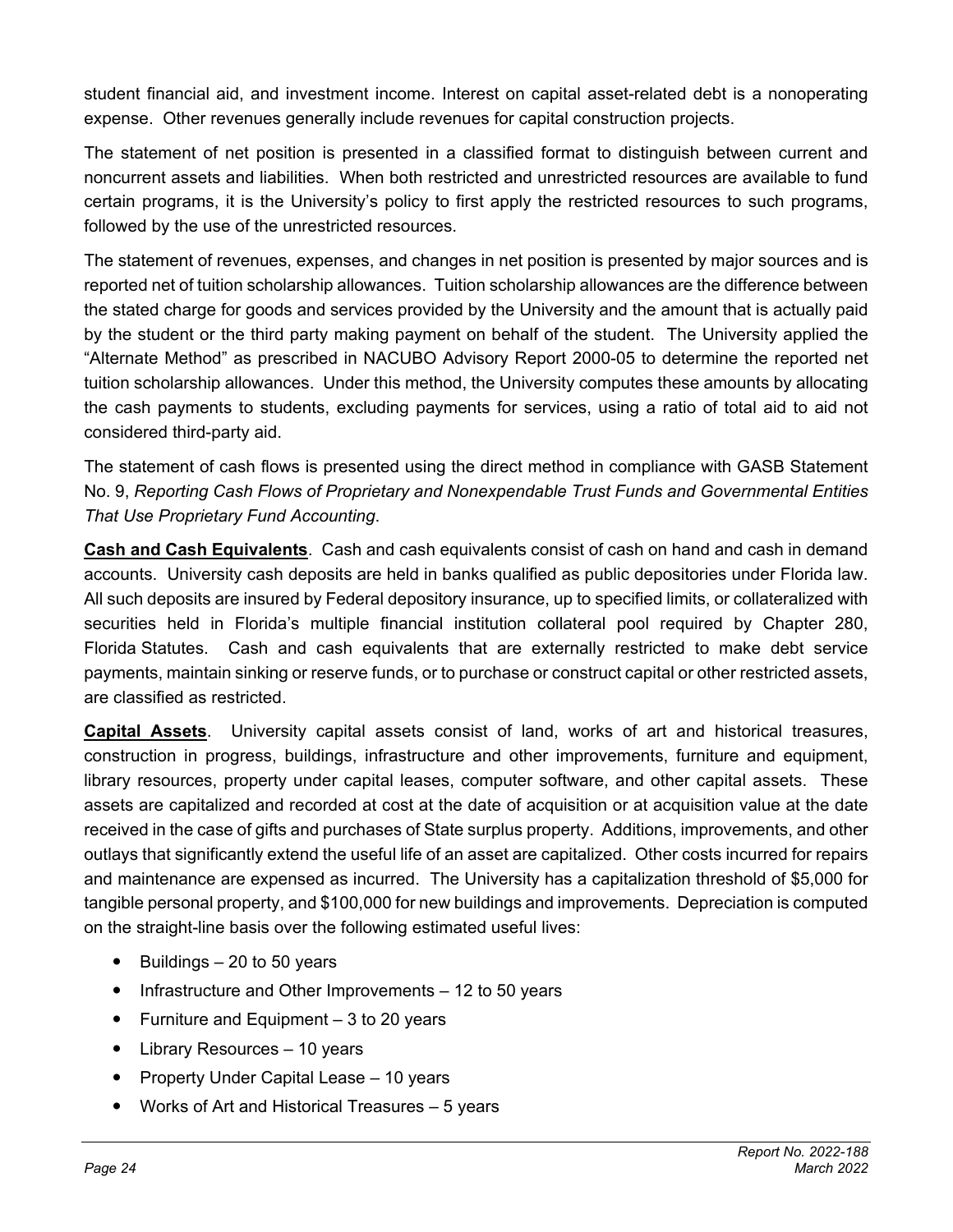student financial aid, and investment income. Interest on capital asset-related debt is a nonoperating expense. Other revenues generally include revenues for capital construction projects.

The statement of net position is presented in a classified format to distinguish between current and noncurrent assets and liabilities. When both restricted and unrestricted resources are available to fund certain programs, it is the University's policy to first apply the restricted resources to such programs, followed by the use of the unrestricted resources.

The statement of revenues, expenses, and changes in net position is presented by major sources and is reported net of tuition scholarship allowances. Tuition scholarship allowances are the difference between the stated charge for goods and services provided by the University and the amount that is actually paid by the student or the third party making payment on behalf of the student. The University applied the "Alternate Method" as prescribed in NACUBO Advisory Report 2000-05 to determine the reported net tuition scholarship allowances. Under this method, the University computes these amounts by allocating the cash payments to students, excluding payments for services, using a ratio of total aid to aid not considered third-party aid.

The statement of cash flows is presented using the direct method in compliance with GASB Statement No. 9, *Reporting Cash Flows of Proprietary and Nonexpendable Trust Funds and Governmental Entities That Use Proprietary Fund Accounting*.

**Cash and Cash Equivalents**. Cash and cash equivalents consist of cash on hand and cash in demand accounts. University cash deposits are held in banks qualified as public depositories under Florida law. All such deposits are insured by Federal depository insurance, up to specified limits, or collateralized with securities held in Florida's multiple financial institution collateral pool required by Chapter 280, Florida Statutes. Cash and cash equivalents that are externally restricted to make debt service payments, maintain sinking or reserve funds, or to purchase or construct capital or other restricted assets, are classified as restricted.

**Capital Assets**. University capital assets consist of land, works of art and historical treasures, construction in progress, buildings, infrastructure and other improvements, furniture and equipment, library resources, property under capital leases, computer software, and other capital assets. These assets are capitalized and recorded at cost at the date of acquisition or at acquisition value at the date received in the case of gifts and purchases of State surplus property. Additions, improvements, and other outlays that significantly extend the useful life of an asset are capitalized. Other costs incurred for repairs and maintenance are expensed as incurred. The University has a capitalization threshold of $5,000 for tangible personal property, and $100,000 for new buildings and improvements. Depreciation is computed on the straight-line basis over the following estimated useful lives:

- Buildings – 20 to 50 years
- Infrastructure and Other Improvements – 12 to 50 years
- Furniture and Equipment – 3 to 20 years
- Library Resources – 10 years
- Property Under Capital Lease – 10 years
- Works of Art and Historical Treasures – 5 years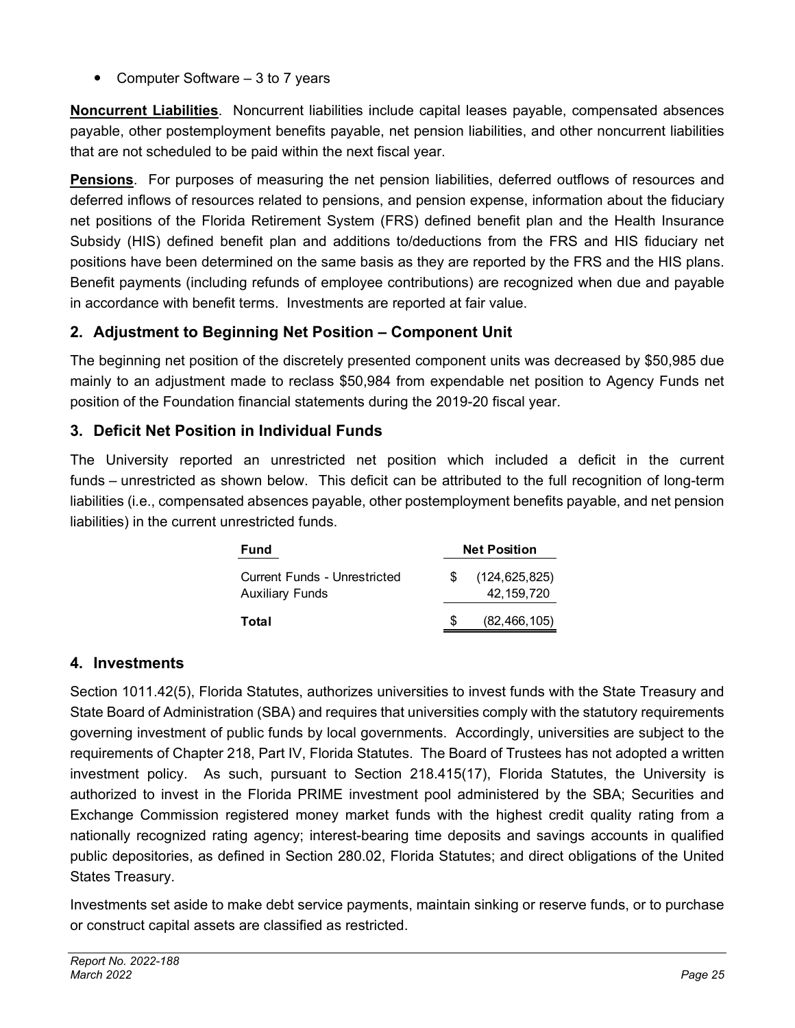- Computer Software – 3 to 7 years

**Noncurrent Liabilities**. Noncurrent liabilities include capital leases payable, compensated absences payable, other postemployment benefits payable, net pension liabilities, and other noncurrent liabilities that are not scheduled to be paid within the next fiscal year.

**Pensions**. For purposes of measuring the net pension liabilities, deferred outflows of resources and deferred inflows of resources related to pensions, and pension expense, information about the fiduciary net positions of the Florida Retirement System (FRS) defined benefit plan and the Health Insurance Subsidy (HIS) defined benefit plan and additions to/deductions from the FRS and HIS fiduciary net positions have been determined on the same basis as they are reported by the FRS and the HIS plans. Benefit payments (including refunds of employee contributions) are recognized when due and payable in accordance with benefit terms. Investments are reported at fair value.

## 2. Adjustment to Beginning Net Position – Component Unit

The beginning net position of the discretely presented component units was decreased by $50,985 due mainly to an adjustment made to reclass $50,984 from expendable net position to Agency Funds net position of the Foundation financial statements during the 2019-20 fiscal year.

## 3. Deficit Net Position in Individual Funds

The University reported an unrestricted net position which included a deficit in the current funds – unrestricted as shown below. This deficit can be attributed to the full recognition of long-term liabilities (i.e., compensated absences payable, other postemployment benefits payable, and net pension liabilities) in the current unrestricted funds.

| Fund | Net Position |
|---|---|
| Current Funds - Unrestricted | $ (124,625,825) |
| Auxiliary Funds | 42,159,720 |
| **Total** | $ (82,466,105) |

## 4. Investments

Section 1011.42(5), Florida Statutes, authorizes universities to invest funds with the State Treasury and State Board of Administration (SBA) and requires that universities comply with the statutory requirements governing investment of public funds by local governments. Accordingly, universities are subject to the requirements of Chapter 218, Part IV, Florida Statutes. The Board of Trustees has not adopted a written investment policy. As such, pursuant to Section 218.415(17), Florida Statutes, the University is authorized to invest in the Florida PRIME investment pool administered by the SBA; Securities and Exchange Commission registered money market funds with the highest credit quality rating from a nationally recognized rating agency; interest-bearing time deposits and savings accounts in qualified public depositories, as defined in Section 280.02, Florida Statutes; and direct obligations of the United States Treasury.

Investments set aside to make debt service payments, maintain sinking or reserve funds, or to purchase or construct capital assets are classified as restricted.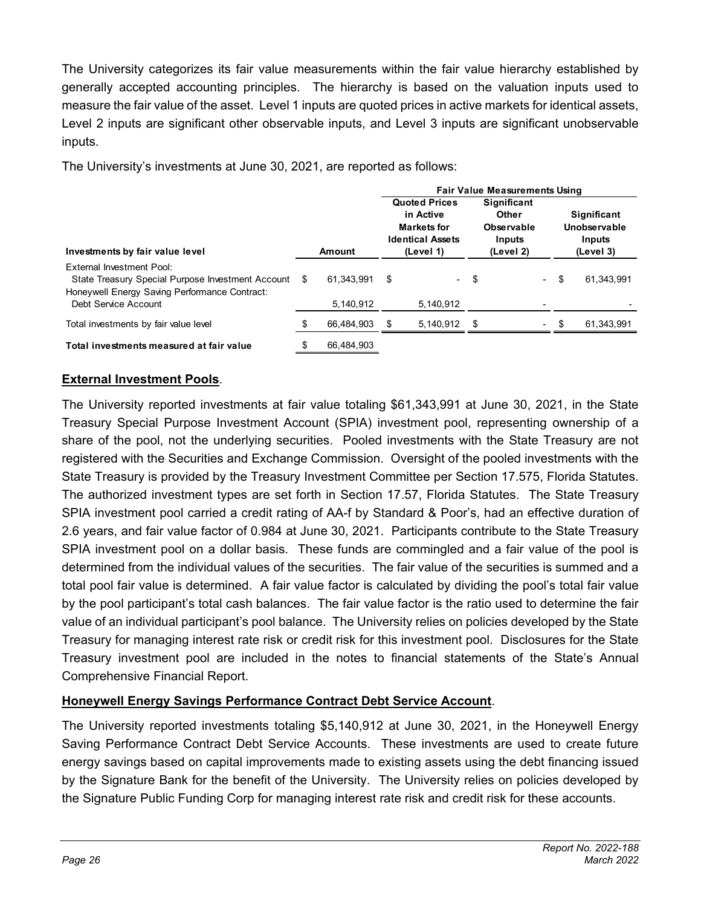The University categorizes its fair value measurements within the fair value hierarchy established by generally accepted accounting principles. The hierarchy is based on the valuation inputs used to measure the fair value of the asset. Level 1 inputs are quoted prices in active markets for identical assets, Level 2 inputs are significant other observable inputs, and Level 3 inputs are significant unobservable inputs.

The University's investments at June 30, 2021, are reported as follows:

| | | Fair Value Measurements Using | | |
|---|---|---|---|---|
| **Investments by fair value level** | **Amount** | **Quoted Prices in Active Markets for Identical Assets (Level 1)** | **Significant Other Observable Inputs (Level 2)** | **Significant Unobservable Inputs (Level 3)** |
| External Investment Pool: | | | | |
| State Treasury Special Purpose Investment Account | $ 61,343,991 | $ - | $ - | $ 61,343,991 |
| Honeywell Energy Saving Performance Contract: | | | | |
| Debt Service Account | 5,140,912 | 5,140,912 | - | - |
| Total investments by fair value level | $ 66,484,903 | $ 5,140,912 | $ - | $ 61,343,991 |
| **Total investments measured at fair value** | $ 66,484,903 | | | |

**External Investment Pools**.

The University reported investments at fair value totaling $61,343,991 at June 30, 2021, in the State Treasury Special Purpose Investment Account (SPIA) investment pool, representing ownership of a share of the pool, not the underlying securities. Pooled investments with the State Treasury are not registered with the Securities and Exchange Commission. Oversight of the pooled investments with the State Treasury is provided by the Treasury Investment Committee per Section 17.575, Florida Statutes. The authorized investment types are set forth in Section 17.57, Florida Statutes. The State Treasury SPIA investment pool carried a credit rating of AA-f by Standard & Poor's, had an effective duration of 2.6 years, and fair value factor of 0.984 at June 30, 2021. Participants contribute to the State Treasury SPIA investment pool on a dollar basis. These funds are commingled and a fair value of the pool is determined from the individual values of the securities. The fair value of the securities is summed and a total pool fair value is determined. A fair value factor is calculated by dividing the pool's total fair value by the pool participant's total cash balances. The fair value factor is the ratio used to determine the fair value of an individual participant's pool balance. The University relies on policies developed by the State Treasury for managing interest rate risk or credit risk for this investment pool. Disclosures for the State Treasury investment pool are included in the notes to financial statements of the State's Annual Comprehensive Financial Report.

**Honeywell Energy Savings Performance Contract Debt Service Account**.

The University reported investments totaling $5,140,912 at June 30, 2021, in the Honeywell Energy Saving Performance Contract Debt Service Accounts. These investments are used to create future energy savings based on capital improvements made to existing assets using the debt financing issued by the Signature Bank for the benefit of the University. The University relies on policies developed by the Signature Public Funding Corp for managing interest rate risk and credit risk for these accounts.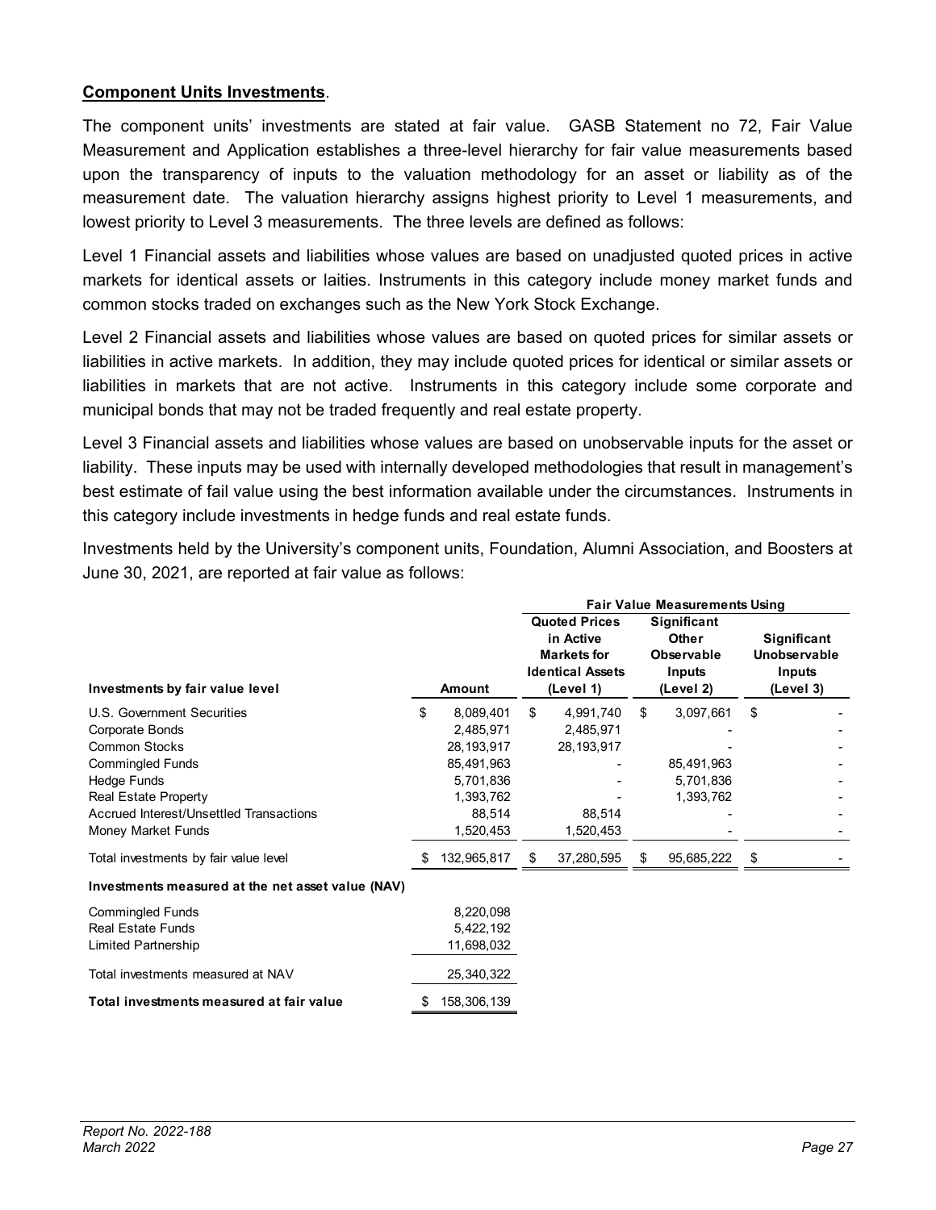**Component Units Investments**.

The component units' investments are stated at fair value. GASB Statement no 72, Fair Value Measurement and Application establishes a three-level hierarchy for fair value measurements based upon the transparency of inputs to the valuation methodology for an asset or liability as of the measurement date. The valuation hierarchy assigns highest priority to Level 1 measurements, and lowest priority to Level 3 measurements. The three levels are defined as follows:

Level 1 Financial assets and liabilities whose values are based on unadjusted quoted prices in active markets for identical assets or laities. Instruments in this category include money market funds and common stocks traded on exchanges such as the New York Stock Exchange.

Level 2 Financial assets and liabilities whose values are based on quoted prices for similar assets or liabilities in active markets. In addition, they may include quoted prices for identical or similar assets or liabilities in markets that are not active. Instruments in this category include some corporate and municipal bonds that may not be traded frequently and real estate property.

Level 3 Financial assets and liabilities whose values are based on unobservable inputs for the asset or liability. These inputs may be used with internally developed methodologies that result in management's best estimate of fail value using the best information available under the circumstances. Instruments in this category include investments in hedge funds and real estate funds.

Investments held by the University's component units, Foundation, Alumni Association, and Boosters at June 30, 2021, are reported at fair value as follows:

| | | Fair Value Measurements Using | | |
|---|---|---|---|---|
| **Investments by fair value level** | **Amount** | **Quoted Prices in Active Markets for Identical Assets (Level 1)** | **Significant Other Observable Inputs (Level 2)** | **Significant Unobservable Inputs (Level 3)** |
| U.S. Government Securities | $ 8,089,401 | $ 4,991,740 | $ 3,097,661 | $ - |
| Corporate Bonds | 2,485,971 | 2,485,971 | - | - |
| Common Stocks | 28,193,917 | 28,193,917 | - | - |
| Commingled Funds | 85,491,963 | - | 85,491,963 | - |
| Hedge Funds | 5,701,836 | - | 5,701,836 | - |
| Real Estate Property | 1,393,762 | - | 1,393,762 | - |
| Accrued Interest/Unsettled Transactions | 88,514 | 88,514 | - | - |
| Money Market Funds | 1,520,453 | 1,520,453 | - | - |
| Total investments by fair value level | $ 132,965,817 | $ 37,280,595 | $ 95,685,222 | $ - |
| **Investments measured at the net asset value (NAV)** | | | | |
| Commingled Funds | 8,220,098 | | | |
| Real Estate Funds | 5,422,192 | | | |
| Limited Partnership | 11,698,032 | | | |
| Total investments measured at NAV | 25,340,322 | | | |
| **Total investments measured at fair value** | $ 158,306,139 | | | |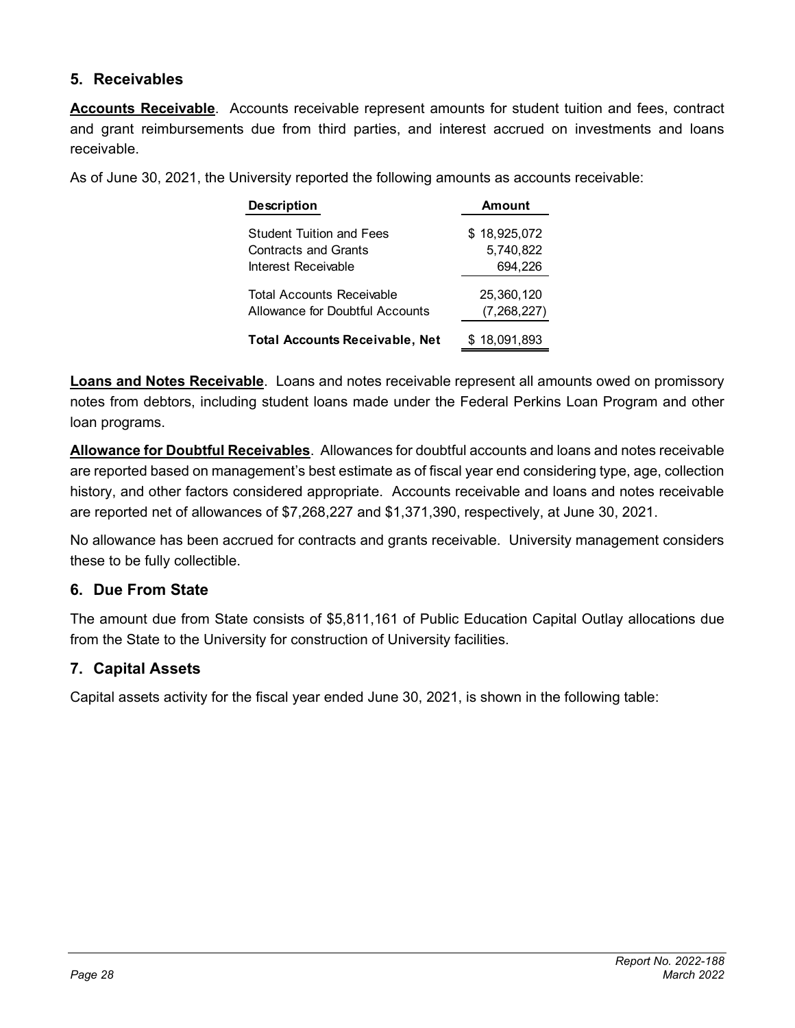## 5. Receivables

**Accounts Receivable**. Accounts receivable represent amounts for student tuition and fees, contract and grant reimbursements due from third parties, and interest accrued on investments and loans receivable.

As of June 30, 2021, the University reported the following amounts as accounts receivable:

| Description | Amount |
|---|---|
| Student Tuition and Fees | $ 18,925,072 |
| Contracts and Grants | 5,740,822 |
| Interest Receivable | 694,226 |
| Total Accounts Receivable | 25,360,120 |
| Allowance for Doubtful Accounts | (7,268,227) |
| **Total Accounts Receivable, Net** | $ 18,091,893 |

**Loans and Notes Receivable**. Loans and notes receivable represent all amounts owed on promissory notes from debtors, including student loans made under the Federal Perkins Loan Program and other loan programs.

**Allowance for Doubtful Receivables**. Allowances for doubtful accounts and loans and notes receivable are reported based on management's best estimate as of fiscal year end considering type, age, collection history, and other factors considered appropriate. Accounts receivable and loans and notes receivable are reported net of allowances of $7,268,227 and $1,371,390, respectively, at June 30, 2021.

No allowance has been accrued for contracts and grants receivable. University management considers these to be fully collectible.

## 6. Due From State

The amount due from State consists of $5,811,161 of Public Education Capital Outlay allocations due from the State to the University for construction of University facilities.

## 7. Capital Assets

Capital assets activity for the fiscal year ended June 30, 2021, is shown in the following table: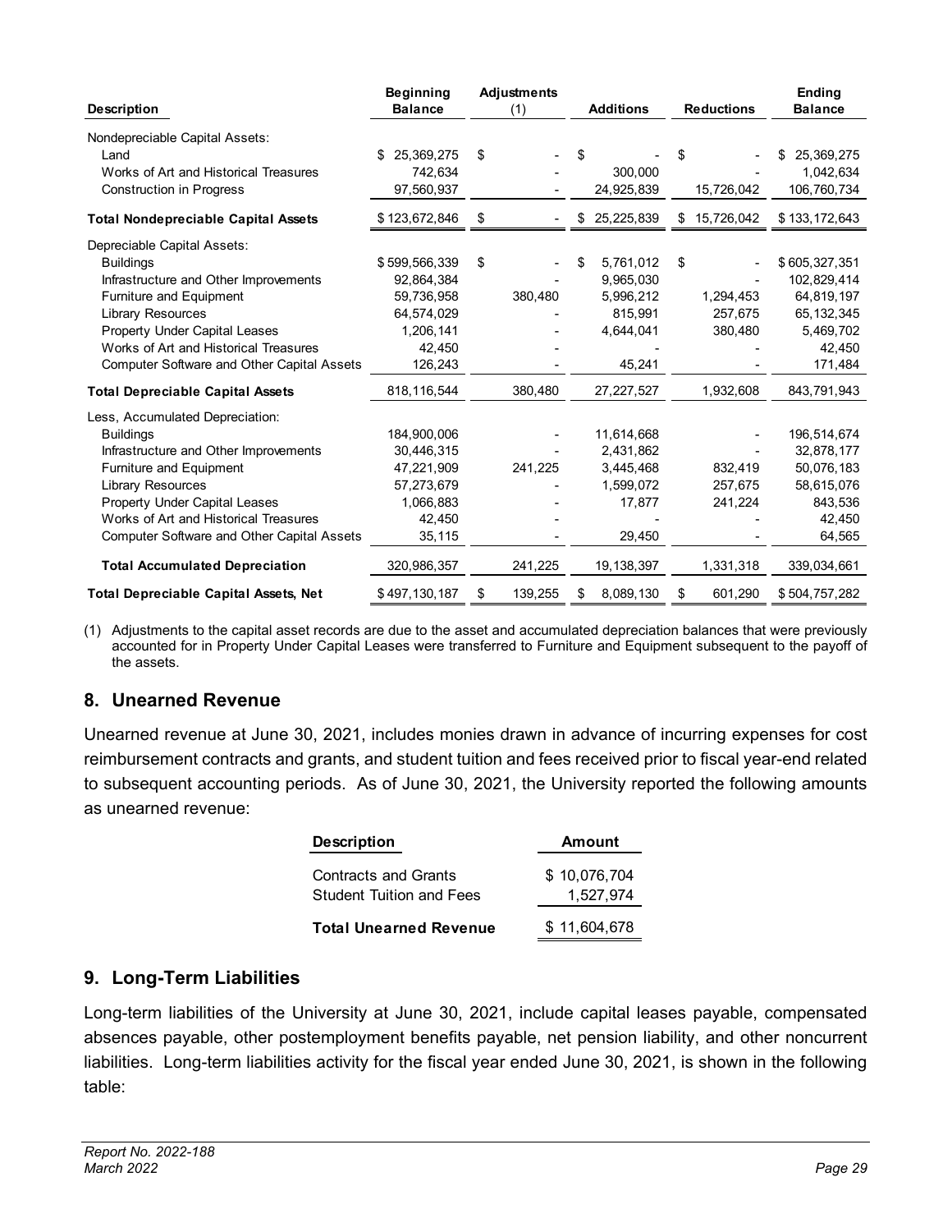| Description | Beginning Balance | Adjustments (1) | Additions | Reductions | Ending Balance |
|---|---|---|---|---|---|
| Nondepreciable Capital Assets: | | | | | |
| Land | $ 25,369,275 | $ - | $ - | $ - | $ 25,369,275 |
| Works of Art and Historical Treasures | 742,634 | - | 300,000 | - | 1,042,634 |
| Construction in Progress | 97,560,937 | - | 24,925,839 | 15,726,042 | 106,760,734 |
| **Total Nondepreciable Capital Assets** | $ 123,672,846 | $ - | $ 25,225,839 | $ 15,726,042 | $ 133,172,643 |
| Depreciable Capital Assets: | | | | | |
| Buildings | $ 599,566,339 | $ - | $ 5,761,012 | $ - | $ 605,327,351 |
| Infrastructure and Other Improvements | 92,864,384 | - | 9,965,030 | - | 102,829,414 |
| Furniture and Equipment | 59,736,958 | 380,480 | 5,996,212 | 1,294,453 | 64,819,197 |
| Library Resources | 64,574,029 | - | 815,991 | 257,675 | 65,132,345 |
| Property Under Capital Leases | 1,206,141 | - | 4,644,041 | 380,480 | 5,469,702 |
| Works of Art and Historical Treasures | 42,450 | - | - | - | 42,450 |
| Computer Software and Other Capital Assets | 126,243 | - | 45,241 | - | 171,484 |
| **Total Depreciable Capital Assets** | 818,116,544 | 380,480 | 27,227,527 | 1,932,608 | 843,791,943 |
| Less, Accumulated Depreciation: | | | | | |
| Buildings | 184,900,006 | - | 11,614,668 | - | 196,514,674 |
| Infrastructure and Other Improvements | 30,446,315 | - | 2,431,862 | - | 32,878,177 |
| Furniture and Equipment | 47,221,909 | 241,225 | 3,445,468 | 832,419 | 50,076,183 |
| Library Resources | 57,273,679 | - | 1,599,072 | 257,675 | 58,615,076 |
| Property Under Capital Leases | 1,066,883 | - | 17,877 | 241,224 | 843,536 |
| Works of Art and Historical Treasures | 42,450 | - | - | - | 42,450 |
| Computer Software and Other Capital Assets | 35,115 | - | 29,450 | - | 64,565 |
| **Total Accumulated Depreciation** | 320,986,357 | 241,225 | 19,138,397 | 1,331,318 | 339,034,661 |
| **Total Depreciable Capital Assets, Net** | $ 497,130,187 | $ 139,255 | $ 8,089,130 | $ 601,290 | $ 504,757,282 |

(1) Adjustments to the capital asset records are due to the asset and accumulated depreciation balances that were previously accounted for in Property Under Capital Leases were transferred to Furniture and Equipment subsequent to the payoff of the assets.

## 8. Unearned Revenue

Unearned revenue at June 30, 2021, includes monies drawn in advance of incurring expenses for cost reimbursement contracts and grants, and student tuition and fees received prior to fiscal year-end related to subsequent accounting periods. As of June 30, 2021, the University reported the following amounts as unearned revenue:

| Description | Amount |
|---|---|
| Contracts and Grants | $ 10,076,704 |
| Student Tuition and Fees | 1,527,974 |
| **Total Unearned Revenue** | $ 11,604,678 |

## 9. Long-Term Liabilities

Long-term liabilities of the University at June 30, 2021, include capital leases payable, compensated absences payable, other postemployment benefits payable, net pension liability, and other noncurrent liabilities. Long-term liabilities activity for the fiscal year ended June 30, 2021, is shown in the following table: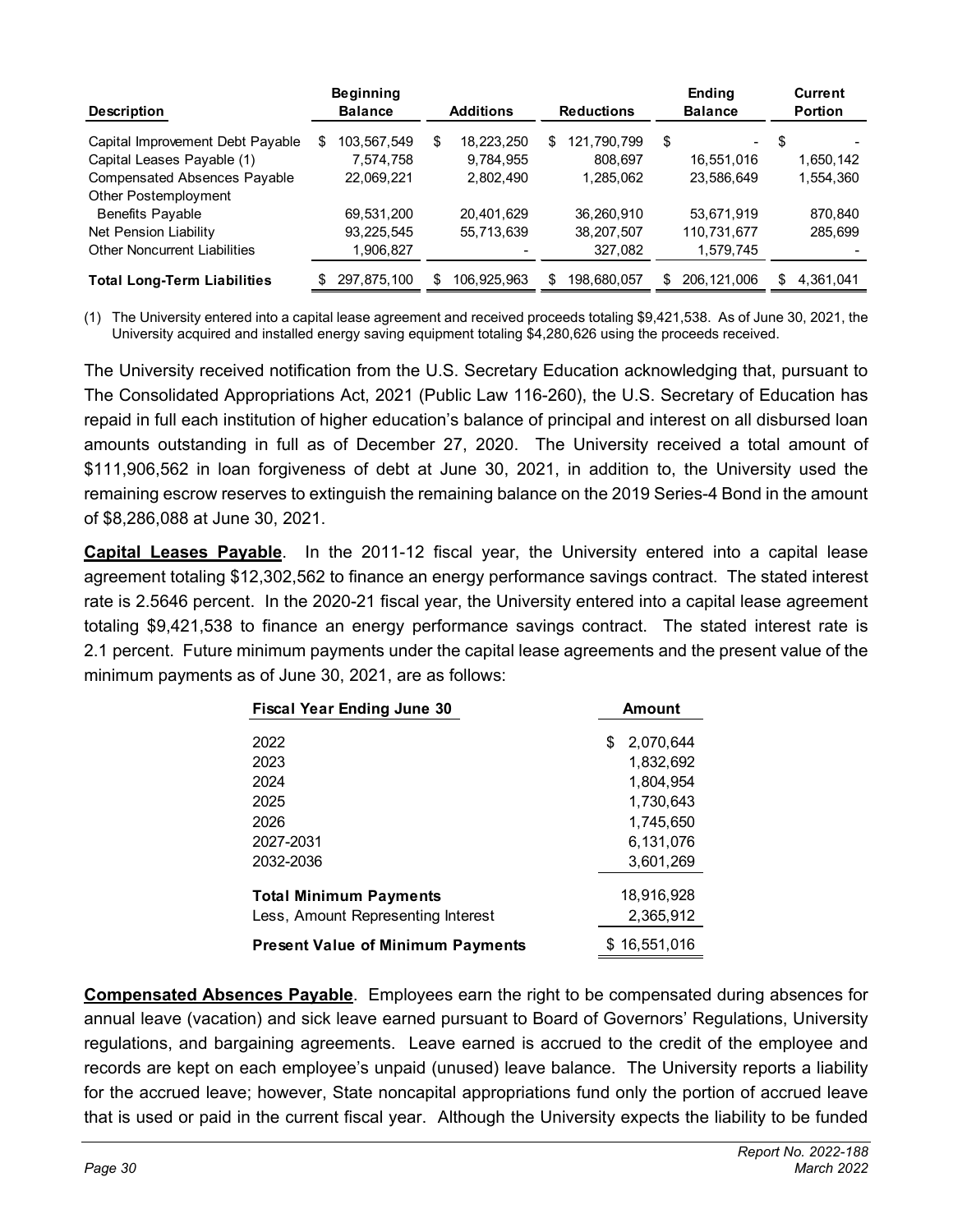| Description | Beginning Balance | Additions | Reductions | Ending Balance | Current Portion |
|---|---|---|---|---|---|
| Capital Improvement Debt Payable | $ 103,567,549 | $ 18,223,250 | $ 121,790,799 | $ - | $ - |
| Capital Leases Payable (1) | 7,574,758 | 9,784,955 | 808,697 | 16,551,016 | 1,650,142 |
| Compensated Absences Payable | 22,069,221 | 2,802,490 | 1,285,062 | 23,586,649 | 1,554,360 |
| Other Postemployment Benefits Payable | 69,531,200 | 20,401,629 | 36,260,910 | 53,671,919 | 870,840 |
| Net Pension Liability | 93,225,545 | 55,713,639 | 38,207,507 | 110,731,677 | 285,699 |
| Other Noncurrent Liabilities | 1,906,827 | - | 327,082 | 1,579,745 | - |
| **Total Long-Term Liabilities** | $ 297,875,100 | $ 106,925,963 | $ 198,680,057 | $ 206,121,006 | $ 4,361,041 |

(1) The University entered into a capital lease agreement and received proceeds totaling $9,421,538. As of June 30, 2021, the University acquired and installed energy saving equipment totaling $4,280,626 using the proceeds received.

The University received notification from the U.S. Secretary Education acknowledging that, pursuant to The Consolidated Appropriations Act, 2021 (Public Law 116-260), the U.S. Secretary of Education has repaid in full each institution of higher education's balance of principal and interest on all disbursed loan amounts outstanding in full as of December 27, 2020. The University received a total amount of $111,906,562 in loan forgiveness of debt at June 30, 2021, in addition to, the University used the remaining escrow reserves to extinguish the remaining balance on the 2019 Series-4 Bond in the amount of $8,286,088 at June 30, 2021.

**Capital Leases Payable**. In the 2011-12 fiscal year, the University entered into a capital lease agreement totaling $12,302,562 to finance an energy performance savings contract. The stated interest rate is 2.5646 percent. In the 2020-21 fiscal year, the University entered into a capital lease agreement totaling $9,421,538 to finance an energy performance savings contract. The stated interest rate is 2.1 percent. Future minimum payments under the capital lease agreements and the present value of the minimum payments as of June 30, 2021, are as follows:

| Fiscal Year Ending June 30 | Amount |
|---|---|
| 2022 | $ 2,070,644 |
| 2023 | 1,832,692 |
| 2024 | 1,804,954 |
| 2025 | 1,730,643 |
| 2026 | 1,745,650 |
| 2027-2031 | 6,131,076 |
| 2032-2036 | 3,601,269 |
| **Total Minimum Payments** | 18,916,928 |
| Less, Amount Representing Interest | 2,365,912 |
| **Present Value of Minimum Payments** | $ 16,551,016 |

**Compensated Absences Payable**. Employees earn the right to be compensated during absences for annual leave (vacation) and sick leave earned pursuant to Board of Governors' Regulations, University regulations, and bargaining agreements. Leave earned is accrued to the credit of the employee and records are kept on each employee's unpaid (unused) leave balance. The University reports a liability for the accrued leave; however, State noncapital appropriations fund only the portion of accrued leave that is used or paid in the current fiscal year. Although the University expects the liability to be funded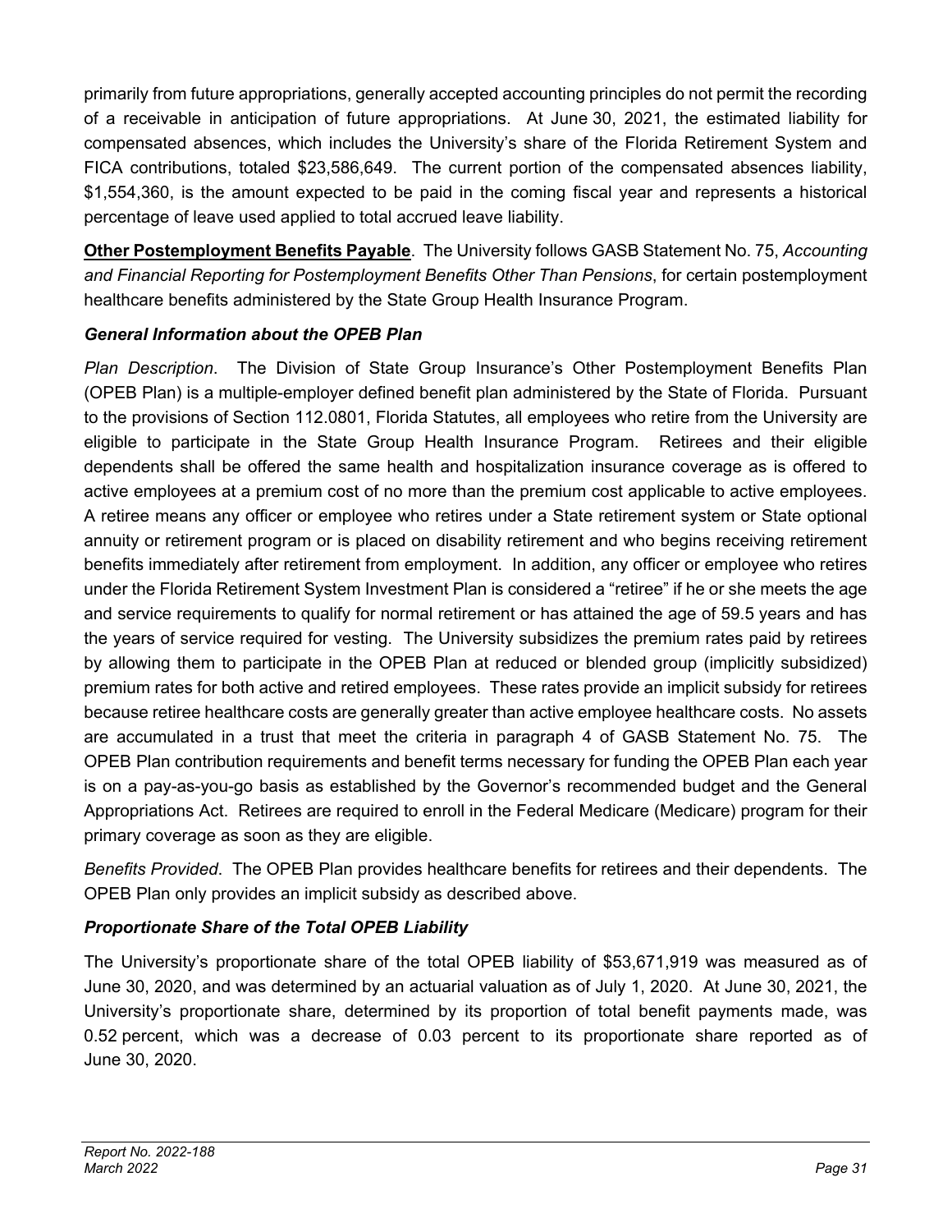primarily from future appropriations, generally accepted accounting principles do not permit the recording of a receivable in anticipation of future appropriations. At June 30, 2021, the estimated liability for compensated absences, which includes the University's share of the Florida Retirement System and FICA contributions, totaled $23,586,649. The current portion of the compensated absences liability, $1,554,360, is the amount expected to be paid in the coming fiscal year and represents a historical percentage of leave used applied to total accrued leave liability.

**Other Postemployment Benefits Payable**. The University follows GASB Statement No. 75, *Accounting and Financial Reporting for Postemployment Benefits Other Than Pensions*, for certain postemployment healthcare benefits administered by the State Group Health Insurance Program.

### *General Information about the OPEB Plan*

*Plan Description*. The Division of State Group Insurance's Other Postemployment Benefits Plan (OPEB Plan) is a multiple-employer defined benefit plan administered by the State of Florida. Pursuant to the provisions of Section 112.0801, Florida Statutes, all employees who retire from the University are eligible to participate in the State Group Health Insurance Program. Retirees and their eligible dependents shall be offered the same health and hospitalization insurance coverage as is offered to active employees at a premium cost of no more than the premium cost applicable to active employees. A retiree means any officer or employee who retires under a State retirement system or State optional annuity or retirement program or is placed on disability retirement and who begins receiving retirement benefits immediately after retirement from employment. In addition, any officer or employee who retires under the Florida Retirement System Investment Plan is considered a "retiree" if he or she meets the age and service requirements to qualify for normal retirement or has attained the age of 59.5 years and has the years of service required for vesting. The University subsidizes the premium rates paid by retirees by allowing them to participate in the OPEB Plan at reduced or blended group (implicitly subsidized) premium rates for both active and retired employees. These rates provide an implicit subsidy for retirees because retiree healthcare costs are generally greater than active employee healthcare costs. No assets are accumulated in a trust that meet the criteria in paragraph 4 of GASB Statement No. 75. The OPEB Plan contribution requirements and benefit terms necessary for funding the OPEB Plan each year is on a pay-as-you-go basis as established by the Governor's recommended budget and the General Appropriations Act. Retirees are required to enroll in the Federal Medicare (Medicare) program for their primary coverage as soon as they are eligible.

*Benefits Provided*. The OPEB Plan provides healthcare benefits for retirees and their dependents. The OPEB Plan only provides an implicit subsidy as described above.

### *Proportionate Share of the Total OPEB Liability*

The University's proportionate share of the total OPEB liability of $53,671,919 was measured as of June 30, 2020, and was determined by an actuarial valuation as of July 1, 2020. At June 30, 2021, the University's proportionate share, determined by its proportion of total benefit payments made, was 0.52 percent, which was a decrease of 0.03 percent to its proportionate share reported as of June 30, 2020.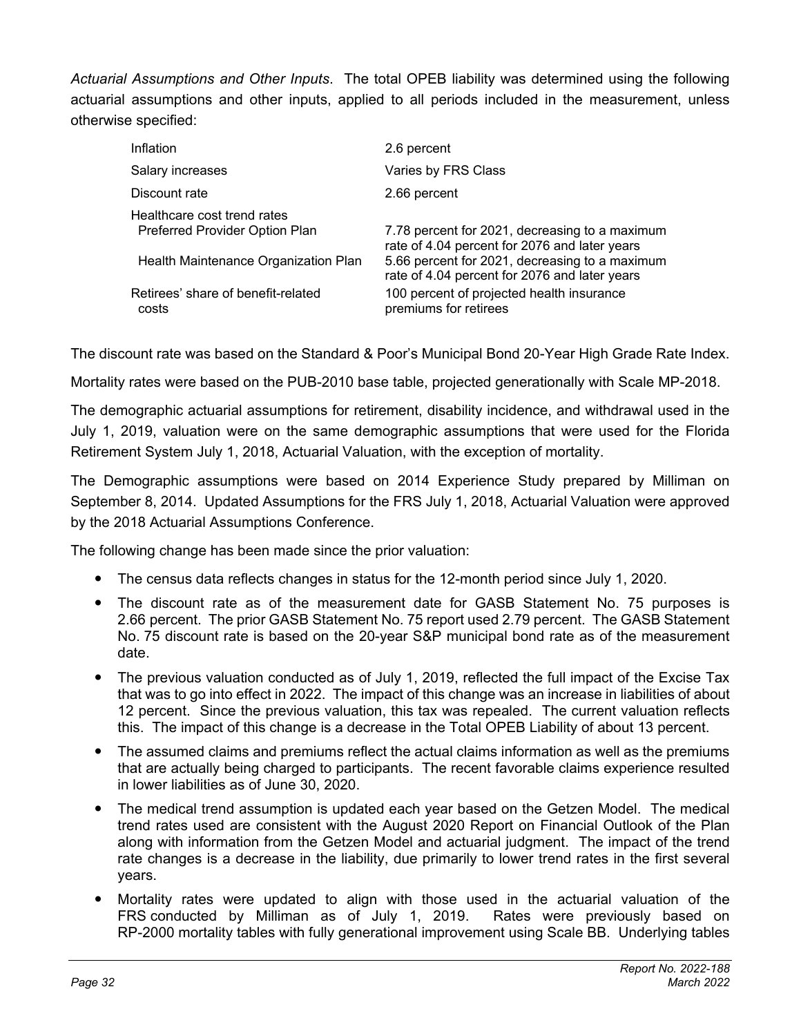*Actuarial Assumptions and Other Inputs*. The total OPEB liability was determined using the following actuarial assumptions and other inputs, applied to all periods included in the measurement, unless otherwise specified:

| | |
|---|---|
| Inflation | 2.6 percent |
| Salary increases | Varies by FRS Class |
| Discount rate | 2.66 percent |
| Healthcare cost trend rates | |
| Preferred Provider Option Plan | 7.78 percent for 2021, decreasing to a maximum rate of 4.04 percent for 2076 and later years |
| Health Maintenance Organization Plan | 5.66 percent for 2021, decreasing to a maximum rate of 4.04 percent for 2076 and later years |
| Retirees' share of benefit-related costs | 100 percent of projected health insurance premiums for retirees |

The discount rate was based on the Standard & Poor's Municipal Bond 20-Year High Grade Rate Index.

Mortality rates were based on the PUB-2010 base table, projected generationally with Scale MP-2018.

The demographic actuarial assumptions for retirement, disability incidence, and withdrawal used in the July 1, 2019, valuation were on the same demographic assumptions that were used for the Florida Retirement System July 1, 2018, Actuarial Valuation, with the exception of mortality.

The Demographic assumptions were based on 2014 Experience Study prepared by Milliman on September 8, 2014. Updated Assumptions for the FRS July 1, 2018, Actuarial Valuation were approved by the 2018 Actuarial Assumptions Conference.

The following change has been made since the prior valuation:

- The census data reflects changes in status for the 12-month period since July 1, 2020.
- The discount rate as of the measurement date for GASB Statement No. 75 purposes is 2.66 percent. The prior GASB Statement No. 75 report used 2.79 percent. The GASB Statement No. 75 discount rate is based on the 20-year S&P municipal bond rate as of the measurement date.
- The previous valuation conducted as of July 1, 2019, reflected the full impact of the Excise Tax that was to go into effect in 2022. The impact of this change was an increase in liabilities of about 12 percent. Since the previous valuation, this tax was repealed. The current valuation reflects this. The impact of this change is a decrease in the Total OPEB Liability of about 13 percent.
- The assumed claims and premiums reflect the actual claims information as well as the premiums that are actually being charged to participants. The recent favorable claims experience resulted in lower liabilities as of June 30, 2020.
- The medical trend assumption is updated each year based on the Getzen Model. The medical trend rates used are consistent with the August 2020 Report on Financial Outlook of the Plan along with information from the Getzen Model and actuarial judgment. The impact of the trend rate changes is a decrease in the liability, due primarily to lower trend rates in the first several years.
- Mortality rates were updated to align with those used in the actuarial valuation of the FRS conducted by Milliman as of July 1, 2019. Rates were previously based on RP-2000 mortality tables with fully generational improvement using Scale BB. Underlying tables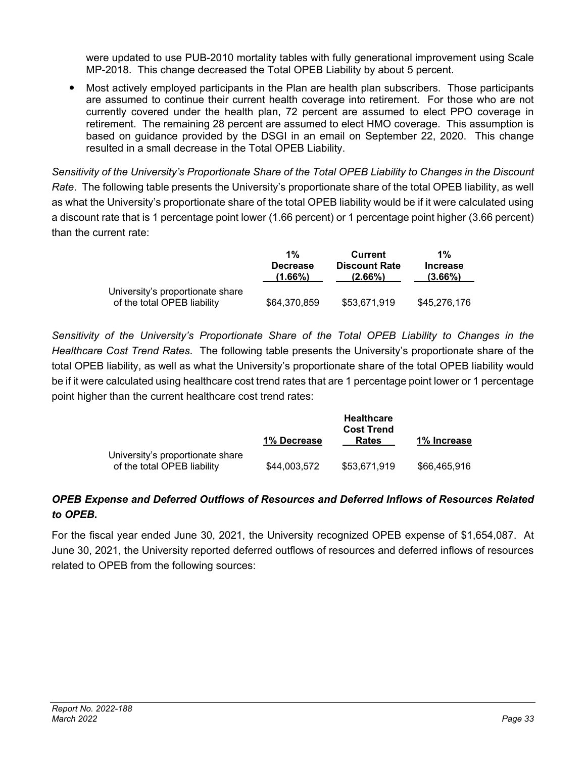were updated to use PUB-2010 mortality tables with fully generational improvement using Scale MP-2018. This change decreased the Total OPEB Liability by about 5 percent.

- Most actively employed participants in the Plan are health plan subscribers. Those participants are assumed to continue their current health coverage into retirement. For those who are not currently covered under the health plan, 72 percent are assumed to elect PPO coverage in retirement. The remaining 28 percent are assumed to elect HMO coverage. This assumption is based on guidance provided by the DSGI in an email on September 22, 2020. This change resulted in a small decrease in the Total OPEB Liability.

*Sensitivity of the University's Proportionate Share of the Total OPEB Liability to Changes in the Discount Rate*. The following table presents the University's proportionate share of the total OPEB liability, as well as what the University's proportionate share of the total OPEB liability would be if it were calculated using a discount rate that is 1 percentage point lower (1.66 percent) or 1 percentage point higher (3.66 percent) than the current rate:

| | 1% Decrease (1.66%) | Current Discount Rate (2.66%) | 1% Increase (3.66%) |
|---|---|---|---|
| University's proportionate share of the total OPEB liability | $64,370,859 | $53,671,919 | $45,276,176 |

*Sensitivity of the University's Proportionate Share of the Total OPEB Liability to Changes in the Healthcare Cost Trend Rates*. The following table presents the University's proportionate share of the total OPEB liability, as well as what the University's proportionate share of the total OPEB liability would be if it were calculated using healthcare cost trend rates that are 1 percentage point lower or 1 percentage point higher than the current healthcare cost trend rates:

| | 1% Decrease | Healthcare Cost Trend Rates | 1% Increase |
|---|---|---|---|
| University's proportionate share of the total OPEB liability | $44,003,572 | $53,671,919 | $66,465,916 |

***OPEB Expense and Deferred Outflows of Resources and Deferred Inflows of Resources Related to OPEB*.**

For the fiscal year ended June 30, 2021, the University recognized OPEB expense of $1,654,087. At June 30, 2021, the University reported deferred outflows of resources and deferred inflows of resources related to OPEB from the following sources: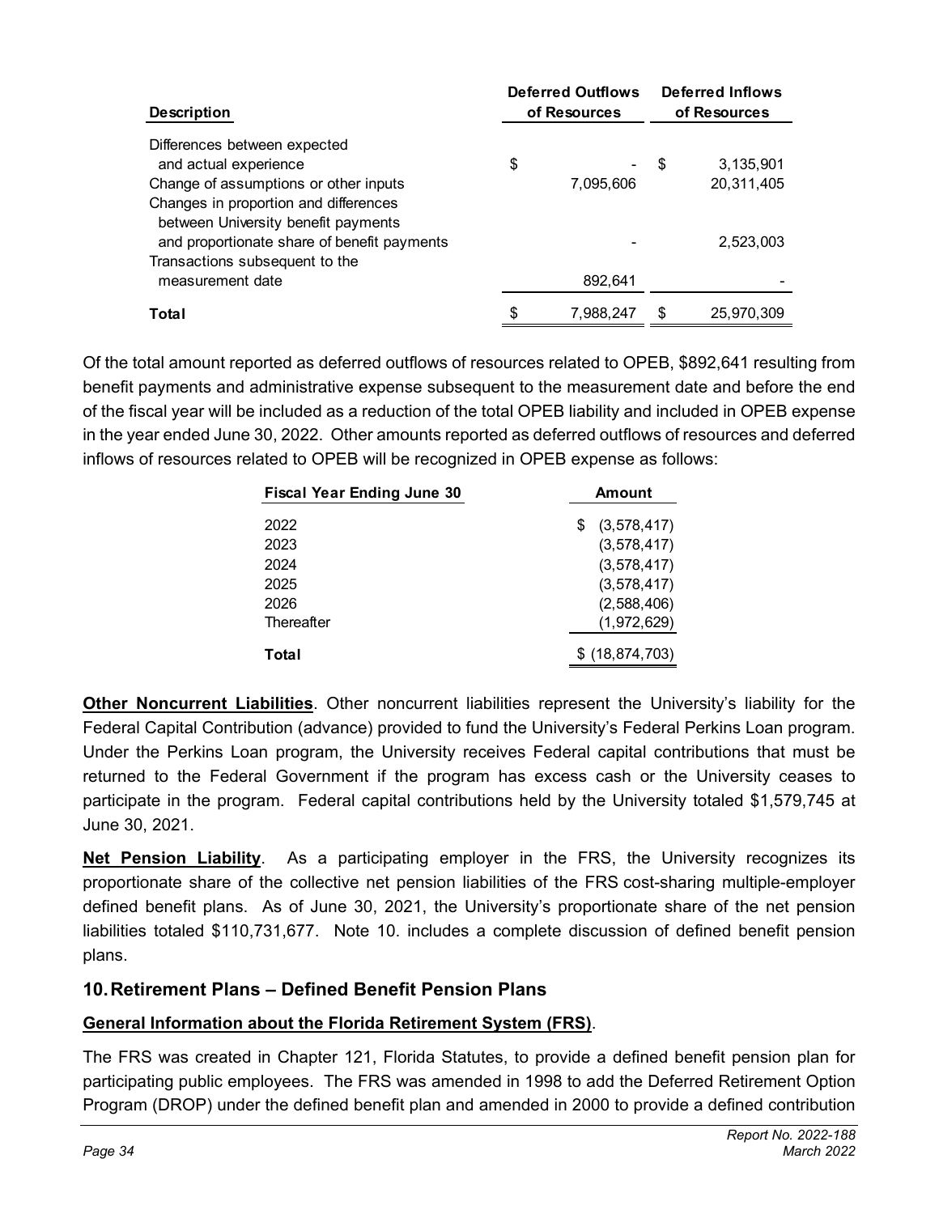| Description | Deferred Outflows of Resources | Deferred Inflows of Resources |
|---|---|---|
| Differences between expected and actual experience | $ - | $ 3,135,901 |
| Change of assumptions or other inputs | 7,095,606 | 20,311,405 |
| Changes in proportion and differences between University benefit payments and proportionate share of benefit payments | - | 2,523,003 |
| Transactions subsequent to the measurement date | 892,641 | - |
| **Total** | $ 7,988,247 | $ 25,970,309 |

Of the total amount reported as deferred outflows of resources related to OPEB, $892,641 resulting from benefit payments and administrative expense subsequent to the measurement date and before the end of the fiscal year will be included as a reduction of the total OPEB liability and included in OPEB expense in the year ended June 30, 2022. Other amounts reported as deferred outflows of resources and deferred inflows of resources related to OPEB will be recognized in OPEB expense as follows:

| Fiscal Year Ending June 30 | Amount |
|---|---|
| 2022 | $ (3,578,417) |
| 2023 | (3,578,417) |
| 2024 | (3,578,417) |
| 2025 | (3,578,417) |
| 2026 | (2,588,406) |
| Thereafter | (1,972,629) |
| **Total** | $ (18,874,703) |

**Other Noncurrent Liabilities**. Other noncurrent liabilities represent the University's liability for the Federal Capital Contribution (advance) provided to fund the University's Federal Perkins Loan program. Under the Perkins Loan program, the University receives Federal capital contributions that must be returned to the Federal Government if the program has excess cash or the University ceases to participate in the program. Federal capital contributions held by the University totaled $1,579,745 at June 30, 2021.

**Net Pension Liability**. As a participating employer in the FRS, the University recognizes its proportionate share of the collective net pension liabilities of the FRS cost-sharing multiple-employer defined benefit plans. As of June 30, 2021, the University's proportionate share of the net pension liabilities totaled $110,731,677. Note 10. includes a complete discussion of defined benefit pension plans.

## 10. Retirement Plans – Defined Benefit Pension Plans

**General Information about the Florida Retirement System (FRS)**.

The FRS was created in Chapter 121, Florida Statutes, to provide a defined benefit pension plan for participating public employees. The FRS was amended in 1998 to add the Deferred Retirement Option Program (DROP) under the defined benefit plan and amended in 2000 to provide a defined contribution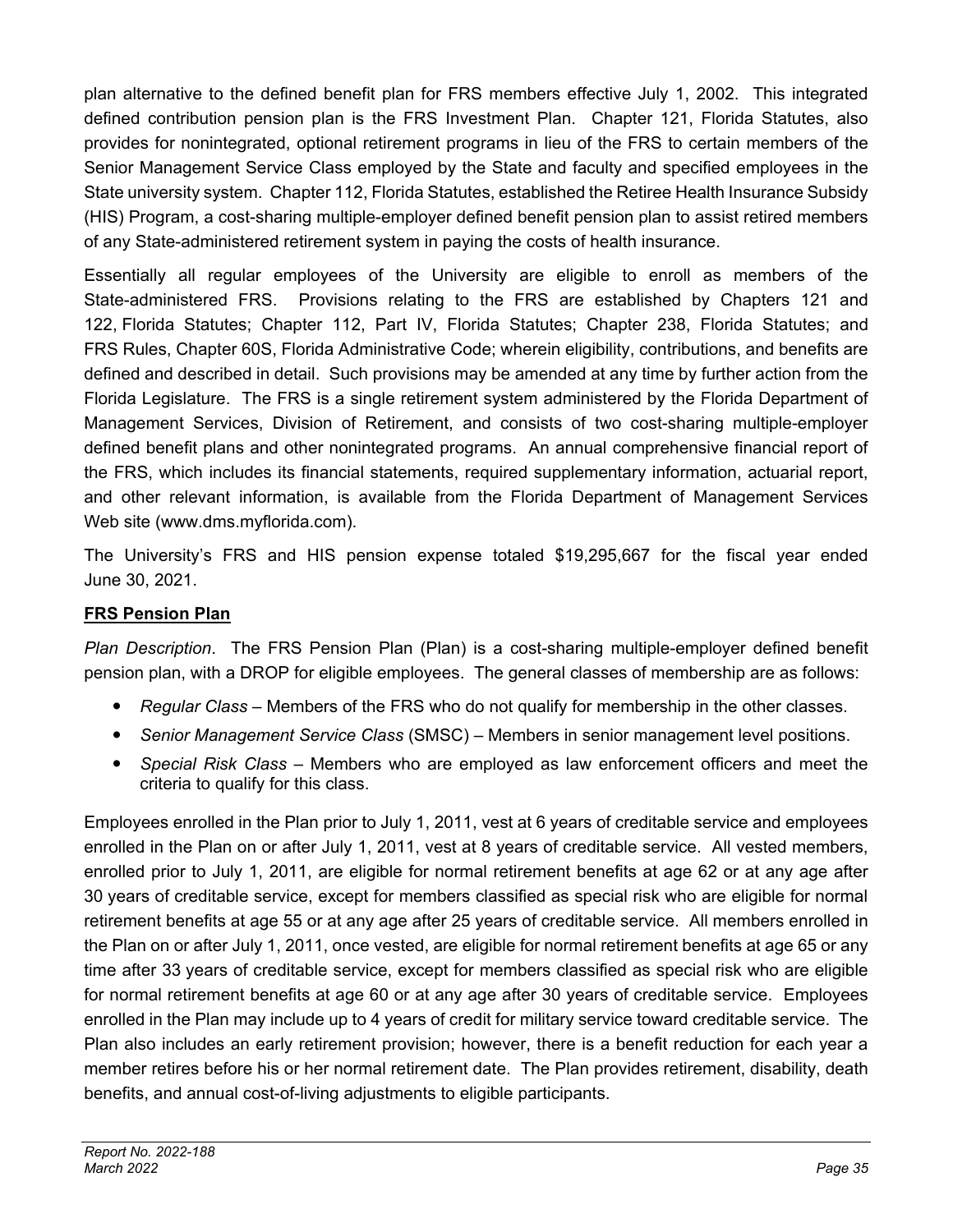plan alternative to the defined benefit plan for FRS members effective July 1, 2002. This integrated defined contribution pension plan is the FRS Investment Plan. Chapter 121, Florida Statutes, also provides for nonintegrated, optional retirement programs in lieu of the FRS to certain members of the Senior Management Service Class employed by the State and faculty and specified employees in the State university system. Chapter 112, Florida Statutes, established the Retiree Health Insurance Subsidy (HIS) Program, a cost-sharing multiple-employer defined benefit pension plan to assist retired members of any State-administered retirement system in paying the costs of health insurance.

Essentially all regular employees of the University are eligible to enroll as members of the State-administered FRS. Provisions relating to the FRS are established by Chapters 121 and 122, Florida Statutes; Chapter 112, Part IV, Florida Statutes; Chapter 238, Florida Statutes; and FRS Rules, Chapter 60S, Florida Administrative Code; wherein eligibility, contributions, and benefits are defined and described in detail. Such provisions may be amended at any time by further action from the Florida Legislature. The FRS is a single retirement system administered by the Florida Department of Management Services, Division of Retirement, and consists of two cost-sharing multiple-employer defined benefit plans and other nonintegrated programs. An annual comprehensive financial report of the FRS, which includes its financial statements, required supplementary information, actuarial report, and other relevant information, is available from the Florida Department of Management Services Web site (www.dms.myflorida.com).

The University's FRS and HIS pension expense totaled $19,295,667 for the fiscal year ended June 30, 2021.

**FRS Pension Plan**

*Plan Description*. The FRS Pension Plan (Plan) is a cost-sharing multiple-employer defined benefit pension plan, with a DROP for eligible employees. The general classes of membership are as follows:

- *Regular Class* – Members of the FRS who do not qualify for membership in the other classes.
- *Senior Management Service Class* (SMSC) – Members in senior management level positions.
- *Special Risk Class* – Members who are employed as law enforcement officers and meet the criteria to qualify for this class.

Employees enrolled in the Plan prior to July 1, 2011, vest at 6 years of creditable service and employees enrolled in the Plan on or after July 1, 2011, vest at 8 years of creditable service. All vested members, enrolled prior to July 1, 2011, are eligible for normal retirement benefits at age 62 or at any age after 30 years of creditable service, except for members classified as special risk who are eligible for normal retirement benefits at age 55 or at any age after 25 years of creditable service. All members enrolled in the Plan on or after July 1, 2011, once vested, are eligible for normal retirement benefits at age 65 or any time after 33 years of creditable service, except for members classified as special risk who are eligible for normal retirement benefits at age 60 or at any age after 30 years of creditable service. Employees enrolled in the Plan may include up to 4 years of credit for military service toward creditable service. The Plan also includes an early retirement provision; however, there is a benefit reduction for each year a member retires before his or her normal retirement date. The Plan provides retirement, disability, death benefits, and annual cost-of-living adjustments to eligible participants.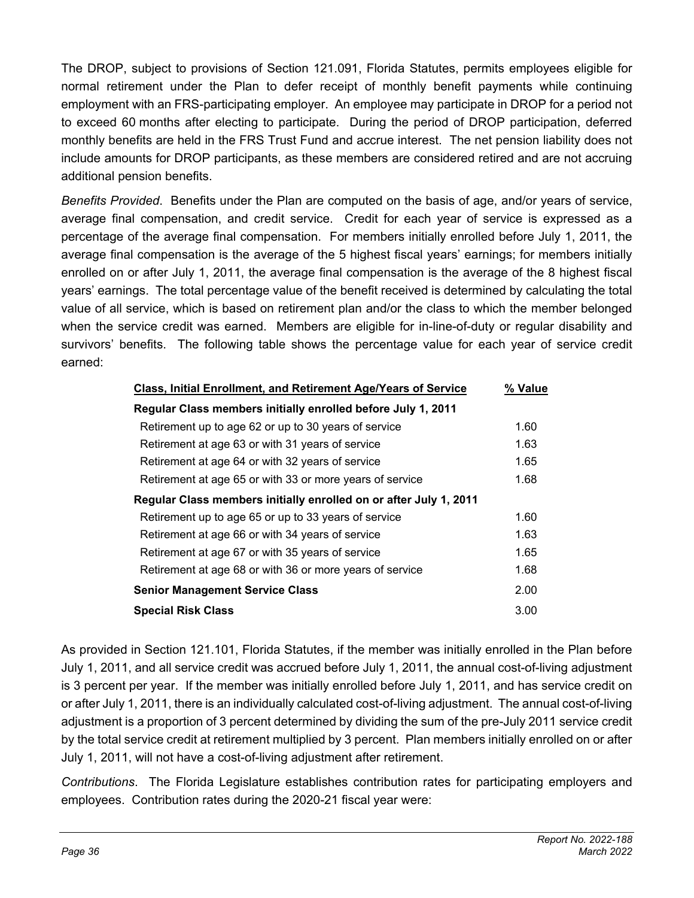The DROP, subject to provisions of Section 121.091, Florida Statutes, permits employees eligible for normal retirement under the Plan to defer receipt of monthly benefit payments while continuing employment with an FRS-participating employer. An employee may participate in DROP for a period not to exceed 60 months after electing to participate. During the period of DROP participation, deferred monthly benefits are held in the FRS Trust Fund and accrue interest. The net pension liability does not include amounts for DROP participants, as these members are considered retired and are not accruing additional pension benefits.

*Benefits Provided*. Benefits under the Plan are computed on the basis of age, and/or years of service, average final compensation, and credit service. Credit for each year of service is expressed as a percentage of the average final compensation. For members initially enrolled before July 1, 2011, the average final compensation is the average of the 5 highest fiscal years' earnings; for members initially enrolled on or after July 1, 2011, the average final compensation is the average of the 8 highest fiscal years' earnings. The total percentage value of the benefit received is determined by calculating the total value of all service, which is based on retirement plan and/or the class to which the member belonged when the service credit was earned. Members are eligible for in-line-of-duty or regular disability and survivors' benefits. The following table shows the percentage value for each year of service credit earned:

| Class, Initial Enrollment, and Retirement Age/Years of Service | % Value |
|---|---|
| **Regular Class members initially enrolled before July 1, 2011** | |
| Retirement up to age 62 or up to 30 years of service | 1.60 |
| Retirement at age 63 or with 31 years of service | 1.63 |
| Retirement at age 64 or with 32 years of service | 1.65 |
| Retirement at age 65 or with 33 or more years of service | 1.68 |
| **Regular Class members initially enrolled on or after July 1, 2011** | |
| Retirement up to age 65 or up to 33 years of service | 1.60 |
| Retirement at age 66 or with 34 years of service | 1.63 |
| Retirement at age 67 or with 35 years of service | 1.65 |
| Retirement at age 68 or with 36 or more years of service | 1.68 |
| **Senior Management Service Class** | 2.00 |
| **Special Risk Class** | 3.00 |

As provided in Section 121.101, Florida Statutes, if the member was initially enrolled in the Plan before July 1, 2011, and all service credit was accrued before July 1, 2011, the annual cost-of-living adjustment is 3 percent per year. If the member was initially enrolled before July 1, 2011, and has service credit on or after July 1, 2011, there is an individually calculated cost-of-living adjustment. The annual cost-of-living adjustment is a proportion of 3 percent determined by dividing the sum of the pre-July 2011 service credit by the total service credit at retirement multiplied by 3 percent. Plan members initially enrolled on or after July 1, 2011, will not have a cost-of-living adjustment after retirement.

*Contributions*. The Florida Legislature establishes contribution rates for participating employers and employees. Contribution rates during the 2020-21 fiscal year were: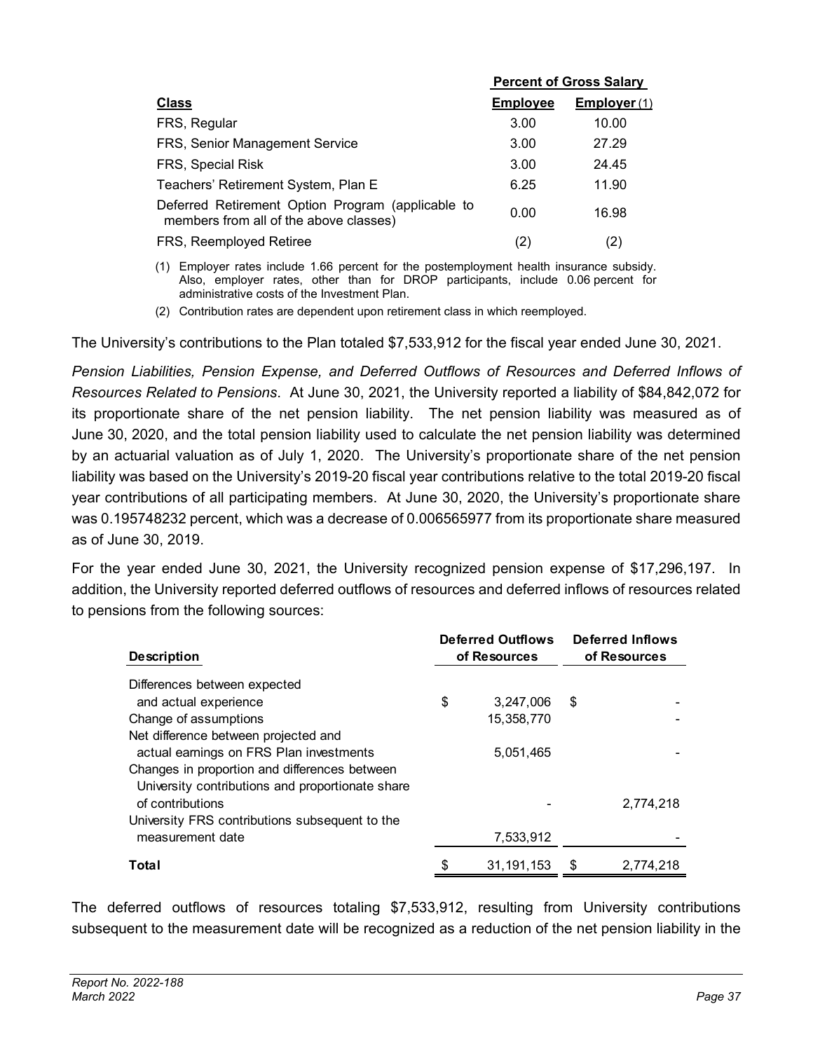| Class | Percent of Gross Salary | |
|---|---|---|
| | **Employee** | **Employer** (1) |
| FRS, Regular | 3.00 | 10.00 |
| FRS, Senior Management Service | 3.00 | 27.29 |
| FRS, Special Risk | 3.00 | 24.45 |
| Teachers' Retirement System, Plan E | 6.25 | 11.90 |
| Deferred Retirement Option Program (applicable to members from all of the above classes) | 0.00 | 16.98 |
| FRS, Reemployed Retiree | (2) | (2) |

(1) Employer rates include 1.66 percent for the postemployment health insurance subsidy. Also, employer rates, other than for DROP participants, include 0.06 percent for administrative costs of the Investment Plan.

(2) Contribution rates are dependent upon retirement class in which reemployed.

The University's contributions to the Plan totaled $7,533,912 for the fiscal year ended June 30, 2021.

*Pension Liabilities, Pension Expense, and Deferred Outflows of Resources and Deferred Inflows of Resources Related to Pensions*. At June 30, 2021, the University reported a liability of $84,842,072 for its proportionate share of the net pension liability. The net pension liability was measured as of June 30, 2020, and the total pension liability used to calculate the net pension liability was determined by an actuarial valuation as of July 1, 2020. The University's proportionate share of the net pension liability was based on the University's 2019-20 fiscal year contributions relative to the total 2019-20 fiscal year contributions of all participating members. At June 30, 2020, the University's proportionate share was 0.195748232 percent, which was a decrease of 0.006565977 from its proportionate share measured as of June 30, 2019.

For the year ended June 30, 2021, the University recognized pension expense of $17,296,197. In addition, the University reported deferred outflows of resources and deferred inflows of resources related to pensions from the following sources:

| Description | Deferred Outflows of Resources | Deferred Inflows of Resources |
|---|---|---|
| Differences between expected and actual experience | $ 3,247,006 | $ - |
| Change of assumptions | 15,358,770 | - |
| Net difference between projected and actual earnings on FRS Plan investments | 5,051,465 | - |
| Changes in proportion and differences between University contributions and proportionate share of contributions | - | 2,774,218 |
| University FRS contributions subsequent to the measurement date | 7,533,912 | - |
| **Total** | $ 31,191,153 | $ 2,774,218 |

The deferred outflows of resources totaling $7,533,912, resulting from University contributions subsequent to the measurement date will be recognized as a reduction of the net pension liability in the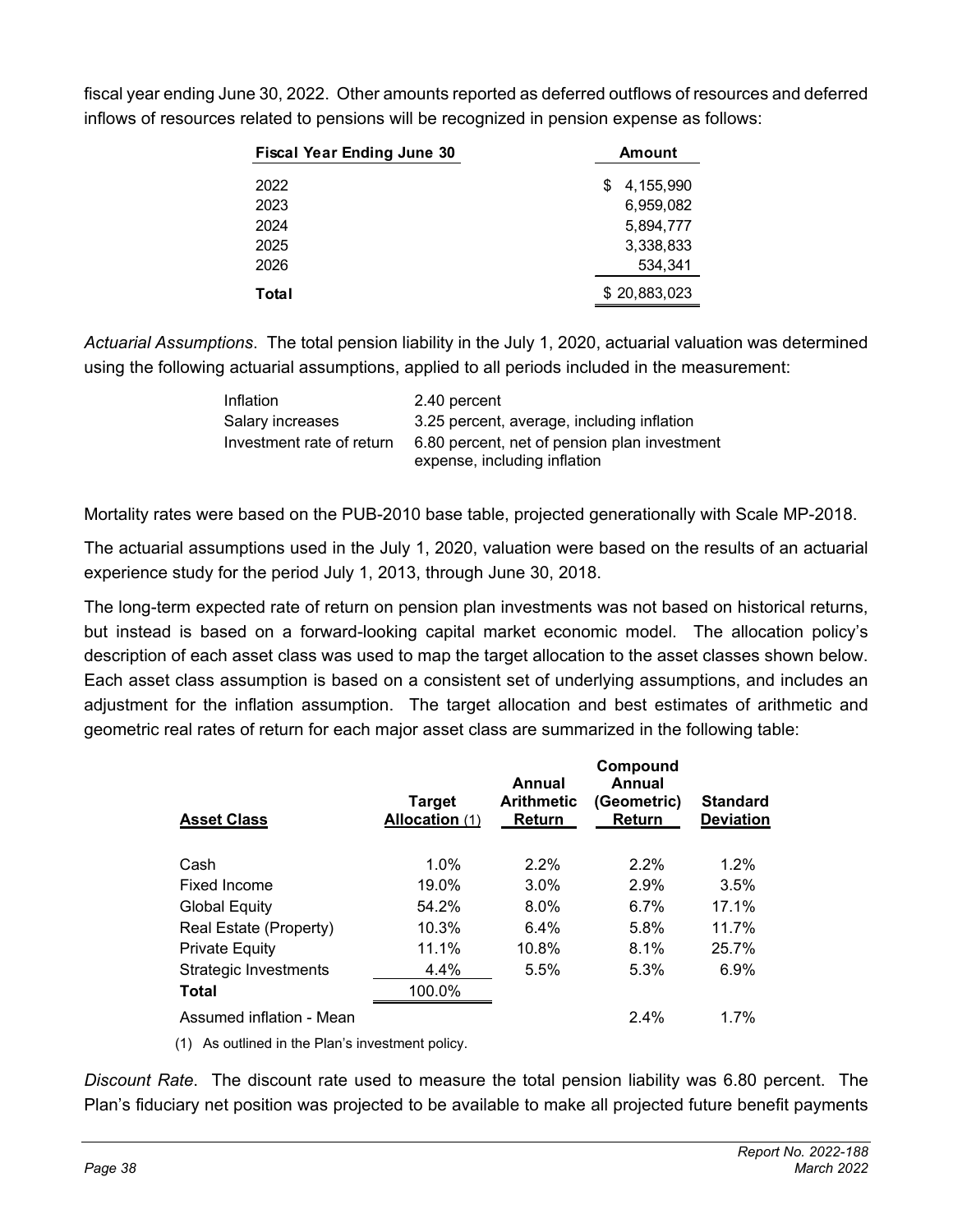fiscal year ending June 30, 2022. Other amounts reported as deferred outflows of resources and deferred inflows of resources related to pensions will be recognized in pension expense as follows:

| Fiscal Year Ending June 30 | Amount |
|---|---|
| 2022 | $ 4,155,990 |
| 2023 | 6,959,082 |
| 2024 | 5,894,777 |
| 2025 | 3,338,833 |
| 2026 | 534,341 |
| **Total** | $ 20,883,023 |

*Actuarial Assumptions*. The total pension liability in the July 1, 2020, actuarial valuation was determined using the following actuarial assumptions, applied to all periods included in the measurement:

| | |
|---|---|
| Inflation | 2.40 percent |
| Salary increases | 3.25 percent, average, including inflation |
| Investment rate of return | 6.80 percent, net of pension plan investment expense, including inflation |

Mortality rates were based on the PUB-2010 base table, projected generationally with Scale MP-2018.

The actuarial assumptions used in the July 1, 2020, valuation were based on the results of an actuarial experience study for the period July 1, 2013, through June 30, 2018.

The long-term expected rate of return on pension plan investments was not based on historical returns, but instead is based on a forward-looking capital market economic model. The allocation policy's description of each asset class was used to map the target allocation to the asset classes shown below. Each asset class assumption is based on a consistent set of underlying assumptions, and includes an adjustment for the inflation assumption. The target allocation and best estimates of arithmetic and geometric real rates of return for each major asset class are summarized in the following table:

| Asset Class | Target Allocation (1) | Annual Arithmetic Return | Compound Annual (Geometric) Return | Standard Deviation |
|---|---|---|---|---|
| Cash | 1.0% | 2.2% | 2.2% | 1.2% |
| Fixed Income | 19.0% | 3.0% | 2.9% | 3.5% |
| Global Equity | 54.2% | 8.0% | 6.7% | 17.1% |
| Real Estate (Property) | 10.3% | 6.4% | 5.8% | 11.7% |
| Private Equity | 11.1% | 10.8% | 8.1% | 25.7% |
| Strategic Investments | 4.4% | 5.5% | 5.3% | 6.9% |
| **Total** | 100.0% | | | |
| Assumed inflation - Mean | | | 2.4% | 1.7% |

(1) As outlined in the Plan's investment policy.

*Discount Rate*. The discount rate used to measure the total pension liability was 6.80 percent. The Plan's fiduciary net position was projected to be available to make all projected future benefit payments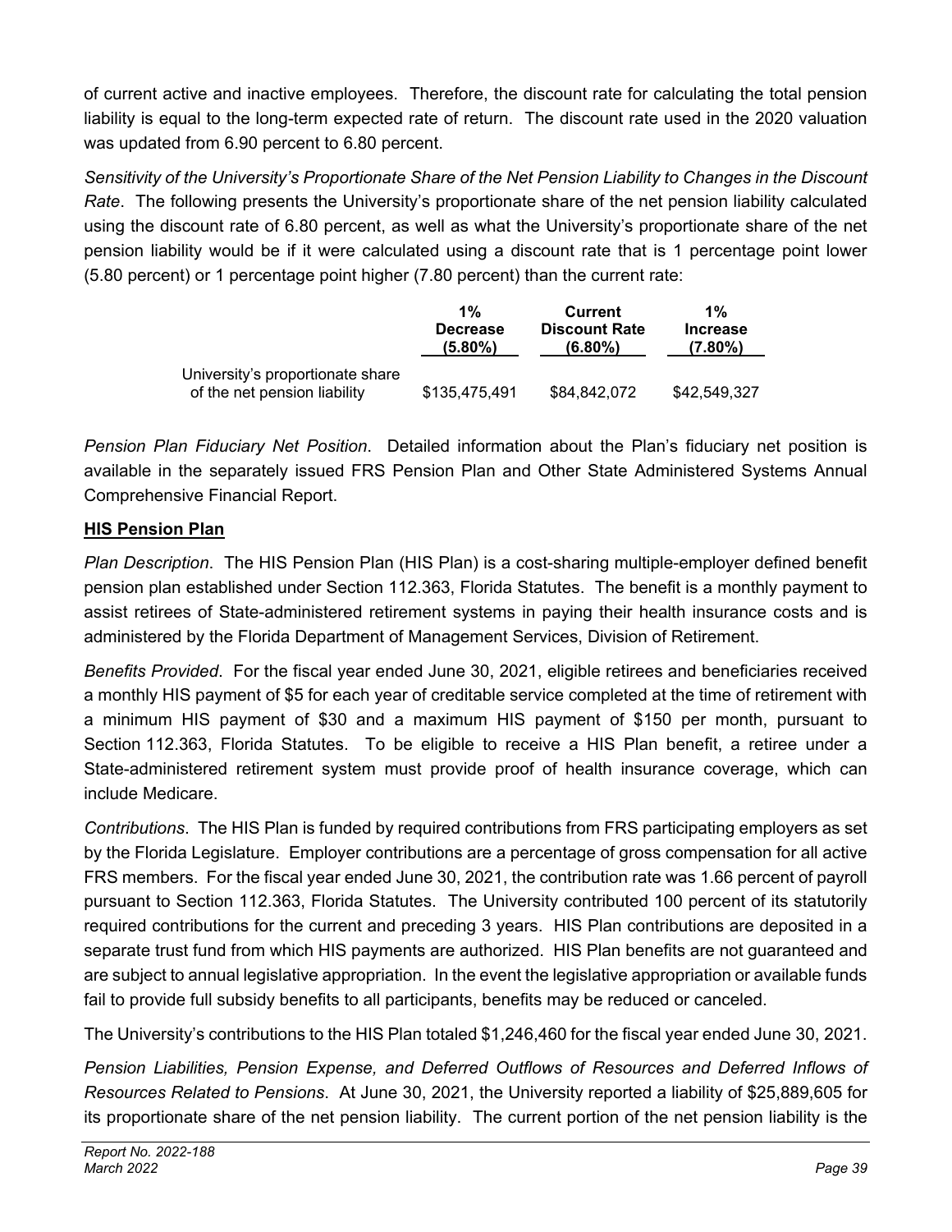of current active and inactive employees. Therefore, the discount rate for calculating the total pension liability is equal to the long-term expected rate of return. The discount rate used in the 2020 valuation was updated from 6.90 percent to 6.80 percent.

*Sensitivity of the University's Proportionate Share of the Net Pension Liability to Changes in the Discount Rate*. The following presents the University's proportionate share of the net pension liability calculated using the discount rate of 6.80 percent, as well as what the University's proportionate share of the net pension liability would be if it were calculated using a discount rate that is 1 percentage point lower (5.80 percent) or 1 percentage point higher (7.80 percent) than the current rate:

| | 1% Decrease (5.80%) | Current Discount Rate (6.80%) | 1% Increase (7.80%) |
|---|---|---|---|
| University's proportionate share of the net pension liability | $135,475,491 | $84,842,072 | $42,549,327 |

*Pension Plan Fiduciary Net Position*. Detailed information about the Plan's fiduciary net position is available in the separately issued FRS Pension Plan and Other State Administered Systems Annual Comprehensive Financial Report.

**HIS Pension Plan**

*Plan Description*. The HIS Pension Plan (HIS Plan) is a cost-sharing multiple-employer defined benefit pension plan established under Section 112.363, Florida Statutes. The benefit is a monthly payment to assist retirees of State-administered retirement systems in paying their health insurance costs and is administered by the Florida Department of Management Services, Division of Retirement.

*Benefits Provided*. For the fiscal year ended June 30, 2021, eligible retirees and beneficiaries received a monthly HIS payment of $5 for each year of creditable service completed at the time of retirement with a minimum HIS payment of $30 and a maximum HIS payment of $150 per month, pursuant to Section 112.363, Florida Statutes. To be eligible to receive a HIS Plan benefit, a retiree under a State-administered retirement system must provide proof of health insurance coverage, which can include Medicare.

*Contributions*. The HIS Plan is funded by required contributions from FRS participating employers as set by the Florida Legislature. Employer contributions are a percentage of gross compensation for all active FRS members. For the fiscal year ended June 30, 2021, the contribution rate was 1.66 percent of payroll pursuant to Section 112.363, Florida Statutes. The University contributed 100 percent of its statutorily required contributions for the current and preceding 3 years. HIS Plan contributions are deposited in a separate trust fund from which HIS payments are authorized. HIS Plan benefits are not guaranteed and are subject to annual legislative appropriation. In the event the legislative appropriation or available funds fail to provide full subsidy benefits to all participants, benefits may be reduced or canceled.

The University's contributions to the HIS Plan totaled $1,246,460 for the fiscal year ended June 30, 2021.

*Pension Liabilities, Pension Expense, and Deferred Outflows of Resources and Deferred Inflows of Resources Related to Pensions*. At June 30, 2021, the University reported a liability of $25,889,605 for its proportionate share of the net pension liability. The current portion of the net pension liability is the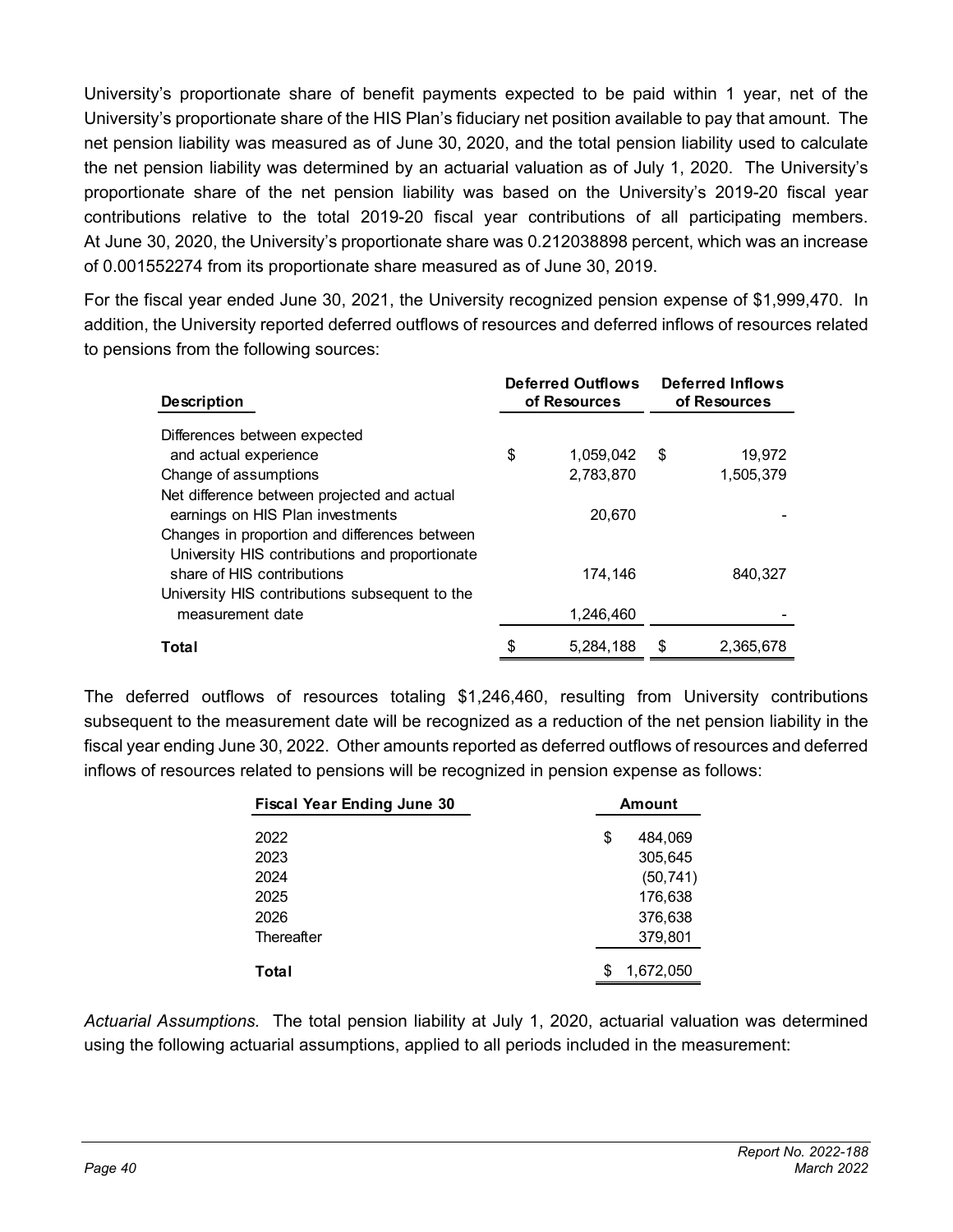University's proportionate share of benefit payments expected to be paid within 1 year, net of the University's proportionate share of the HIS Plan's fiduciary net position available to pay that amount. The net pension liability was measured as of June 30, 2020, and the total pension liability used to calculate the net pension liability was determined by an actuarial valuation as of July 1, 2020. The University's proportionate share of the net pension liability was based on the University's 2019-20 fiscal year contributions relative to the total 2019-20 fiscal year contributions of all participating members. At June 30, 2020, the University's proportionate share was 0.212038898 percent, which was an increase of 0.001552274 from its proportionate share measured as of June 30, 2019.

For the fiscal year ended June 30, 2021, the University recognized pension expense of $1,999,470. In addition, the University reported deferred outflows of resources and deferred inflows of resources related to pensions from the following sources:

| Description | Deferred Outflows of Resources | Deferred Inflows of Resources |
|---|---|---|
| Differences between expected and actual experience | $ 1,059,042 | $ 19,972 |
| Change of assumptions | 2,783,870 | 1,505,379 |
| Net difference between projected and actual earnings on HIS Plan investments | 20,670 | - |
| Changes in proportion and differences between University HIS contributions and proportionate share of HIS contributions | 174,146 | 840,327 |
| University HIS contributions subsequent to the measurement date | 1,246,460 | - |
| **Total** | $ 5,284,188 | $ 2,365,678 |

The deferred outflows of resources totaling $1,246,460, resulting from University contributions subsequent to the measurement date will be recognized as a reduction of the net pension liability in the fiscal year ending June 30, 2022. Other amounts reported as deferred outflows of resources and deferred inflows of resources related to pensions will be recognized in pension expense as follows:

| Fiscal Year Ending June 30 | Amount |
|---|---|
| 2022 | $ 484,069 |
| 2023 | 305,645 |
| 2024 | (50,741) |
| 2025 | 176,638 |
| 2026 | 376,638 |
| Thereafter | 379,801 |
| **Total** | $ 1,672,050 |

*Actuarial Assumptions.* The total pension liability at July 1, 2020, actuarial valuation was determined using the following actuarial assumptions, applied to all periods included in the measurement: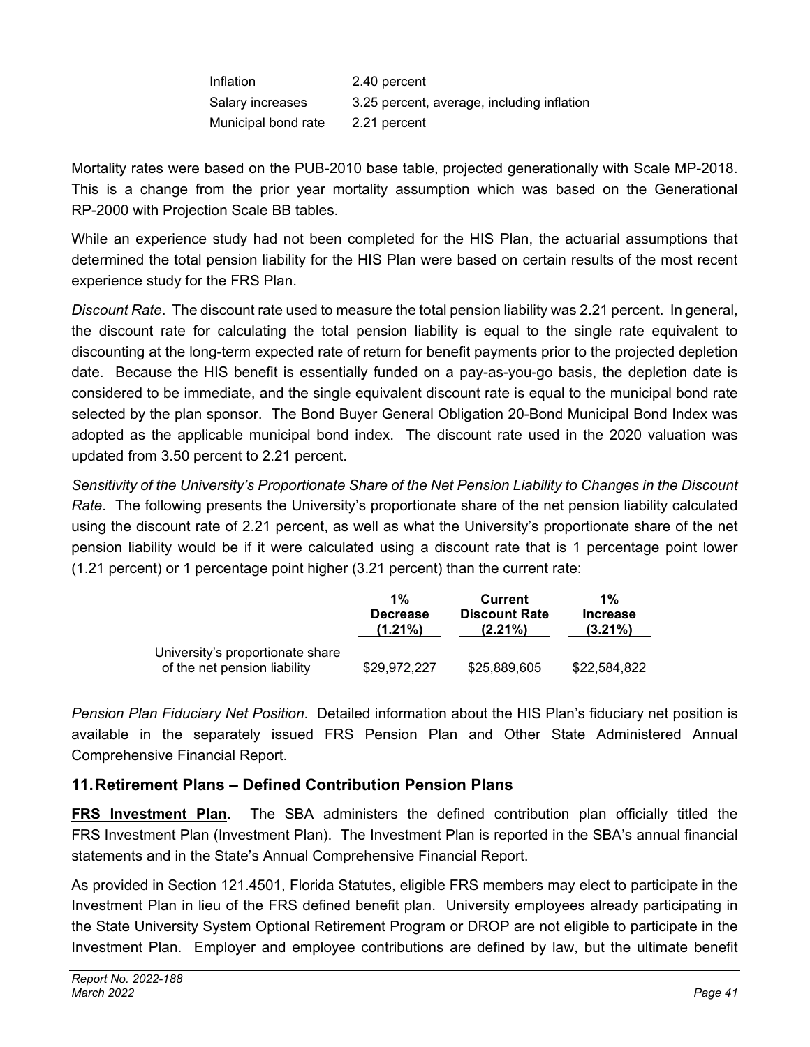| | |
|---|---|
| Inflation | 2.40 percent |
| Salary increases | 3.25 percent, average, including inflation |
| Municipal bond rate | 2.21 percent |

Mortality rates were based on the PUB-2010 base table, projected generationally with Scale MP-2018. This is a change from the prior year mortality assumption which was based on the Generational RP-2000 with Projection Scale BB tables.

While an experience study had not been completed for the HIS Plan, the actuarial assumptions that determined the total pension liability for the HIS Plan were based on certain results of the most recent experience study for the FRS Plan.

*Discount Rate*. The discount rate used to measure the total pension liability was 2.21 percent. In general, the discount rate for calculating the total pension liability is equal to the single rate equivalent to discounting at the long-term expected rate of return for benefit payments prior to the projected depletion date. Because the HIS benefit is essentially funded on a pay-as-you-go basis, the depletion date is considered to be immediate, and the single equivalent discount rate is equal to the municipal bond rate selected by the plan sponsor. The Bond Buyer General Obligation 20-Bond Municipal Bond Index was adopted as the applicable municipal bond index. The discount rate used in the 2020 valuation was updated from 3.50 percent to 2.21 percent.

*Sensitivity of the University's Proportionate Share of the Net Pension Liability to Changes in the Discount Rate*. The following presents the University's proportionate share of the net pension liability calculated using the discount rate of 2.21 percent, as well as what the University's proportionate share of the net pension liability would be if it were calculated using a discount rate that is 1 percentage point lower (1.21 percent) or 1 percentage point higher (3.21 percent) than the current rate:

| | 1% Decrease (1.21%) | Current Discount Rate (2.21%) | 1% Increase (3.21%) |
|---|---|---|---|
| University's proportionate share of the net pension liability | $29,972,227 | $25,889,605 | $22,584,822 |

*Pension Plan Fiduciary Net Position*. Detailed information about the HIS Plan's fiduciary net position is available in the separately issued FRS Pension Plan and Other State Administered Annual Comprehensive Financial Report.

## 11. Retirement Plans – Defined Contribution Pension Plans

**FRS Investment Plan**. The SBA administers the defined contribution plan officially titled the FRS Investment Plan (Investment Plan). The Investment Plan is reported in the SBA's annual financial statements and in the State's Annual Comprehensive Financial Report.

As provided in Section 121.4501, Florida Statutes, eligible FRS members may elect to participate in the Investment Plan in lieu of the FRS defined benefit plan. University employees already participating in the State University System Optional Retirement Program or DROP are not eligible to participate in the Investment Plan. Employer and employee contributions are defined by law, but the ultimate benefit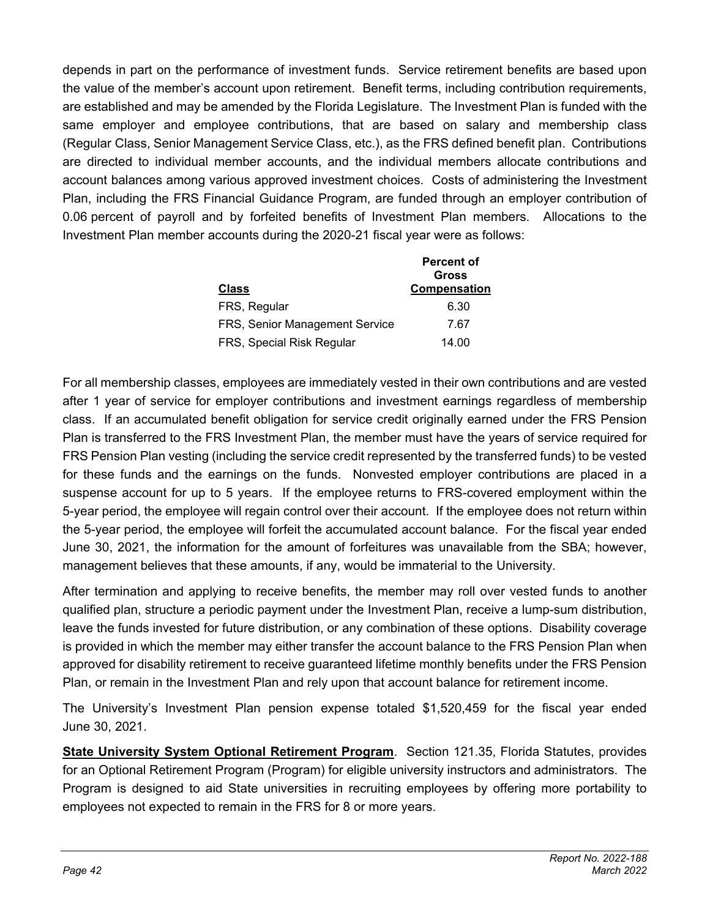depends in part on the performance of investment funds. Service retirement benefits are based upon the value of the member's account upon retirement. Benefit terms, including contribution requirements, are established and may be amended by the Florida Legislature. The Investment Plan is funded with the same employer and employee contributions, that are based on salary and membership class (Regular Class, Senior Management Service Class, etc.), as the FRS defined benefit plan. Contributions are directed to individual member accounts, and the individual members allocate contributions and account balances among various approved investment choices. Costs of administering the Investment Plan, including the FRS Financial Guidance Program, are funded through an employer contribution of 0.06 percent of payroll and by forfeited benefits of Investment Plan members. Allocations to the Investment Plan member accounts during the 2020-21 fiscal year were as follows:

| Class | Percent of Gross Compensation |
|---|---|
| FRS, Regular | 6.30 |
| FRS, Senior Management Service | 7.67 |
| FRS, Special Risk Regular | 14.00 |

For all membership classes, employees are immediately vested in their own contributions and are vested after 1 year of service for employer contributions and investment earnings regardless of membership class. If an accumulated benefit obligation for service credit originally earned under the FRS Pension Plan is transferred to the FRS Investment Plan, the member must have the years of service required for FRS Pension Plan vesting (including the service credit represented by the transferred funds) to be vested for these funds and the earnings on the funds. Nonvested employer contributions are placed in a suspense account for up to 5 years. If the employee returns to FRS-covered employment within the 5-year period, the employee will regain control over their account. If the employee does not return within the 5-year period, the employee will forfeit the accumulated account balance. For the fiscal year ended June 30, 2021, the information for the amount of forfeitures was unavailable from the SBA; however, management believes that these amounts, if any, would be immaterial to the University.

After termination and applying to receive benefits, the member may roll over vested funds to another qualified plan, structure a periodic payment under the Investment Plan, receive a lump-sum distribution, leave the funds invested for future distribution, or any combination of these options. Disability coverage is provided in which the member may either transfer the account balance to the FRS Pension Plan when approved for disability retirement to receive guaranteed lifetime monthly benefits under the FRS Pension Plan, or remain in the Investment Plan and rely upon that account balance for retirement income.

The University's Investment Plan pension expense totaled $1,520,459 for the fiscal year ended June 30, 2021.

**State University System Optional Retirement Program**. Section 121.35, Florida Statutes, provides for an Optional Retirement Program (Program) for eligible university instructors and administrators. The Program is designed to aid State universities in recruiting employees by offering more portability to employees not expected to remain in the FRS for 8 or more years.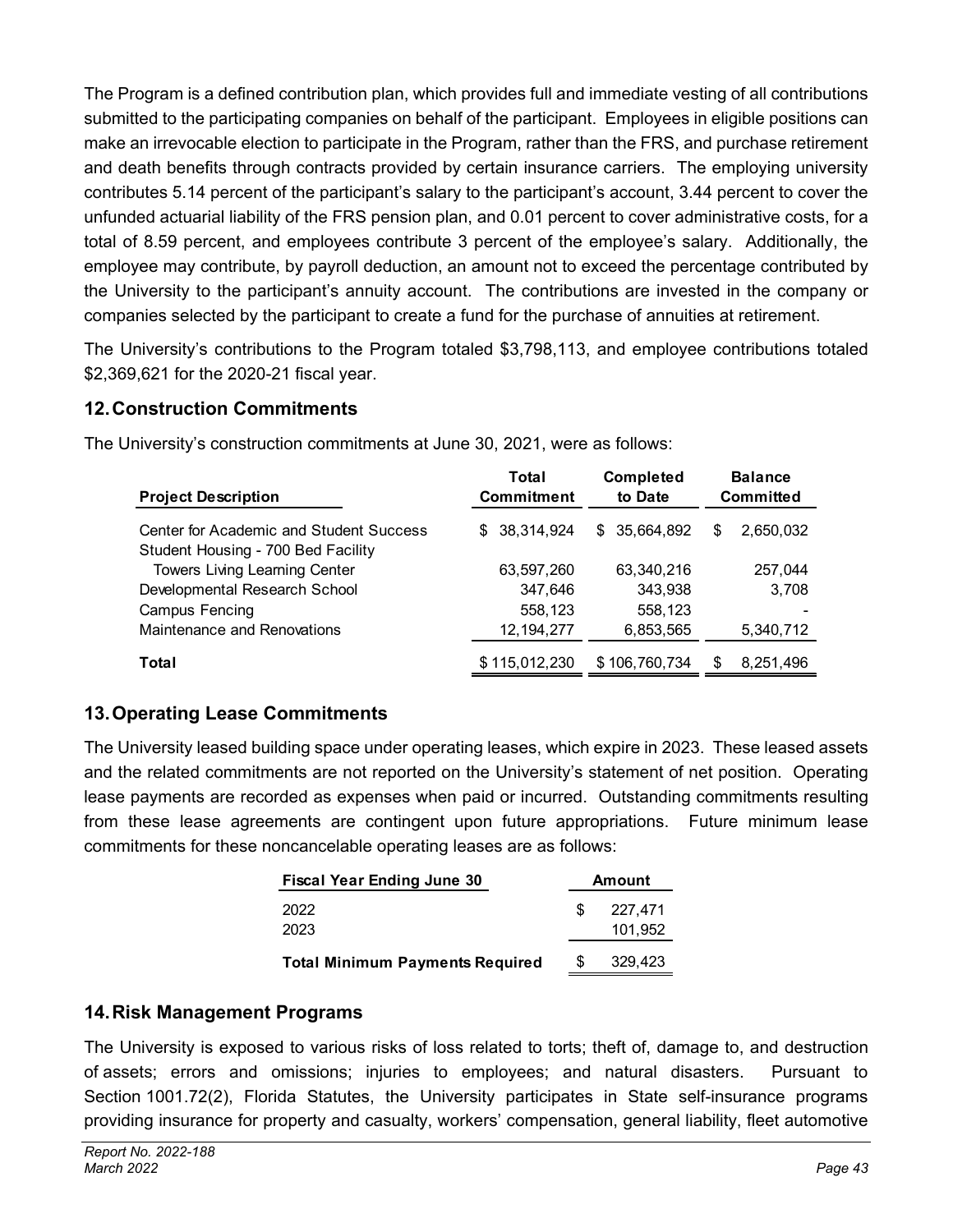The Program is a defined contribution plan, which provides full and immediate vesting of all contributions submitted to the participating companies on behalf of the participant. Employees in eligible positions can make an irrevocable election to participate in the Program, rather than the FRS, and purchase retirement and death benefits through contracts provided by certain insurance carriers. The employing university contributes 5.14 percent of the participant's salary to the participant's account, 3.44 percent to cover the unfunded actuarial liability of the FRS pension plan, and 0.01 percent to cover administrative costs, for a total of 8.59 percent, and employees contribute 3 percent of the employee's salary. Additionally, the employee may contribute, by payroll deduction, an amount not to exceed the percentage contributed by the University to the participant's annuity account. The contributions are invested in the company or companies selected by the participant to create a fund for the purchase of annuities at retirement.

The University's contributions to the Program totaled $3,798,113, and employee contributions totaled $2,369,621 for the 2020-21 fiscal year.

## 12. Construction Commitments

The University's construction commitments at June 30, 2021, were as follows:

| Project Description | Total Commitment | Completed to Date | Balance Committed |
|---|---|---|---|
| Center for Academic and Student Success | $ 38,314,924 | $ 35,664,892 | $ 2,650,032 |
| Student Housing - 700 Bed Facility Towers Living Learning Center | 63,597,260 | 63,340,216 | 257,044 |
| Developmental Research School | 347,646 | 343,938 | 3,708 |
| Campus Fencing | 558,123 | 558,123 | - |
| Maintenance and Renovations | 12,194,277 | 6,853,565 | 5,340,712 |
| **Total** | $ 115,012,230 | $ 106,760,734 | $ 8,251,496 |

## 13. Operating Lease Commitments

The University leased building space under operating leases, which expire in 2023. These leased assets and the related commitments are not reported on the University's statement of net position. Operating lease payments are recorded as expenses when paid or incurred. Outstanding commitments resulting from these lease agreements are contingent upon future appropriations. Future minimum lease commitments for these noncancelable operating leases are as follows:

| Fiscal Year Ending June 30 | Amount |
|---|---|
| 2022 | $ 227,471 |
| 2023 | 101,952 |
| **Total Minimum Payments Required** | $ 329,423 |

## 14. Risk Management Programs

The University is exposed to various risks of loss related to torts; theft of, damage to, and destruction of assets; errors and omissions; injuries to employees; and natural disasters. Pursuant to Section 1001.72(2), Florida Statutes, the University participates in State self-insurance programs providing insurance for property and casualty, workers' compensation, general liability, fleet automotive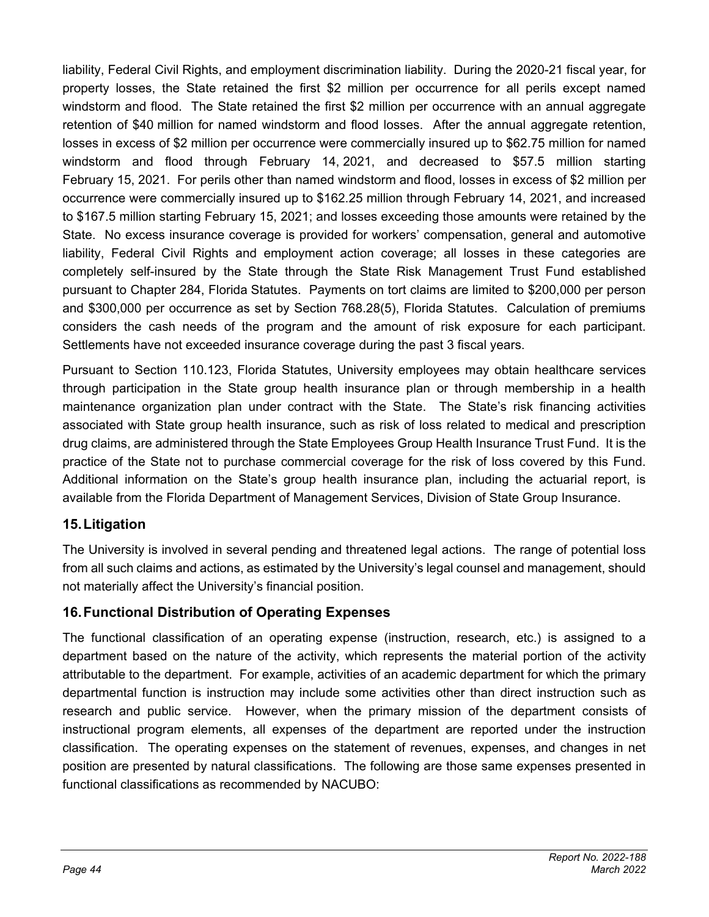liability, Federal Civil Rights, and employment discrimination liability. During the 2020-21 fiscal year, for property losses, the State retained the first $2 million per occurrence for all perils except named windstorm and flood. The State retained the first $2 million per occurrence with an annual aggregate retention of $40 million for named windstorm and flood losses. After the annual aggregate retention, losses in excess of $2 million per occurrence were commercially insured up to $62.75 million for named windstorm and flood through February 14, 2021, and decreased to $57.5 million starting February 15, 2021. For perils other than named windstorm and flood, losses in excess of $2 million per occurrence were commercially insured up to $162.25 million through February 14, 2021, and increased to $167.5 million starting February 15, 2021; and losses exceeding those amounts were retained by the State. No excess insurance coverage is provided for workers' compensation, general and automotive liability, Federal Civil Rights and employment action coverage; all losses in these categories are completely self-insured by the State through the State Risk Management Trust Fund established pursuant to Chapter 284, Florida Statutes. Payments on tort claims are limited to $200,000 per person and $300,000 per occurrence as set by Section 768.28(5), Florida Statutes. Calculation of premiums considers the cash needs of the program and the amount of risk exposure for each participant. Settlements have not exceeded insurance coverage during the past 3 fiscal years.

Pursuant to Section 110.123, Florida Statutes, University employees may obtain healthcare services through participation in the State group health insurance plan or through membership in a health maintenance organization plan under contract with the State. The State's risk financing activities associated with State group health insurance, such as risk of loss related to medical and prescription drug claims, are administered through the State Employees Group Health Insurance Trust Fund. It is the practice of the State not to purchase commercial coverage for the risk of loss covered by this Fund. Additional information on the State's group health insurance plan, including the actuarial report, is available from the Florida Department of Management Services, Division of State Group Insurance.

## 15. Litigation

The University is involved in several pending and threatened legal actions. The range of potential loss from all such claims and actions, as estimated by the University's legal counsel and management, should not materially affect the University's financial position.

## 16. Functional Distribution of Operating Expenses

The functional classification of an operating expense (instruction, research, etc.) is assigned to a department based on the nature of the activity, which represents the material portion of the activity attributable to the department. For example, activities of an academic department for which the primary departmental function is instruction may include some activities other than direct instruction such as research and public service. However, when the primary mission of the department consists of instructional program elements, all expenses of the department are reported under the instruction classification. The operating expenses on the statement of revenues, expenses, and changes in net position are presented by natural classifications. The following are those same expenses presented in functional classifications as recommended by NACUBO: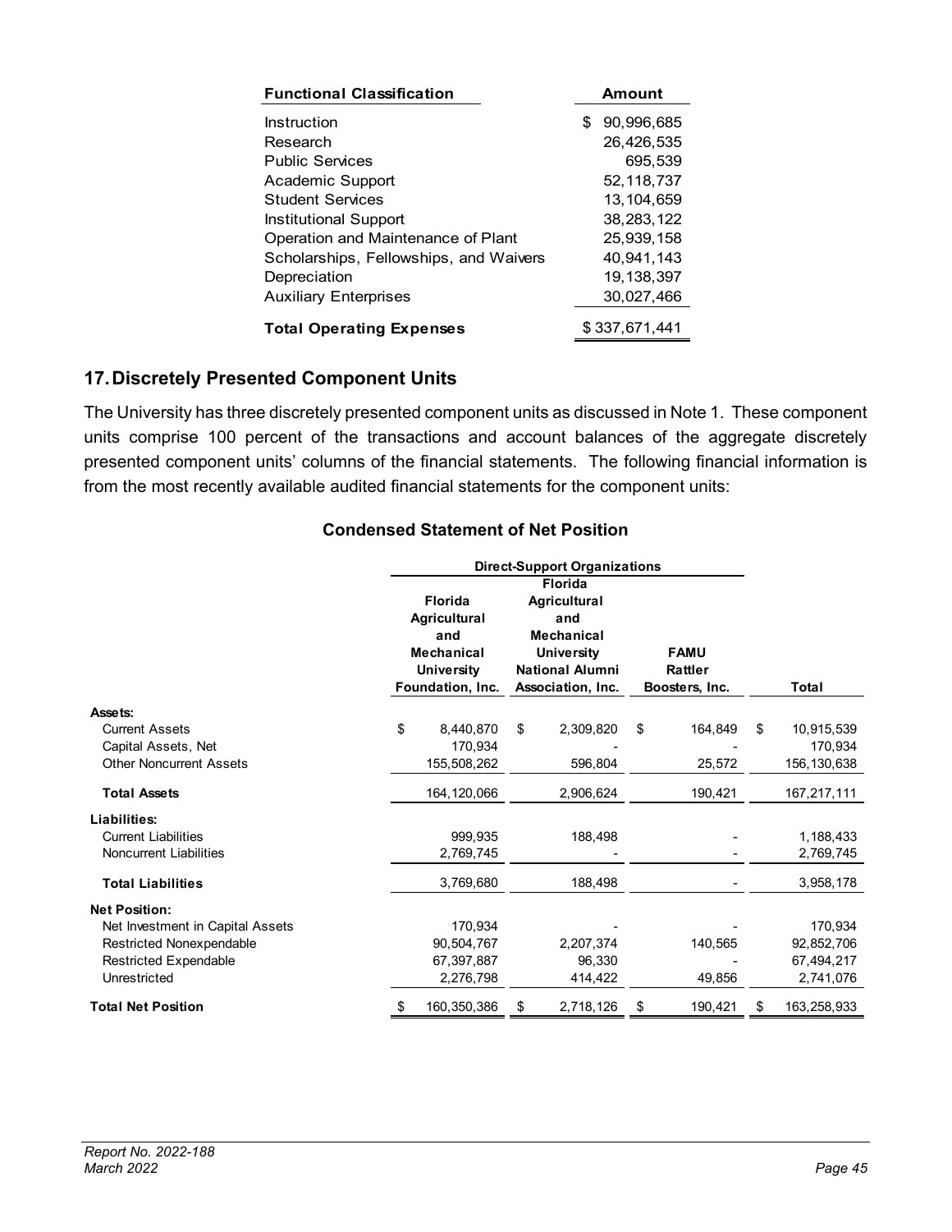| Functional Classification | Amount |
|---|---|
| Instruction | $ 90,996,685 |
| Research | 26,426,535 |
| Public Services | 695,539 |
| Academic Support | 52,118,737 |
| Student Services | 13,104,659 |
| Institutional Support | 38,283,122 |
| Operation and Maintenance of Plant | 25,939,158 |
| Scholarships, Fellowships, and Waivers | 40,941,143 |
| Depreciation | 19,138,397 |
| Auxiliary Enterprises | 30,027,466 |
| **Total Operating Expenses** | $ 337,671,441 |

## 17. Discretely Presented Component Units

The University has three discretely presented component units as discussed in Note 1. These component units comprise 100 percent of the transactions and account balances of the aggregate discretely presented component units' columns of the financial statements. The following financial information is from the most recently available audited financial statements for the component units:

### Condensed Statement of Net Position

| | Direct-Support Organizations | | | |
|---|---|---|---|---|
| | Florida Agricultural and Mechanical University Foundation, Inc. | Florida Agricultural and Mechanical University National Alumni Association, Inc. | FAMU Rattler Boosters, Inc. | Total |
| **Assets:** | | | | |
| Current Assets | $ 8,440,870 | $ 2,309,820 | $ 164,849 | $ 10,915,539 |
| Capital Assets, Net | 170,934 | - | - | 170,934 |
| Other Noncurrent Assets | 155,508,262 | 596,804 | 25,572 | 156,130,638 |
| **Total Assets** | 164,120,066 | 2,906,624 | 190,421 | 167,217,111 |
| **Liabilities:** | | | | |
| Current Liabilities | 999,935 | 188,498 | - | 1,188,433 |
| Noncurrent Liabilities | 2,769,745 | - | - | 2,769,745 |
| **Total Liabilities** | 3,769,680 | 188,498 | - | 3,958,178 |
| **Net Position:** | | | | |
| Net Investment in Capital Assets | 170,934 | - | - | 170,934 |
| Restricted Nonexpendable | 90,504,767 | 2,207,374 | 140,565 | 92,852,706 |
| Restricted Expendable | 67,397,887 | 96,330 | - | 67,494,217 |
| Unrestricted | 2,276,798 | 414,422 | 49,856 | 2,741,076 |
| **Total Net Position** | $ 160,350,386 | $ 2,718,126 | $ 190,421 | $ 163,258,933 |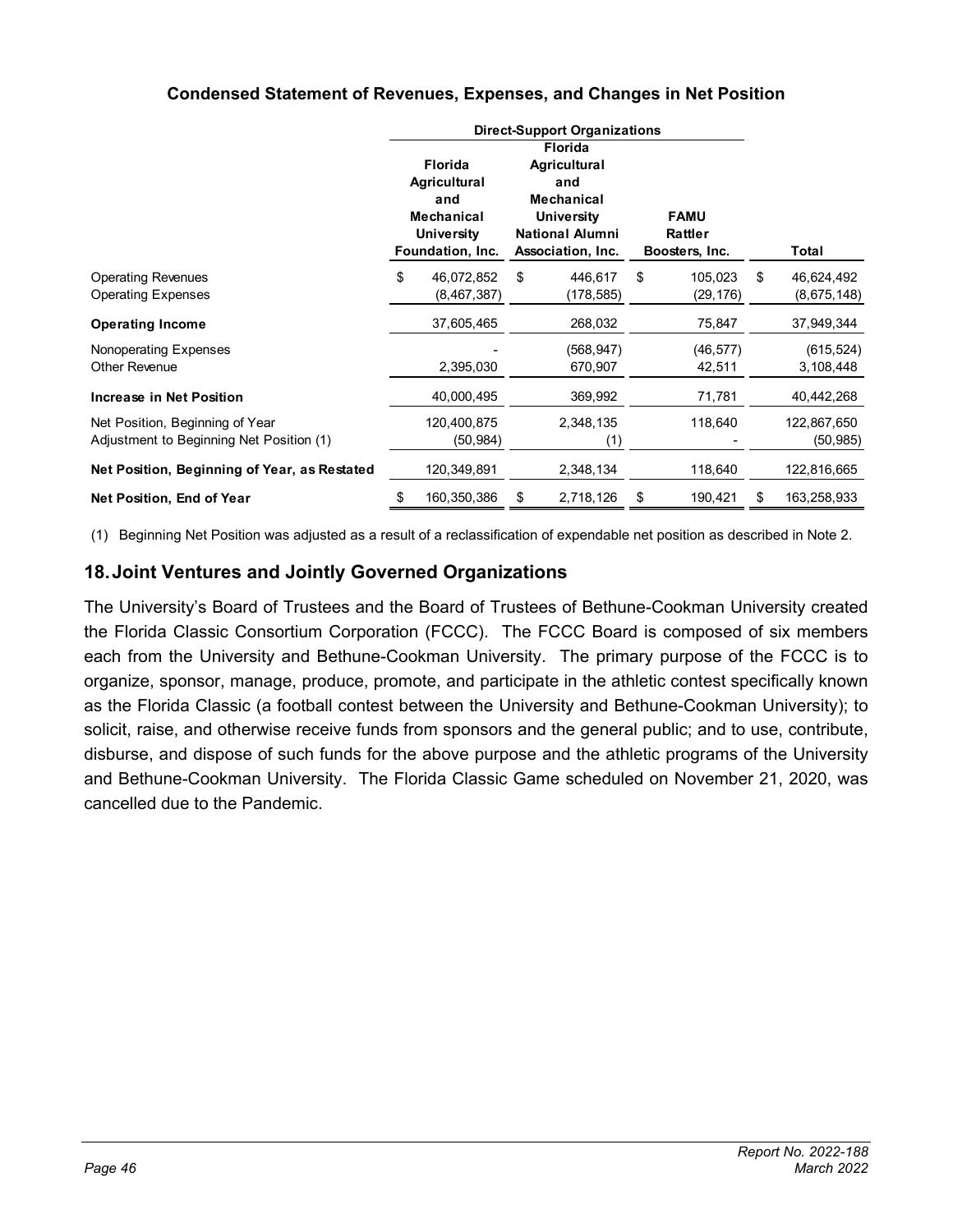**Condensed Statement of Revenues, Expenses, and Changes in Net Position**

| | Direct-Support Organizations | | | |
|---|---|---|---|---|
| | Florida Agricultural and Mechanical University Foundation, Inc. | Florida Agricultural and Mechanical University National Alumni Association, Inc. | FAMU Rattler Boosters, Inc. | Total |
| Operating Revenues | $ 46,072,852 | $ 446,617 | $ 105,023 | $ 46,624,492 |
| Operating Expenses | (8,467,387) | (178,585) | (29,176) | (8,675,148) |
| **Operating Income** | 37,605,465 | 268,032 | 75,847 | 37,949,344 |
| Nonoperating Expenses | - | (568,947) | (46,577) | (615,524) |
| Other Revenue | 2,395,030 | 670,907 | 42,511 | 3,108,448 |
| **Increase in Net Position** | 40,000,495 | 369,992 | 71,781 | 40,442,268 |
| Net Position, Beginning of Year | 120,400,875 | 2,348,135 | 118,640 | 122,867,650 |
| Adjustment to Beginning Net Position (1) | (50,984) | (1) | - | (50,985) |
| **Net Position, Beginning of Year, as Restated** | 120,349,891 | 2,348,134 | 118,640 | 122,816,665 |
| **Net Position, End of Year** | $ 160,350,386 | $ 2,718,126 | $ 190,421 | $ 163,258,933 |

(1) Beginning Net Position was adjusted as a result of a reclassification of expendable net position as described in Note 2.

## 18. Joint Ventures and Jointly Governed Organizations

The University's Board of Trustees and the Board of Trustees of Bethune-Cookman University created the Florida Classic Consortium Corporation (FCCC). The FCCC Board is composed of six members each from the University and Bethune-Cookman University. The primary purpose of the FCCC is to organize, sponsor, manage, produce, promote, and participate in the athletic contest specifically known as the Florida Classic (a football contest between the University and Bethune-Cookman University); to solicit, raise, and otherwise receive funds from sponsors and the general public; and to use, contribute, disburse, and dispose of such funds for the above purpose and the athletic programs of the University and Bethune-Cookman University. The Florida Classic Game scheduled on November 21, 2020, was cancelled due to the Pandemic.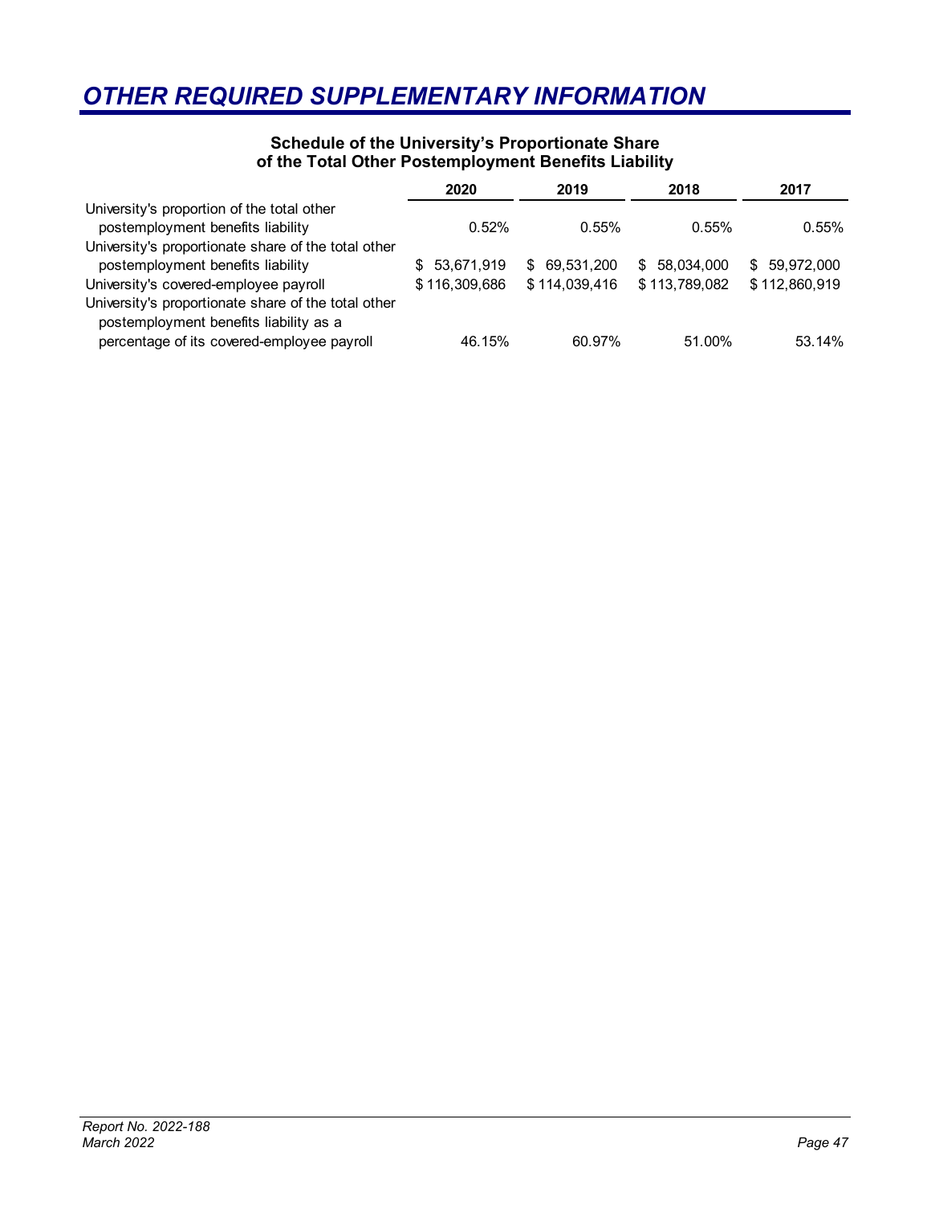# OTHER REQUIRED SUPPLEMENTARY INFORMATION

**Schedule of the University's Proportionate Share of the Total Other Postemployment Benefits Liability**

| | 2020 | 2019 | 2018 | 2017 |
|---|---|---|---|---|
| University's proportion of the total other postemployment benefits liability | 0.52% | 0.55% | 0.55% | 0.55% |
| University's proportionate share of the total other postemployment benefits liability | $ 53,671,919 | $ 69,531,200 | $ 58,034,000 | $ 59,972,000 |
| University's covered-employee payroll | $ 116,309,686 | $ 114,039,416 | $ 113,789,082 | $ 112,860,919 |
| University's proportionate share of the total other postemployment benefits liability as a percentage of its covered-employee payroll | 46.15% | 60.97% | 51.00% | 53.14% |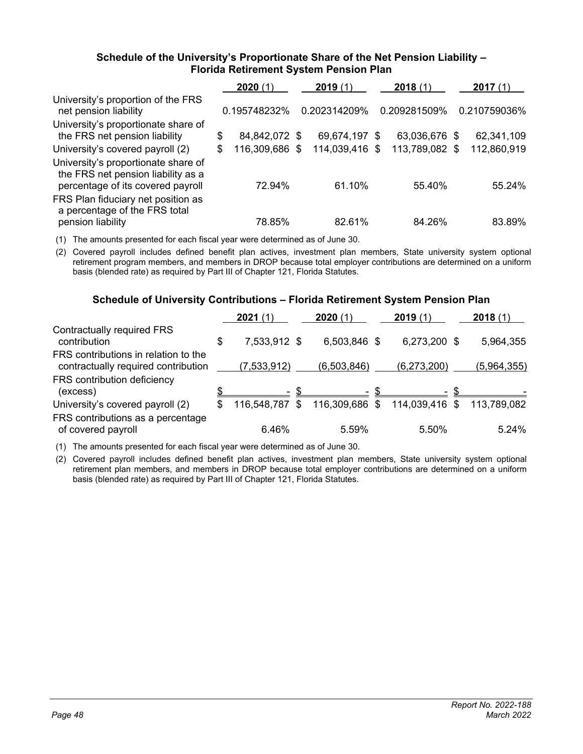### Schedule of the University's Proportionate Share of the Net Pension Liability – Florida Retirement System Pension Plan

| | 2020 (1) | 2019 (1) | 2018 (1) | 2017 (1) |
|---|---|---|---|---|
| University's proportion of the FRS net pension liability | 0.195748232% | 0.202314209% | 0.209281509% | 0.210759036% |
| University's proportionate share of the FRS net pension liability | $ 84,842,072 | $ 69,674,197 | $ 63,036,676 | $ 62,341,109 |
| University's covered payroll (2) | $ 116,309,686 | $ 114,039,416 | $ 113,789,082 | $ 112,860,919 |
| University's proportionate share of the FRS net pension liability as a percentage of its covered payroll | 72.94% | 61.10% | 55.40% | 55.24% |
| FRS Plan fiduciary net position as a percentage of the FRS total pension liability | 78.85% | 82.61% | 84.26% | 83.89% |

(1) The amounts presented for each fiscal year were determined as of June 30.

(2) Covered payroll includes defined benefit plan actives, investment plan members, State university system optional retirement program members, and members in DROP because total employer contributions are determined on a uniform basis (blended rate) as required by Part III of Chapter 121, Florida Statutes.

### Schedule of University Contributions – Florida Retirement System Pension Plan

| | 2021 (1) | 2020 (1) | 2019 (1) | 2018 (1) |
|---|---|---|---|---|
| Contractually required FRS contribution | $ 7,533,912 | $ 6,503,846 | $ 6,273,200 | $ 5,964,355 |
| FRS contributions in relation to the contractually required contribution | (7,533,912) | (6,503,846) | (6,273,200) | (5,964,355) |
| FRS contribution deficiency (excess) | $ - | $ - | $ - | $ - |
| University's covered payroll (2) | $ 116,548,787 | $ 116,309,686 | $ 114,039,416 | $ 113,789,082 |
| FRS contributions as a percentage of covered payroll | 6.46% | 5.59% | 5.50% | 5.24% |

(1) The amounts presented for each fiscal year were determined as of June 30.

(2) Covered payroll includes defined benefit plan actives, investment plan members, State university system optional retirement plan members, and members in DROP because total employer contributions are determined on a uniform basis (blended rate) as required by Part III of Chapter 121, Florida Statutes.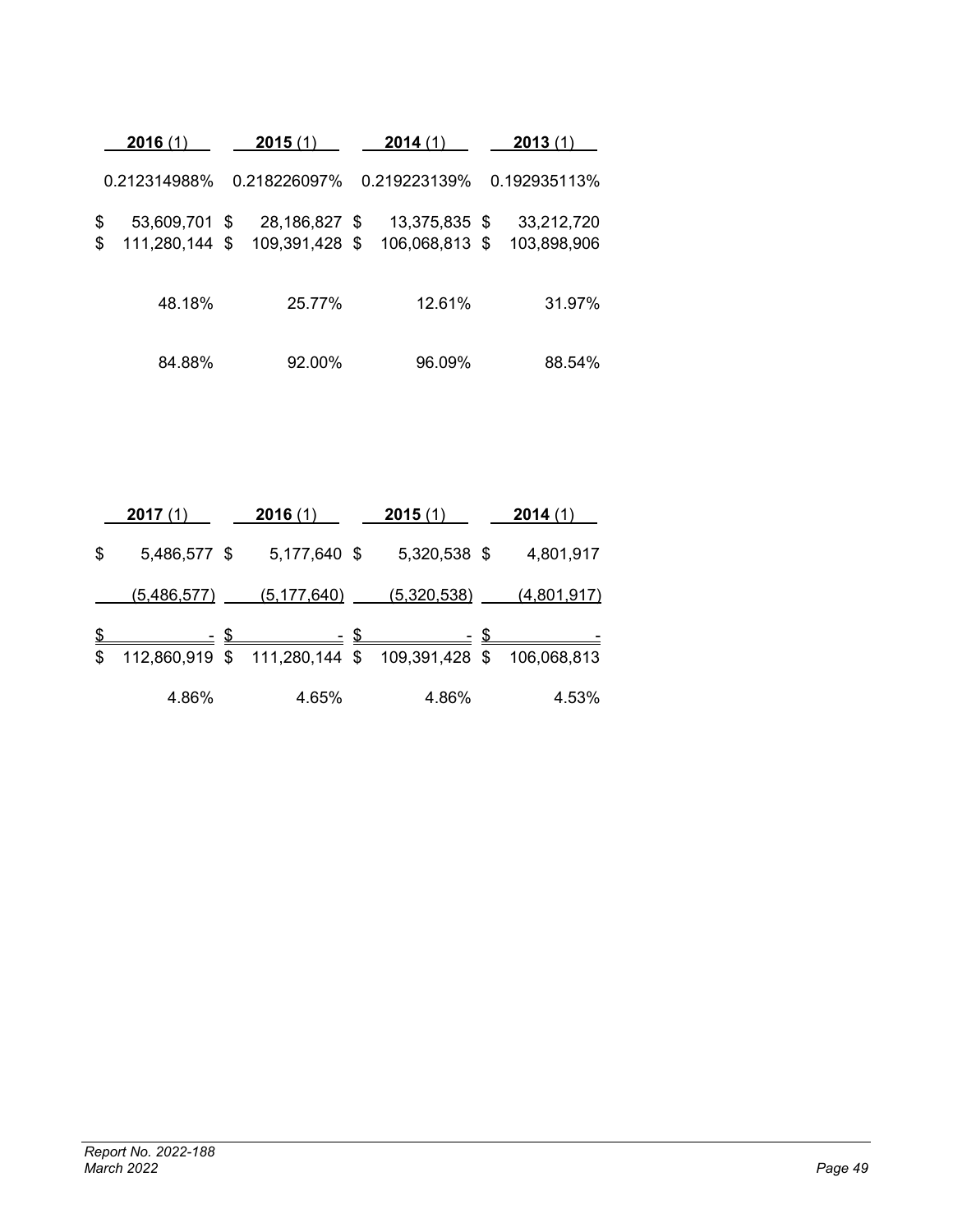| 2016 (1) | 2015 (1) | 2014 (1) | 2013 (1) |
|---|---|---|---|
| 0.212314988% | 0.218226097% | 0.219223139% | 0.192935113% |
| $ 53,609,701 | $ 28,186,827 | $ 13,375,835 | $ 33,212,720 |
| $ 111,280,144 | $ 109,391,428 | $ 106,068,813 | $ 103,898,906 |
| 48.18% | 25.77% | 12.61% | 31.97% |
| 84.88% | 92.00% | 96.09% | 88.54% |

| 2017 (1) | 2016 (1) | 2015 (1) | 2014 (1) |
|---|---|---|---|
| $ 5,486,577 | $ 5,177,640 | $ 5,320,538 | $ 4,801,917 |
| (5,486,577) | (5,177,640) | (5,320,538) | (4,801,917) |
| $ - | $ - | $ - | $ - |
| $ 112,860,919 | $ 111,280,144 | $ 109,391,428 | $ 106,068,813 |
| 4.86% | 4.65% | 4.86% | 4.53% |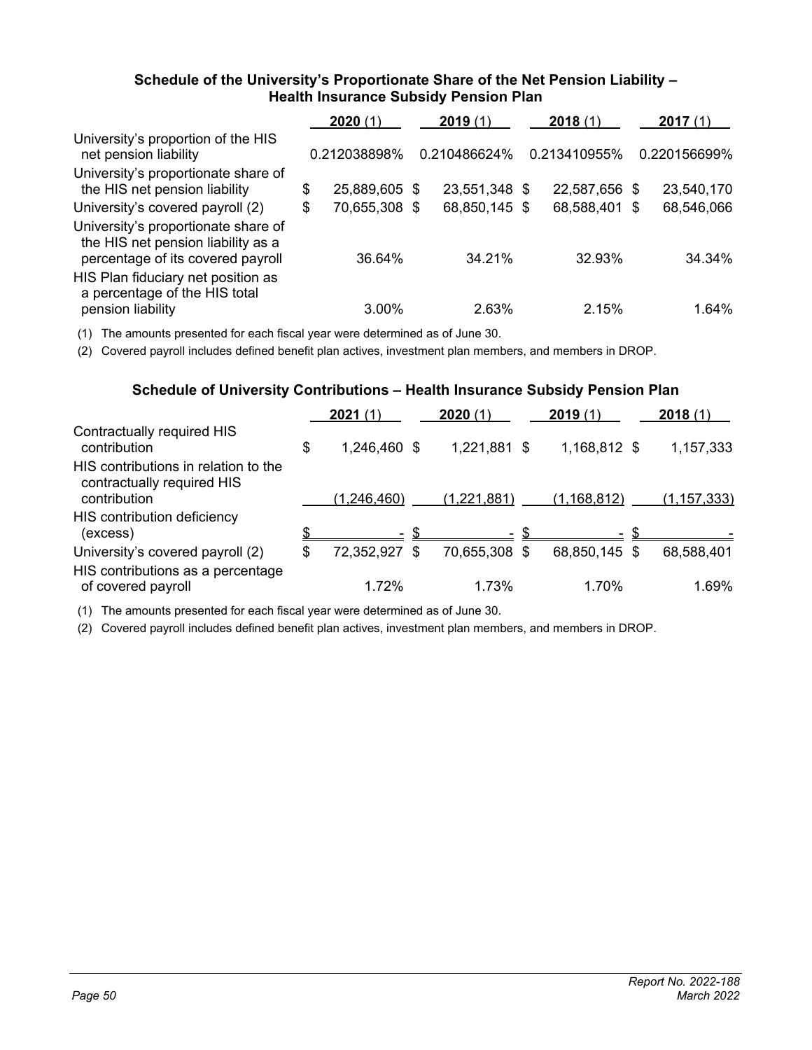### Schedule of the University's Proportionate Share of the Net Pension Liability – Health Insurance Subsidy Pension Plan

| | 2020 (1) | 2019 (1) | 2018 (1) | 2017 (1) |
|---|---|---|---|---|
| University's proportion of the HIS net pension liability | 0.212038898% | 0.210486624% | 0.213410955% | 0.220156699% |
| University's proportionate share of the HIS net pension liability | $ 25,889,605 | $ 23,551,348 | $ 22,587,656 | $ 23,540,170 |
| University's covered payroll (2) | $ 70,655,308 | $ 68,850,145 | $ 68,588,401 | $ 68,546,066 |
| University's proportionate share of the HIS net pension liability as a percentage of its covered payroll | 36.64% | 34.21% | 32.93% | 34.34% |
| HIS Plan fiduciary net position as a percentage of the HIS total pension liability | 3.00% | 2.63% | 2.15% | 1.64% |

(1) The amounts presented for each fiscal year were determined as of June 30.

(2) Covered payroll includes defined benefit plan actives, investment plan members, and members in DROP.

### Schedule of University Contributions – Health Insurance Subsidy Pension Plan

| | 2021 (1) | 2020 (1) | 2019 (1) | 2018 (1) |
|---|---|---|---|---|
| Contractually required HIS contribution | $ 1,246,460 | $ 1,221,881 | $ 1,168,812 | $ 1,157,333 |
| HIS contributions in relation to the contractually required HIS contribution | (1,246,460) | (1,221,881) | (1,168,812) | (1,157,333) |
| HIS contribution deficiency (excess) | $ - | $ - | $ - | $ - |
| University's covered payroll (2) | $ 72,352,927 | $ 70,655,308 | $ 68,850,145 | $ 68,588,401 |
| HIS contributions as a percentage of covered payroll | 1.72% | 1.73% | 1.70% | 1.69% |

(1) The amounts presented for each fiscal year were determined as of June 30.

(2) Covered payroll includes defined benefit plan actives, investment plan members, and members in DROP.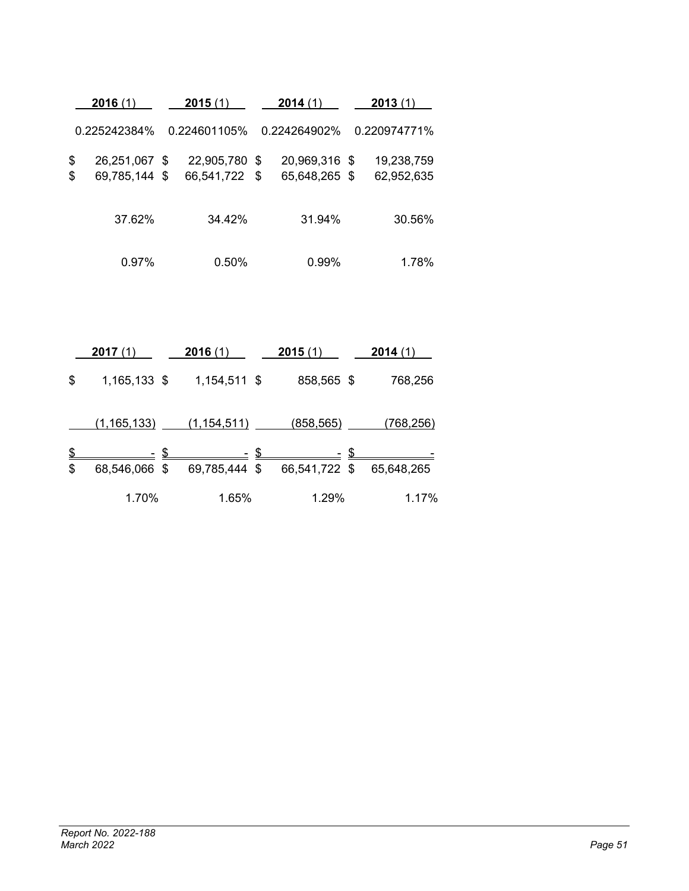| 2016 (1) | 2015 (1) | 2014 (1) | 2013 (1) |
|---|---|---|---|
| 0.225242384% | 0.224601105% | 0.224264902% | 0.220974771% |
| $ 26,251,067 | $ 22,905,780 | $ 20,969,316 | $ 19,238,759 |
| $ 69,785,144 | $ 66,541,722 | $ 65,648,265 | $ 62,952,635 |
| 37.62% | 34.42% | 31.94% | 30.56% |
| 0.97% | 0.50% | 0.99% | 1.78% |

| 2017 (1) | 2016 (1) | 2015 (1) | 2014 (1) |
|---|---|---|---|
| $ 1,165,133 | $ 1,154,511 | $ 858,565 | $ 768,256 |
| (1,165,133) | (1,154,511) | (858,565) | (768,256) |
| $ - | $ - | $ - | $ - |
| $ 68,546,066 | $ 69,785,444 | $ 66,541,722 | $ 65,648,265 |
| 1.70% | 1.65% | 1.29% | 1.17% |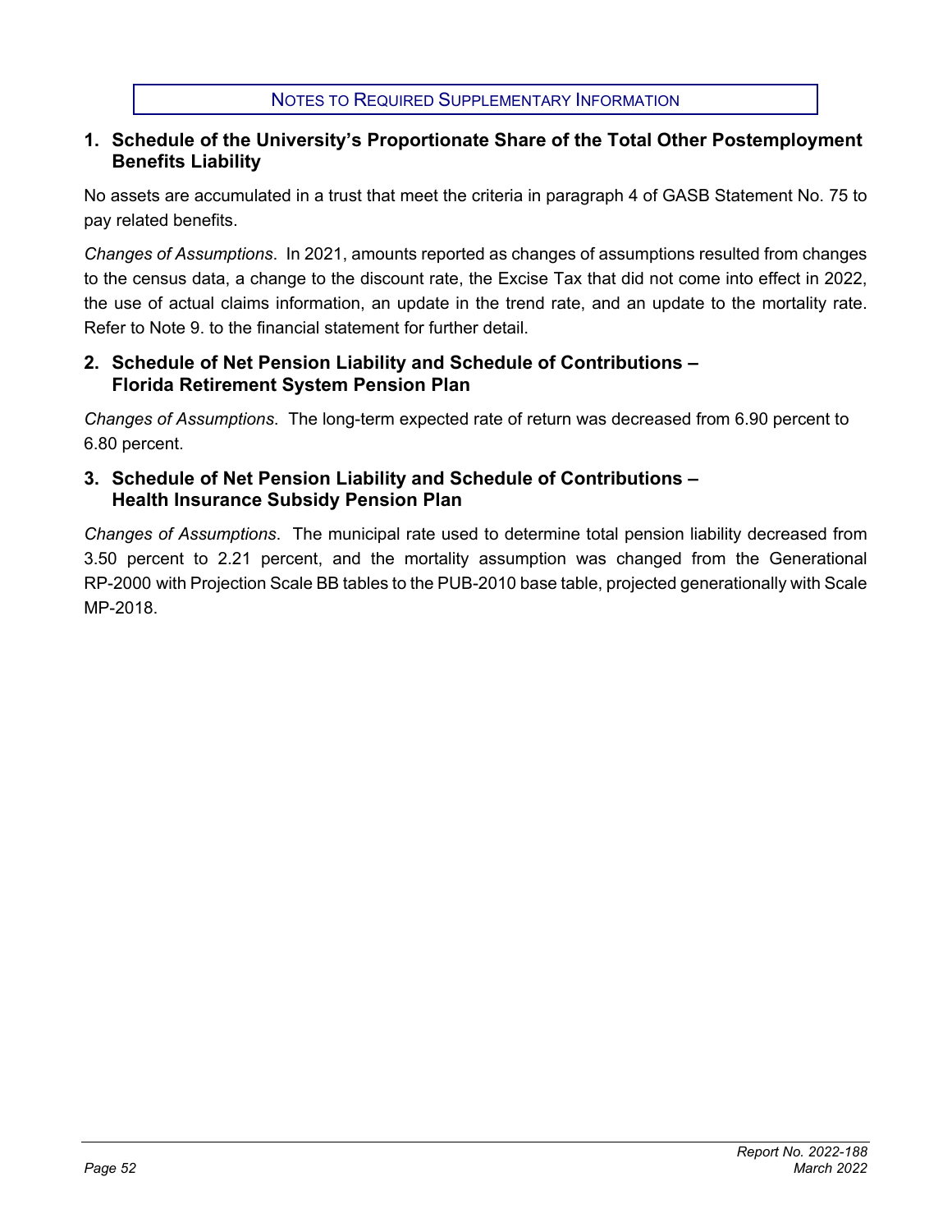## Notes to Required Supplementary Information

### 1. Schedule of the University's Proportionate Share of the Total Other Postemployment Benefits Liability

No assets are accumulated in a trust that meet the criteria in paragraph 4 of GASB Statement No. 75 to pay related benefits.

*Changes of Assumptions*. In 2021, amounts reported as changes of assumptions resulted from changes to the census data, a change to the discount rate, the Excise Tax that did not come into effect in 2022, the use of actual claims information, an update in the trend rate, and an update to the mortality rate. Refer to Note 9. to the financial statement for further detail.

### 2. Schedule of Net Pension Liability and Schedule of Contributions – Florida Retirement System Pension Plan

*Changes of Assumptions*. The long-term expected rate of return was decreased from 6.90 percent to 6.80 percent.

### 3. Schedule of Net Pension Liability and Schedule of Contributions – Health Insurance Subsidy Pension Plan

*Changes of Assumptions*. The municipal rate used to determine total pension liability decreased from 3.50 percent to 2.21 percent, and the mortality assumption was changed from the Generational RP-2000 with Projection Scale BB tables to the PUB-2010 base table, projected generationally with Scale MP-2018.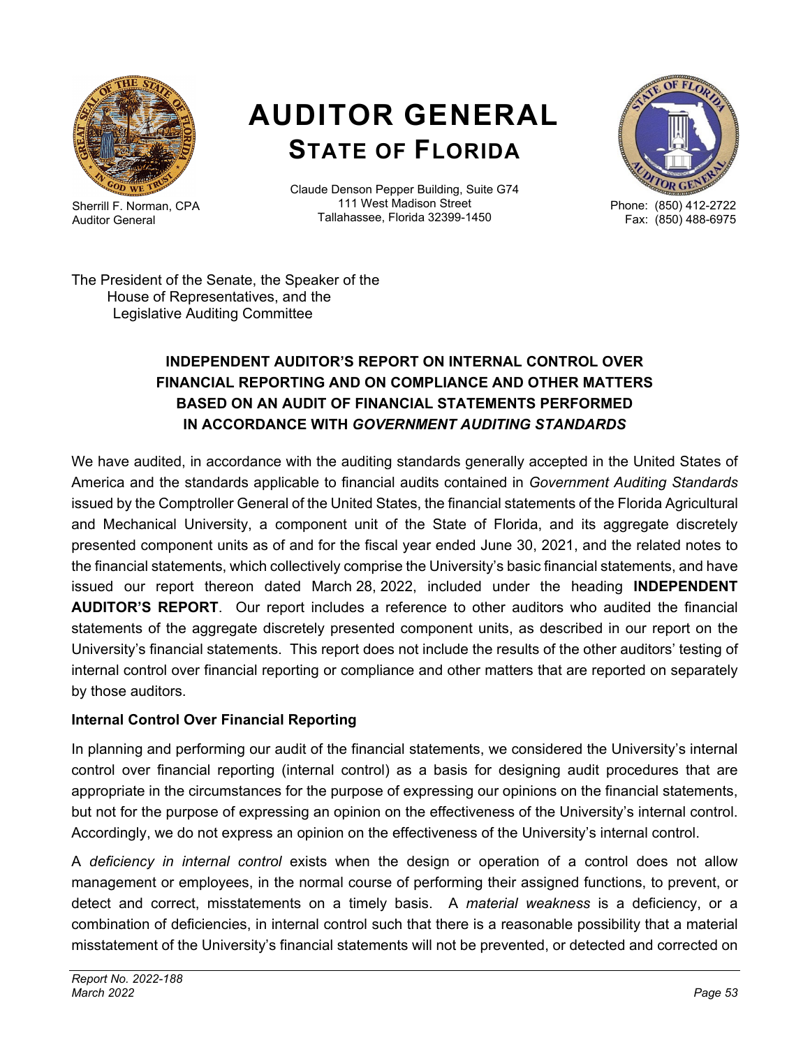# AUDITOR GENERAL
## STATE OF FLORIDA

Sherrill F. Norman, CPA
Auditor General

Claude Denson Pepper Building, Suite G74
111 West Madison Street
Tallahassee, Florida 32399-1450

Phone: (850) 412-2722
Fax: (850) 488-6975

The President of the Senate, the Speaker of the House of Representatives, and the Legislative Auditing Committee

### INDEPENDENT AUDITOR'S REPORT ON INTERNAL CONTROL OVER FINANCIAL REPORTING AND ON COMPLIANCE AND OTHER MATTERS BASED ON AN AUDIT OF FINANCIAL STATEMENTS PERFORMED IN ACCORDANCE WITH *GOVERNMENT AUDITING STANDARDS*

We have audited, in accordance with the auditing standards generally accepted in the United States of America and the standards applicable to financial audits contained in *Government Auditing Standards* issued by the Comptroller General of the United States, the financial statements of the Florida Agricultural and Mechanical University, a component unit of the State of Florida, and its aggregate discretely presented component units as of and for the fiscal year ended June 30, 2021, and the related notes to the financial statements, which collectively comprise the University's basic financial statements, and have issued our report thereon dated March 28, 2022, included under the heading **INDEPENDENT AUDITOR'S REPORT**. Our report includes a reference to other auditors who audited the financial statements of the aggregate discretely presented component units, as described in our report on the University's financial statements. This report does not include the results of the other auditors' testing of internal control over financial reporting or compliance and other matters that are reported on separately by those auditors.

**Internal Control Over Financial Reporting**

In planning and performing our audit of the financial statements, we considered the University's internal control over financial reporting (internal control) as a basis for designing audit procedures that are appropriate in the circumstances for the purpose of expressing our opinions on the financial statements, but not for the purpose of expressing an opinion on the effectiveness of the University's internal control. Accordingly, we do not express an opinion on the effectiveness of the University's internal control.

A *deficiency in internal control* exists when the design or operation of a control does not allow management or employees, in the normal course of performing their assigned functions, to prevent, or detect and correct, misstatements on a timely basis. A *material weakness* is a deficiency, or a combination of deficiencies, in internal control such that there is a reasonable possibility that a material misstatement of the University's financial statements will not be prevented, or detected and corrected on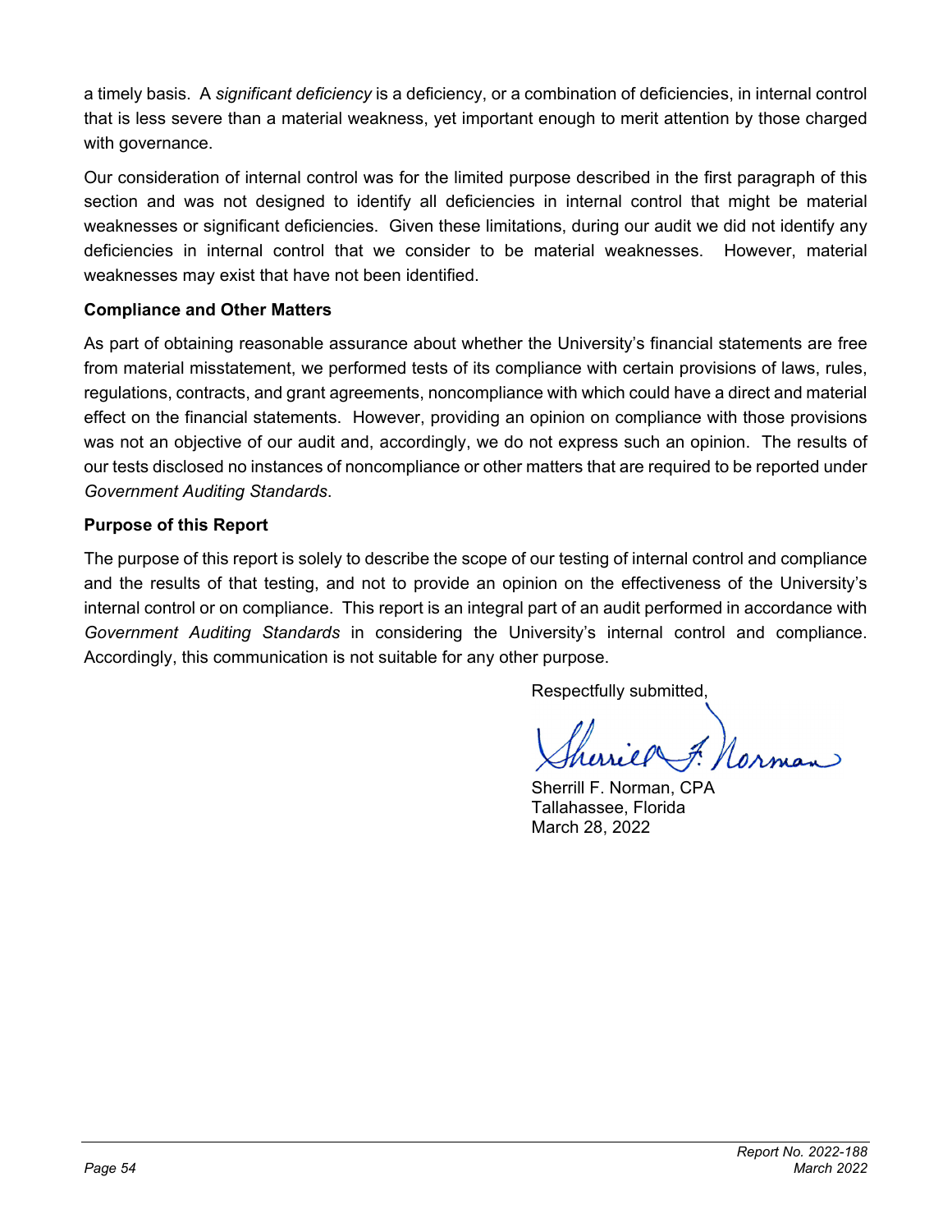a timely basis. A *significant deficiency* is a deficiency, or a combination of deficiencies, in internal control that is less severe than a material weakness, yet important enough to merit attention by those charged with governance.

Our consideration of internal control was for the limited purpose described in the first paragraph of this section and was not designed to identify all deficiencies in internal control that might be material weaknesses or significant deficiencies. Given these limitations, during our audit we did not identify any deficiencies in internal control that we consider to be material weaknesses. However, material weaknesses may exist that have not been identified.

**Compliance and Other Matters**

As part of obtaining reasonable assurance about whether the University's financial statements are free from material misstatement, we performed tests of its compliance with certain provisions of laws, rules, regulations, contracts, and grant agreements, noncompliance with which could have a direct and material effect on the financial statements. However, providing an opinion on compliance with those provisions was not an objective of our audit and, accordingly, we do not express such an opinion. The results of our tests disclosed no instances of noncompliance or other matters that are required to be reported under *Government Auditing Standards*.

**Purpose of this Report**

The purpose of this report is solely to describe the scope of our testing of internal control and compliance and the results of that testing, and not to provide an opinion on the effectiveness of the University's internal control or on compliance. This report is an integral part of an audit performed in accordance with *Government Auditing Standards* in considering the University's internal control and compliance. Accordingly, this communication is not suitable for any other purpose.

Respectfully submitted,

Sherrill F. Norman, CPA
Tallahassee, Florida
March 28, 2022